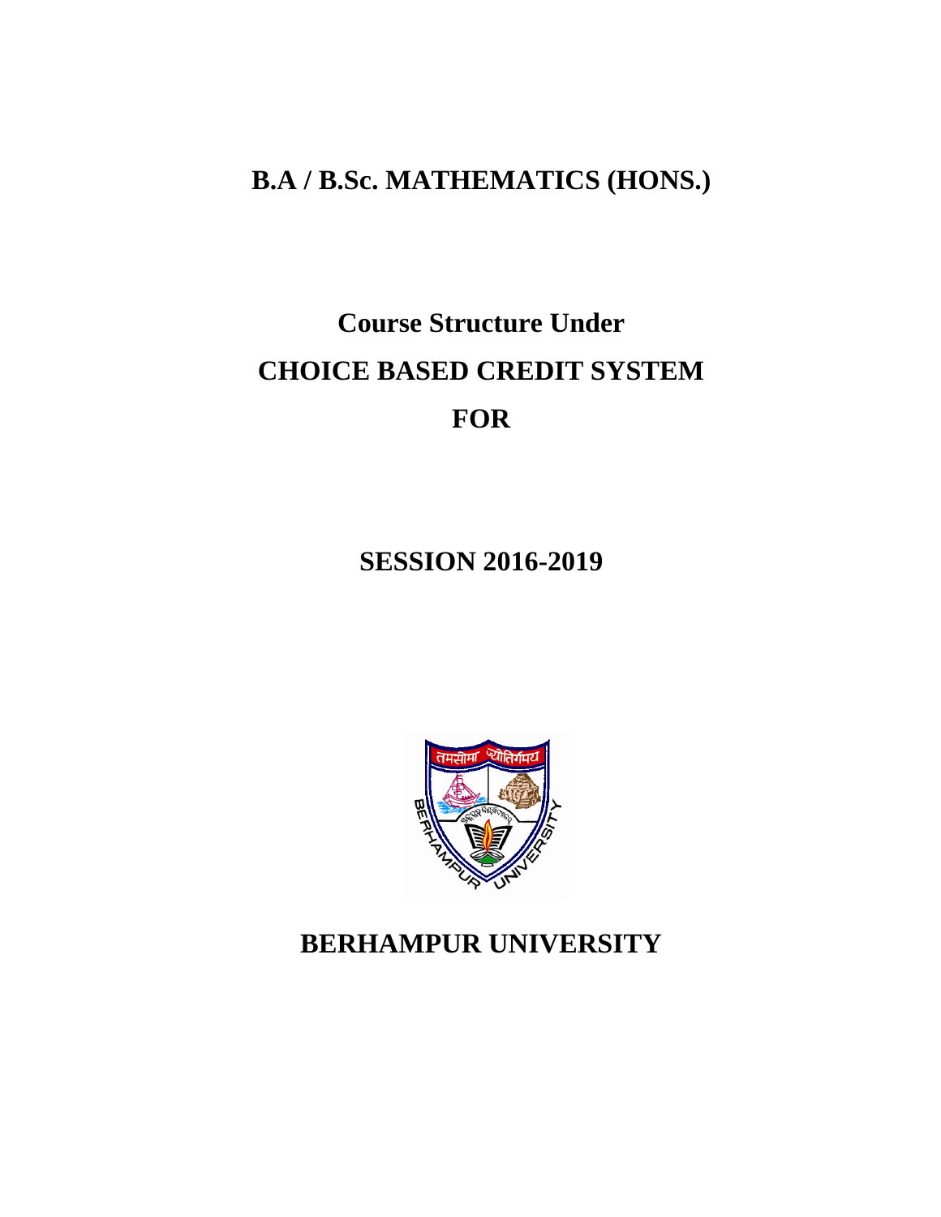# B.A / B.Sc. MATHEMATICS (HONS.)

## Course Structure Under
## CHOICE BASED CREDIT SYSTEM
## FOR

## SESSION 2016-2019

## BERHAMPUR UNIVERSITY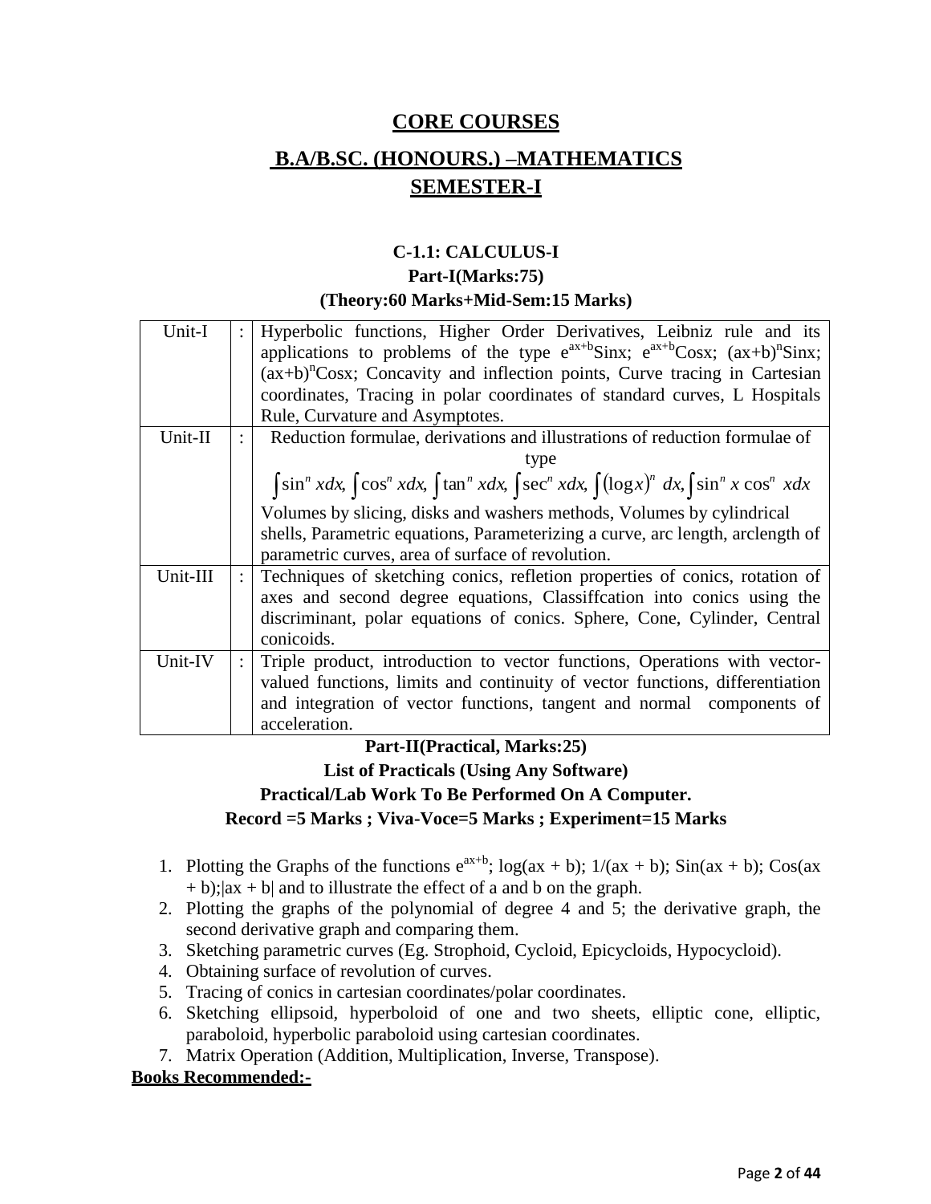# CORE COURSES

## B.A/B.SC. (HONOURS.) –MATHEMATICS

## SEMESTER-I

### C-1.1: CALCULUS-I

**Part-I(Marks:75)**

**(Theory:60 Marks+Mid-Sem:15 Marks)**

| | | |
|---|---|---|
| Unit-I | : | Hyperbolic functions, Higher Order Derivatives, Leibniz rule and its applications to problems of the type $e^{ax+b}$Sinx; $e^{ax+b}$Cosx; $(ax+b)^n$Sinx; $(ax+b)^n$Cosx; Concavity and inflection points, Curve tracing in Cartesian coordinates, Tracing in polar coordinates of standard curves, L Hospitals Rule, Curvature and Asymptotes. |
| Unit-II | : | Reduction formulae, derivations and illustrations of reduction formulae of type $\int \sin^n xdx, \int \cos^n xdx, \int \tan^n xdx, \int \sec^n xdx, \int (\log x)^n \, dx, \int \sin^n x \cos^n \, xdx$ Volumes by slicing, disks and washers methods, Volumes by cylindrical shells, Parametric equations, Parameterizing a curve, arc length, arclength of parametric curves, area of surface of revolution. |
| Unit-III | : | Techniques of sketching conics, refletion properties of conics, rotation of axes and second degree equations, Classiffcation into conics using the discriminant, polar equations of conics. Sphere, Cone, Cylinder, Central conicoids. |
| Unit-IV | : | Triple product, introduction to vector functions, Operations with vector-valued functions, limits and continuity of vector functions, differentiation and integration of vector functions, tangent and normal components of acceleration. |

**Part-II(Practical, Marks:25)**

**List of Practicals (Using Any Software)**

**Practical/Lab Work To Be Performed On A Computer.**

**Record =5 Marks ; Viva-Voce=5 Marks ; Experiment=15 Marks**

1. Plotting the Graphs of the functions $e^{ax+b}$; log(ax + b); 1/(ax + b); Sin(ax + b); Cos(ax + b);|ax + b| and to illustrate the effect of a and b on the graph.
2. Plotting the graphs of the polynomial of degree 4 and 5; the derivative graph, the second derivative graph and comparing them.
3. Sketching parametric curves (Eg. Strophoid, Cycloid, Epicycloids, Hypocycloid).
4. Obtaining surface of revolution of curves.
5. Tracing of conics in cartesian coordinates/polar coordinates.
6. Sketching ellipsoid, hyperboloid of one and two sheets, elliptic cone, elliptic, paraboloid, hyperbolic paraboloid using cartesian coordinates.
7. Matrix Operation (Addition, Multiplication, Inverse, Transpose).

**Books Recommended:-**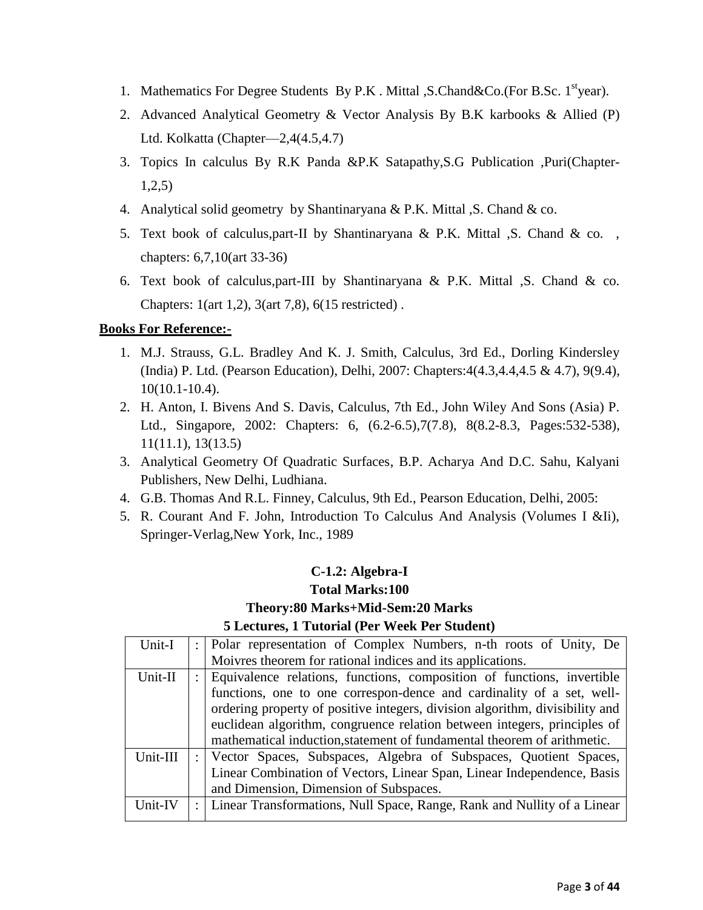1. Mathematics For Degree Students By P.K . Mittal ,S.Chand&Co.(For B.Sc. 1st year).
2. Advanced Analytical Geometry & Vector Analysis By B.K karbooks & Allied (P) Ltd. Kolkatta (Chapter—2,4(4.5,4.7)
3. Topics In calculus By R.K Panda &P.K Satapathy,S.G Publication ,Puri(Chapter-1,2,5)
4. Analytical solid geometry by Shantinaryana & P.K. Mittal ,S. Chand & co.
5. Text book of calculus,part-II by Shantinaryana & P.K. Mittal ,S. Chand & co. , chapters: 6,7,10(art 33-36)
6. Text book of calculus,part-III by Shantinaryana & P.K. Mittal ,S. Chand & co. Chapters: 1(art 1,2), 3(art 7,8), 6(15 restricted) .

**Books For Reference:-**

1. M.J. Strauss, G.L. Bradley And K. J. Smith, Calculus, 3rd Ed., Dorling Kindersley (India) P. Ltd. (Pearson Education), Delhi, 2007: Chapters:4(4.3,4.4,4.5 & 4.7), 9(9.4), 10(10.1-10.4).
2. H. Anton, I. Bivens And S. Davis, Calculus, 7th Ed., John Wiley And Sons (Asia) P. Ltd., Singapore, 2002: Chapters: 6, (6.2-6.5),7(7.8), 8(8.2-8.3, Pages:532-538), 11(11.1), 13(13.5)
3. Analytical Geometry Of Quadratic Surfaces, B.P. Acharya And D.C. Sahu, Kalyani Publishers, New Delhi, Ludhiana.
4. G.B. Thomas And R.L. Finney, Calculus, 9th Ed., Pearson Education, Delhi, 2005:
5. R. Courant And F. John, Introduction To Calculus And Analysis (Volumes I &Ii), Springer-Verlag,New York, Inc., 1989

**C-1.2: Algebra-I**

**Total Marks:100**

**Theory:80 Marks+Mid-Sem:20 Marks**

**5 Lectures, 1 Tutorial (Per Week Per Student)**

| | | |
|---|---|---|
| Unit-I | : | Polar representation of Complex Numbers, n-th roots of Unity, De Moivres theorem for rational indices and its applications. |
| Unit-II | : | Equivalence relations, functions, composition of functions, invertible functions, one to one correspon-dence and cardinality of a set, well-ordering property of positive integers, division algorithm, divisibility and euclidean algorithm, congruence relation between integers, principles of mathematical induction,statement of fundamental theorem of arithmetic. |
| Unit-III | : | Vector Spaces, Subspaces, Algebra of Subspaces, Quotient Spaces, Linear Combination of Vectors, Linear Span, Linear Independence, Basis and Dimension, Dimension of Subspaces. |
| Unit-IV | : | Linear Transformations, Null Space, Range, Rank and Nullity of a Linear |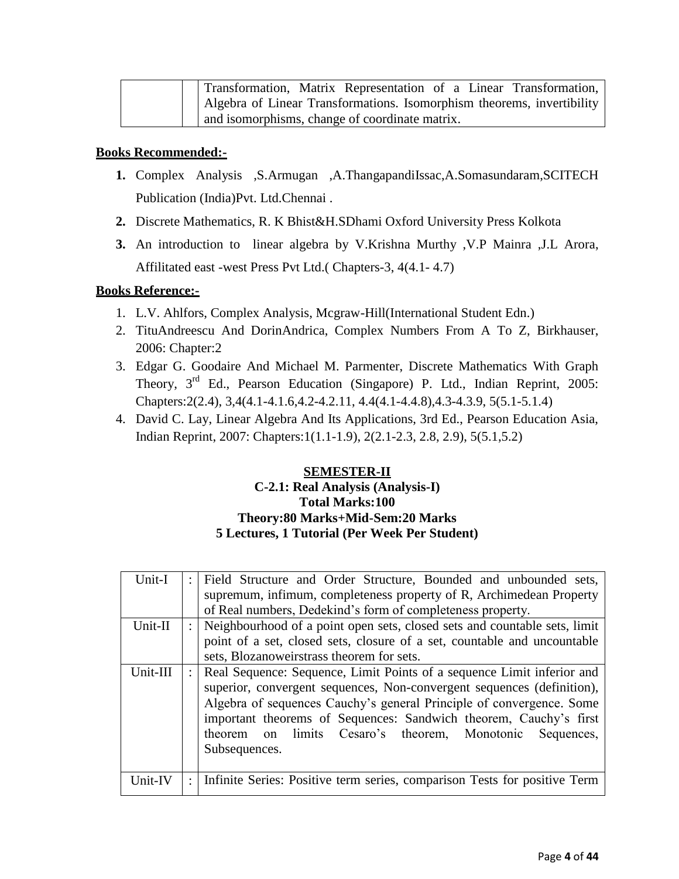| | | |
|---|---|---|
| | | Transformation, Matrix Representation of a Linear Transformation, Algebra of Linear Transformations. Isomorphism theorems, invertibility and isomorphisms, change of coordinate matrix. |

**Books Recommended:-**

1. Complex Analysis ,S.Armugan ,A.ThangapandiIssac,A.Somasundaram,SCITECH Publication (India)Pvt. Ltd.Chennai .
2. Discrete Mathematics, R. K Bhist&H.SDhami Oxford University Press Kolkota
3. An introduction to linear algebra by V.Krishna Murthy ,V.P Mainra ,J.L Arora, Affilitated east -west Press Pvt Ltd.( Chapters-3, 4(4.1- 4.7)

**Books Reference:-**

1. L.V. Ahlfors, Complex Analysis, Mcgraw-Hill(International Student Edn.)
2. TituAndreescu And DorinAndrica, Complex Numbers From A To Z, Birkhauser, 2006: Chapter:2
3. Edgar G. Goodaire And Michael M. Parmenter, Discrete Mathematics With Graph Theory, 3rd Ed., Pearson Education (Singapore) P. Ltd., Indian Reprint, 2005: Chapters:2(2.4), 3,4(4.1-4.1.6,4.2-4.2.11, 4.4(4.1-4.4.8),4.3-4.3.9, 5(5.1-5.1.4)
4. David C. Lay, Linear Algebra And Its Applications, 3rd Ed., Pearson Education Asia, Indian Reprint, 2007: Chapters:1(1.1-1.9), 2(2.1-2.3, 2.8, 2.9), 5(5.1,5.2)

## SEMESTER-II

### C-2.1: Real Analysis (Analysis-I)

**Total Marks:100**

**Theory:80 Marks+Mid-Sem:20 Marks**

**5 Lectures, 1 Tutorial (Per Week Per Student)**

| | | |
|---|---|---|
| Unit-I | : | Field Structure and Order Structure, Bounded and unbounded sets, supremum, infimum, completeness property of R, Archimedean Property of Real numbers, Dedekind's form of completeness property. |
| Unit-II | : | Neighbourhood of a point open sets, closed sets and countable sets, limit point of a set, closed sets, closure of a set, countable and uncountable sets, Blozanoweirstrass theorem for sets. |
| Unit-III | : | Real Sequence: Sequence, Limit Points of a sequence Limit inferior and superior, convergent sequences, Non-convergent sequences (definition), Algebra of sequences Cauchy's general Principle of convergence. Some important theorems of Sequences: Sandwich theorem, Cauchy's first theorem on limits Cesaro's theorem, Monotonic Sequences, Subsequences. |
| Unit-IV | : | Infinite Series: Positive term series, comparison Tests for positive Term |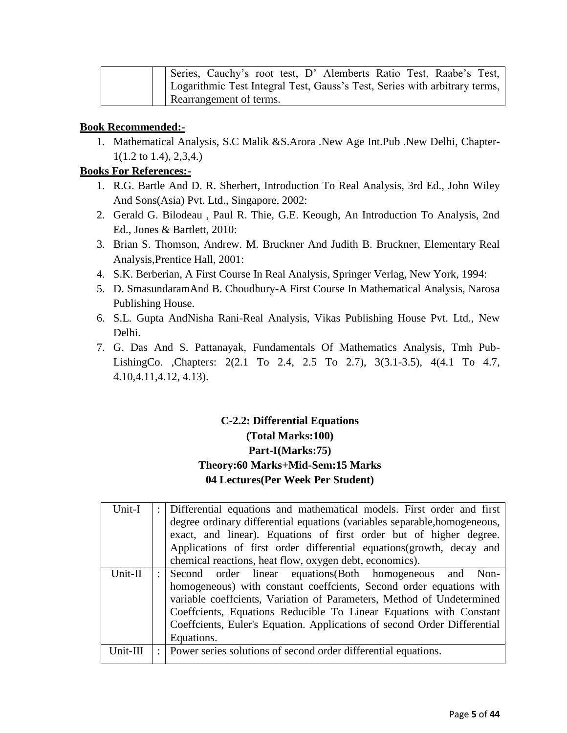| | | Series, Cauchy's root test, D' Alemberts Ratio Test, Raabe's Test, Logarithmic Test Integral Test, Gauss's Test, Series with arbitrary terms, Rearrangement of terms. |
|---|---|---|

**Book Recommended:-**

1. Mathematical Analysis, S.C Malik &S.Arora .New Age Int.Pub .New Delhi, Chapter-1(1.2 to 1.4), 2,3,4.)

**Books For References:-**

1. R.G. Bartle And D. R. Sherbert, Introduction To Real Analysis, 3rd Ed., John Wiley And Sons(Asia) Pvt. Ltd., Singapore, 2002:
2. Gerald G. Bilodeau , Paul R. Thie, G.E. Keough, An Introduction To Analysis, 2nd Ed., Jones & Bartlett, 2010:
3. Brian S. Thomson, Andrew. M. Bruckner And Judith B. Bruckner, Elementary Real Analysis,Prentice Hall, 2001:
4. S.K. Berberian, A First Course In Real Analysis, Springer Verlag, New York, 1994:
5. D. SmasundaramAnd B. Choudhury-A First Course In Mathematical Analysis, Narosa Publishing House.
6. S.L. Gupta AndNisha Rani-Real Analysis, Vikas Publishing House Pvt. Ltd., New Delhi.
7. G. Das And S. Pattanayak, Fundamentals Of Mathematics Analysis, Tmh Pub-LishingCo. ,Chapters: 2(2.1 To 2.4, 2.5 To 2.7), 3(3.1-3.5), 4(4.1 To 4.7, 4.10,4.11,4.12, 4.13).

**C-2.2: Differential Equations**
**(Total Marks:100)**
**Part-I(Marks:75)**
**Theory:60 Marks+Mid-Sem:15 Marks**
**04 Lectures(Per Week Per Student)**

| Unit-I | : | Differential equations and mathematical models. First order and first degree ordinary differential equations (variables separable,homogeneous, exact, and linear). Equations of first order but of higher degree. Applications of first order differential equations(growth, decay and chemical reactions, heat flow, oxygen debt, economics). |
|---|---|---|
| Unit-II | : | Second order linear equations(Both homogeneous and Non-homogeneous) with constant coeffcients, Second order equations with variable coeffcients, Variation of Parameters, Method of Undetermined Coeffcients, Equations Reducible To Linear Equations with Constant Coeffcients, Euler's Equation. Applications of second Order Differential Equations. |
| Unit-III | : | Power series solutions of second order differential equations. |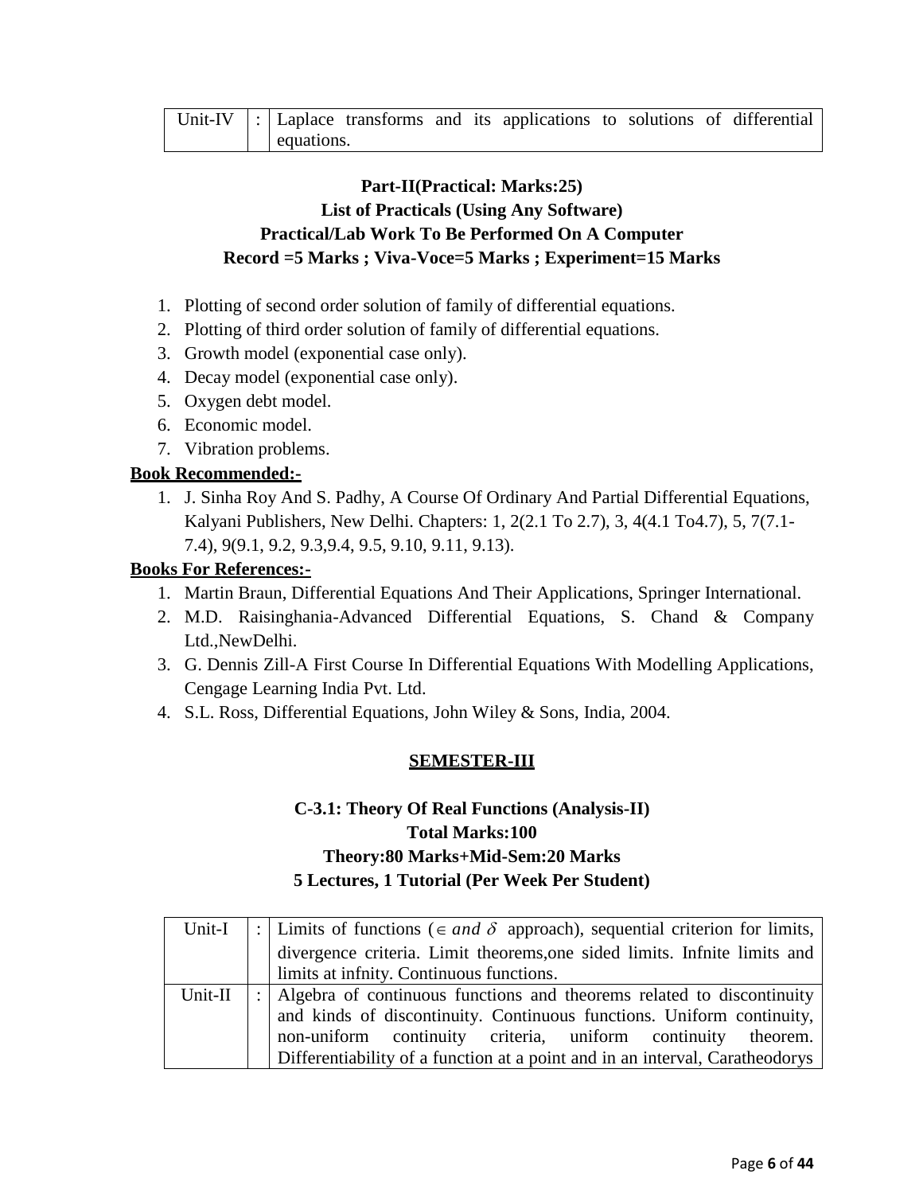| | | |
|---|---|---|
| Unit-IV | : | Laplace transforms and its applications to solutions of differential equations. |

**Part-II(Practical: Marks:25)**
**List of Practicals (Using Any Software)**
**Practical/Lab Work To Be Performed On A Computer**
**Record =5 Marks ; Viva-Voce=5 Marks ; Experiment=15 Marks**

1. Plotting of second order solution of family of differential equations.
2. Plotting of third order solution of family of differential equations.
3. Growth model (exponential case only).
4. Decay model (exponential case only).
5. Oxygen debt model.
6. Economic model.
7. Vibration problems.

**Book Recommended:-**

1. J. Sinha Roy And S. Padhy, A Course Of Ordinary And Partial Differential Equations, Kalyani Publishers, New Delhi. Chapters: 1, 2(2.1 To 2.7), 3, 4(4.1 To4.7), 5, 7(7.1-7.4), 9(9.1, 9.2, 9.3,9.4, 9.5, 9.10, 9.11, 9.13).

**Books For References:-**

1. Martin Braun, Differential Equations And Their Applications, Springer International.
2. M.D. Raisinghania-Advanced Differential Equations, S. Chand & Company Ltd.,NewDelhi.
3. G. Dennis Zill-A First Course In Differential Equations With Modelling Applications, Cengage Learning India Pvt. Ltd.
4. S.L. Ross, Differential Equations, John Wiley & Sons, India, 2004.

## SEMESTER-III

### C-3.1: Theory Of Real Functions (Analysis-II)
**Total Marks:100**
**Theory:80 Marks+Mid-Sem:20 Marks**
**5 Lectures, 1 Tutorial (Per Week Per Student)**

| | | |
|---|---|---|
| Unit-I | : | Limits of functions ($\in$ *and* $\delta$ approach), sequential criterion for limits, divergence criteria. Limit theorems,one sided limits. Infnite limits and limits at infnity. Continuous functions. |
| Unit-II | : | Algebra of continuous functions and theorems related to discontinuity and kinds of discontinuity. Continuous functions. Uniform continuity, non-uniform continuity criteria, uniform continuity theorem. Differentiability of a function at a point and in an interval, Caratheodorys |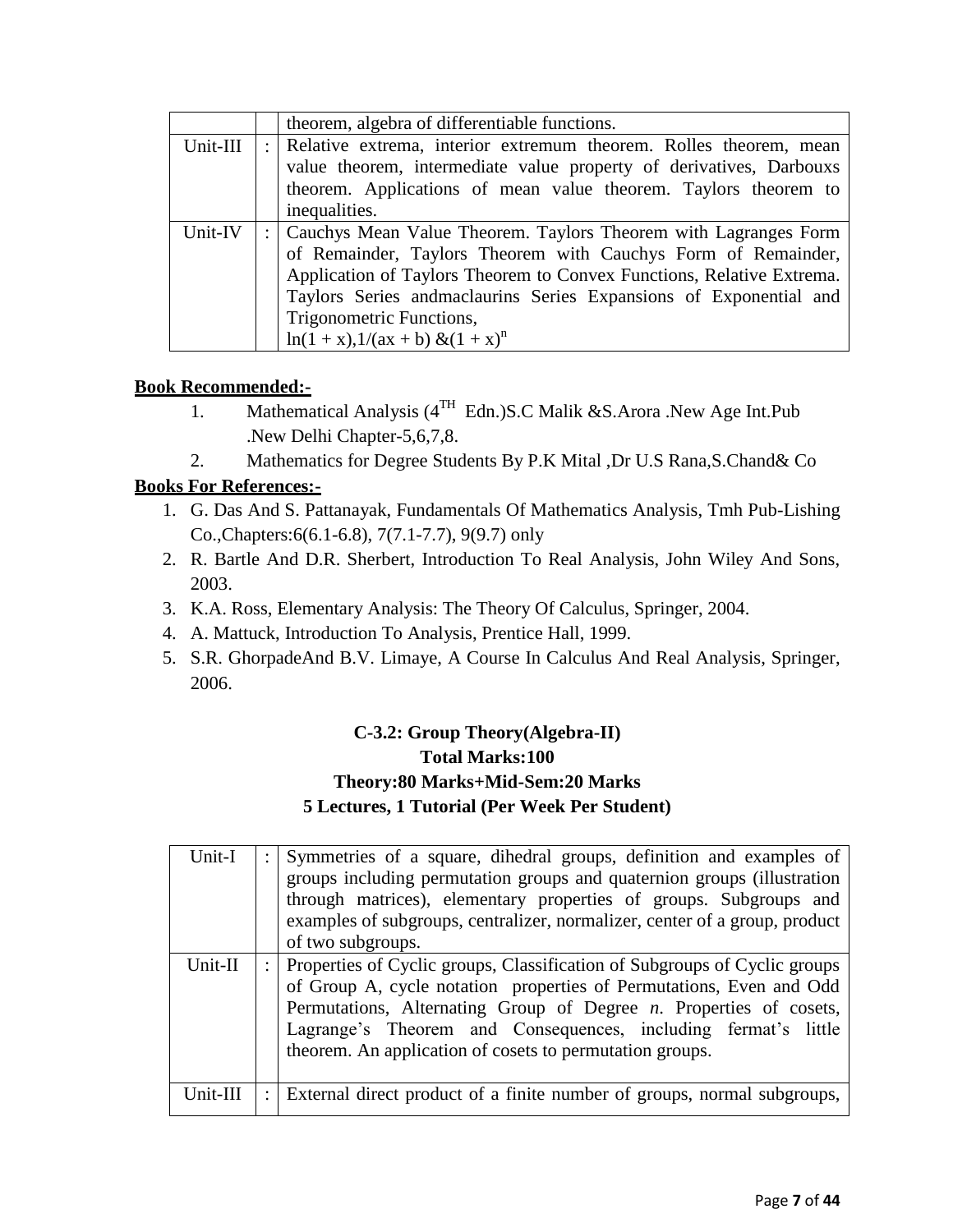| | | |
|---|---|---|
| | | theorem, algebra of differentiable functions. |
| Unit-III | : | Relative extrema, interior extremum theorem. Rolles theorem, mean value theorem, intermediate value property of derivatives, Darbouxs theorem. Applications of mean value theorem. Taylors theorem to inequalities. |
| Unit-IV | : | Cauchys Mean Value Theorem. Taylors Theorem with Lagranges Form of Remainder, Taylors Theorem with Cauchys Form of Remainder, Application of Taylors Theorem to Convex Functions, Relative Extrema. Taylors Series andmaclaurins Series Expansions of Exponential and Trigonometric Functions, $\ln(1 + x)$,$1/(ax + b)$ &$(1 + x)^n$ |

**Book Recommended:-**

1. Mathematical Analysis ($4^{TH}$ Edn.)S.C Malik &S.Arora .New Age Int.Pub .New Delhi Chapter-5,6,7,8.
2. Mathematics for Degree Students By P.K Mital ,Dr U.S Rana,S.Chand& Co

**Books For References:-**

1. G. Das And S. Pattanayak, Fundamentals Of Mathematics Analysis, Tmh Pub-Lishing Co.,Chapters:6(6.1-6.8), 7(7.1-7.7), 9(9.7) only
2. R. Bartle And D.R. Sherbert, Introduction To Real Analysis, John Wiley And Sons, 2003.
3. K.A. Ross, Elementary Analysis: The Theory Of Calculus, Springer, 2004.
4. A. Mattuck, Introduction To Analysis, Prentice Hall, 1999.
5. S.R. GhorpadeAnd B.V. Limaye, A Course In Calculus And Real Analysis, Springer, 2006.

## C-3.2: Group Theory(Algebra-II)

**Total Marks:100**

**Theory:80 Marks+Mid-Sem:20 Marks**

**5 Lectures, 1 Tutorial (Per Week Per Student)**

| | | |
|---|---|---|
| Unit-I | : | Symmetries of a square, dihedral groups, definition and examples of groups including permutation groups and quaternion groups (illustration through matrices), elementary properties of groups. Subgroups and examples of subgroups, centralizer, normalizer, center of a group, product of two subgroups. |
| Unit-II | : | Properties of Cyclic groups, Classification of Subgroups of Cyclic groups of Group A, cycle notation properties of Permutations, Even and Odd Permutations, Alternating Group of Degree *n*. Properties of cosets, Lagrange's Theorem and Consequences, including fermat's little theorem. An application of cosets to permutation groups. |
| Unit-III | : | External direct product of a finite number of groups, normal subgroups, |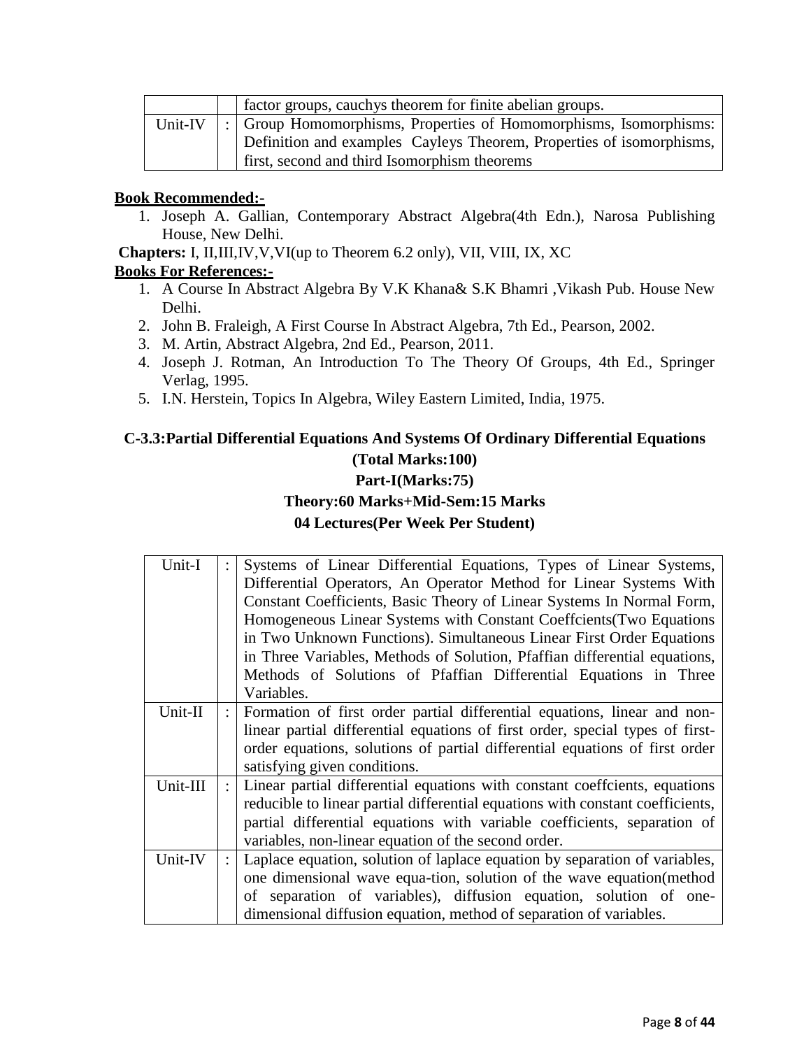|  |  |  |
|---|---|---|
|  |  | factor groups, cauchys theorem for finite abelian groups. |
| Unit-IV | : | Group Homomorphisms, Properties of Homomorphisms, Isomorphisms: Definition and examples Cayleys Theorem, Properties of isomorphisms, first, second and third Isomorphism theorems |

**Book Recommended:-**

1. Joseph A. Gallian, Contemporary Abstract Algebra(4th Edn.), Narosa Publishing House, New Delhi.

**Chapters:** I, II,III,IV,V,VI(up to Theorem 6.2 only), VII, VIII, IX, XC

**Books For References:-**

1. A Course In Abstract Algebra By V.K Khana& S.K Bhamri ,Vikash Pub. House New Delhi.
2. John B. Fraleigh, A First Course In Abstract Algebra, 7th Ed., Pearson, 2002.
3. M. Artin, Abstract Algebra, 2nd Ed., Pearson, 2011.
4. Joseph J. Rotman, An Introduction To The Theory Of Groups, 4th Ed., Springer Verlag, 1995.
5. I.N. Herstein, Topics In Algebra, Wiley Eastern Limited, India, 1975.

## C-3.3:Partial Differential Equations And Systems Of Ordinary Differential Equations

**(Total Marks:100)**

**Part-I(Marks:75)**

**Theory:60 Marks+Mid-Sem:15 Marks**

**04 Lectures(Per Week Per Student)**

|  |  |  |
|---|---|---|
| Unit-I | : | Systems of Linear Differential Equations, Types of Linear Systems, Differential Operators, An Operator Method for Linear Systems With Constant Coefficients, Basic Theory of Linear Systems In Normal Form, Homogeneous Linear Systems with Constant Coeffcients(Two Equations in Two Unknown Functions). Simultaneous Linear First Order Equations in Three Variables, Methods of Solution, Pfaffian differential equations, Methods of Solutions of Pfaffian Differential Equations in Three Variables. |
| Unit-II | : | Formation of first order partial differential equations, linear and non-linear partial differential equations of first order, special types of first-order equations, solutions of partial differential equations of first order satisfying given conditions. |
| Unit-III | : | Linear partial differential equations with constant coeffcients, equations reducible to linear partial differential equations with constant coefficients, partial differential equations with variable coefficients, separation of variables, non-linear equation of the second order. |
| Unit-IV | : | Laplace equation, solution of laplace equation by separation of variables, one dimensional wave equa-tion, solution of the wave equation(method of separation of variables), diffusion equation, solution of one-dimensional diffusion equation, method of separation of variables. |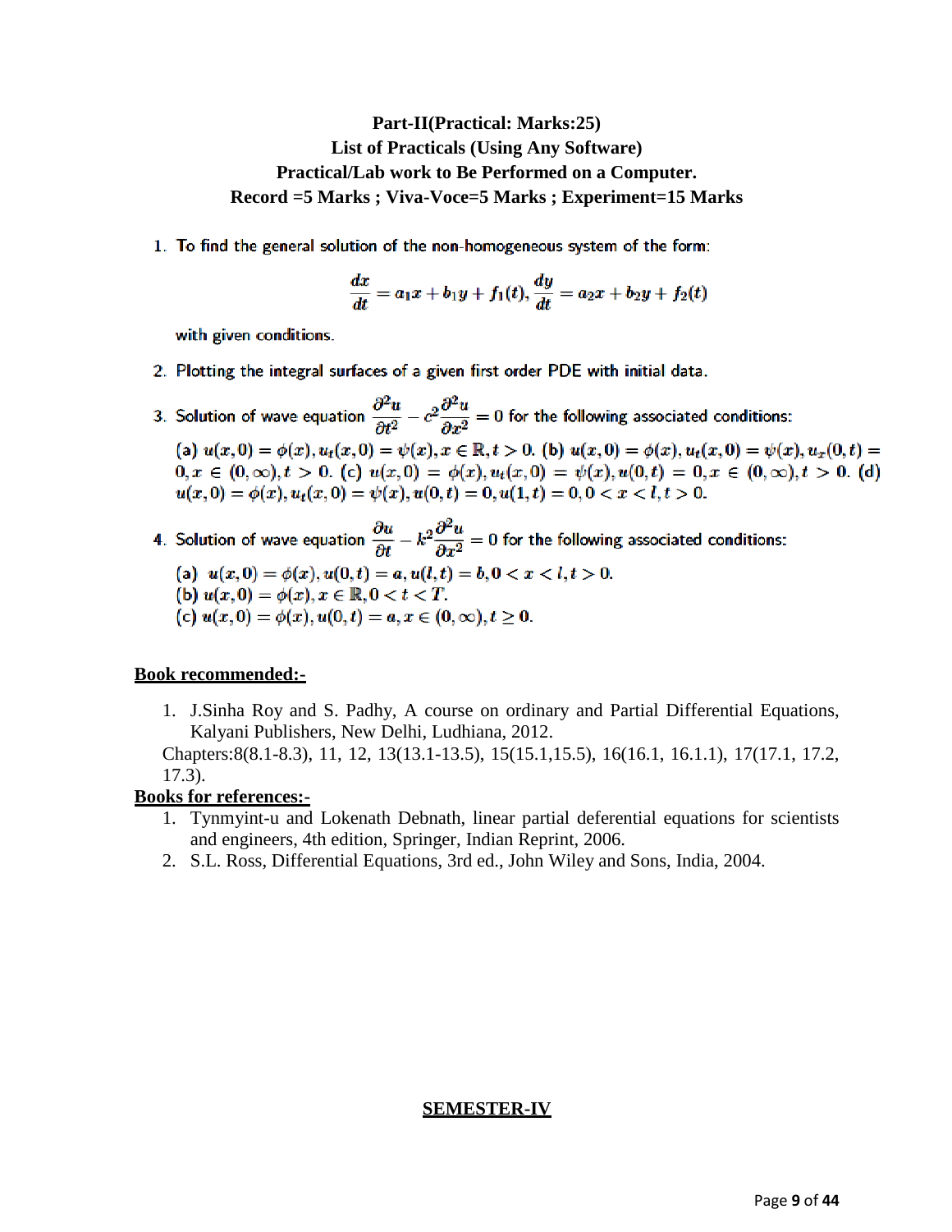**Part-II(Practical: Marks:25)**

**List of Practicals (Using Any Software)**

**Practical/Lab work to Be Performed on a Computer.**

**Record =5 Marks ; Viva-Voce=5 Marks ; Experiment=15 Marks**

1. To find the general solution of the non-homogeneous system of the form:

$$\frac{dx}{dt} = a_1x + b_1y + f_1(t), \frac{dy}{dt} = a_2x + b_2y + f_2(t)$$

   with given conditions.

2. Plotting the integral surfaces of a given first order PDE with initial data.

3. Solution of wave equation $\frac{\partial^2 u}{\partial t^2} - c^2\frac{\partial^2 u}{\partial x^2} = 0$ for the following associated conditions:

   (a) $u(x,0) = \phi(x), u_t(x,0) = \psi(x), x \in \mathbb{R}, t > 0$. (b) $u(x,0) = \phi(x), u_t(x,0) = \psi(x), u_x(0,t) = 0, x \in (0,\infty), t > 0$. (c) $u(x,0) = \phi(x), u_t(x,0) = \psi(x), u(0,t) = 0, x \in (0,\infty), t > 0$. (d) $u(x,0) = \phi(x), u_t(x,0) = \psi(x), u(0,t) = 0, u(1,t) = 0, 0 < x < l, t > 0$.

4. Solution of wave equation $\frac{\partial u}{\partial t} - k^2\frac{\partial^2 u}{\partial x^2} = 0$ for the following associated conditions:

   (a) $u(x,0) = \phi(x), u(0,t) = a, u(l,t) = b, 0 < x < l, t > 0$.
   (b) $u(x,0) = \phi(x), x \in \mathbb{R}, 0 < t < T$.
   (c) $u(x,0) = \phi(x), u(0,t) = a, x \in (0,\infty), t \geq 0$.

**Book recommended:-**

1. J.Sinha Roy and S. Padhy, A course on ordinary and Partial Differential Equations, Kalyani Publishers, New Delhi, Ludhiana, 2012.

Chapters:8(8.1-8.3), 11, 12, 13(13.1-13.5), 15(15.1,15.5), 16(16.1, 16.1.1), 17(17.1, 17.2, 17.3).

**Books for references:-**

1. Tynmyint-u and Lokenath Debnath, linear partial deferential equations for scientists and engineers, 4th edition, Springer, Indian Reprint, 2006.
2. S.L. Ross, Differential Equations, 3rd ed., John Wiley and Sons, India, 2004.

**SEMESTER-IV**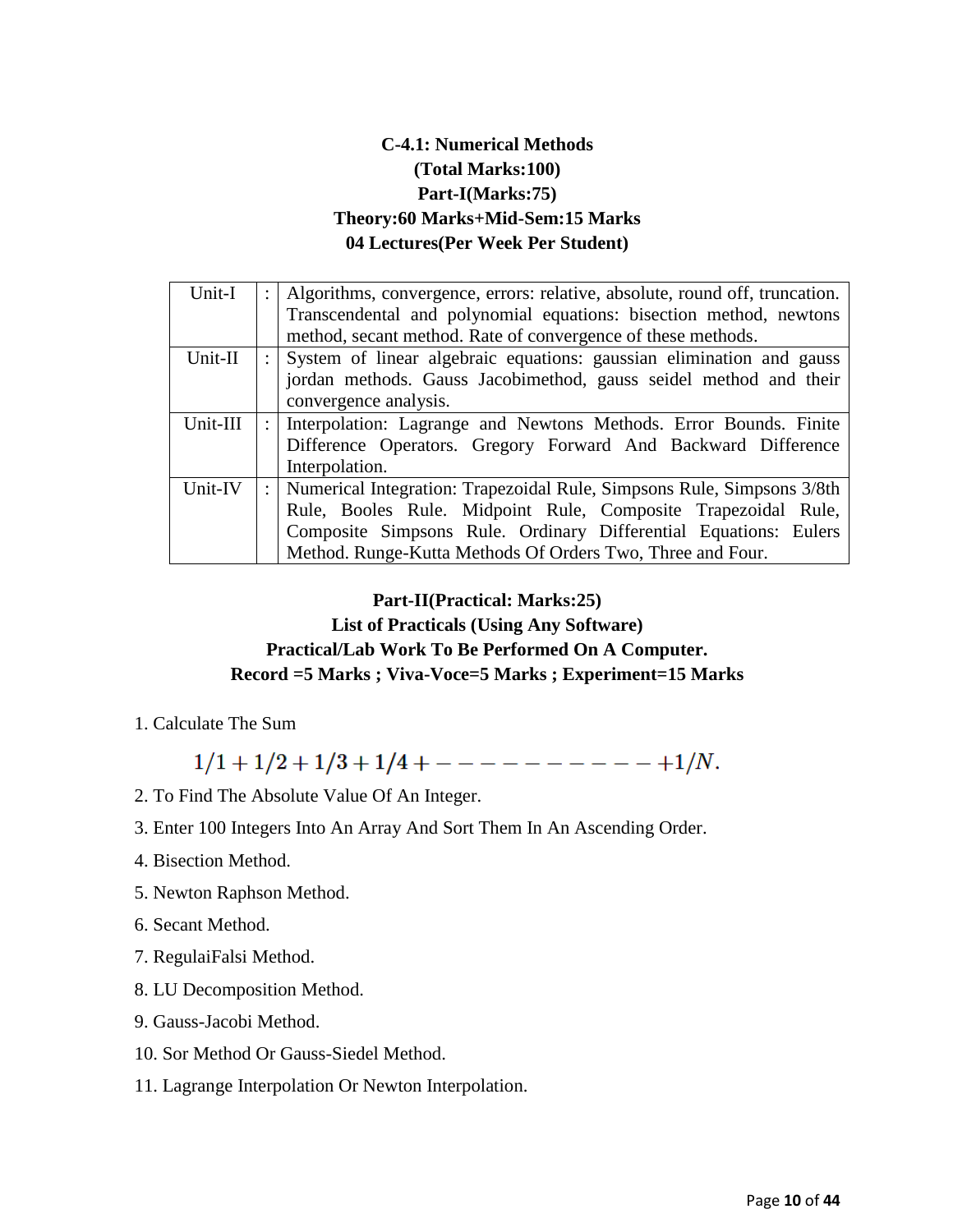**C-4.1: Numerical Methods**
**(Total Marks:100)**
**Part-I(Marks:75)**
**Theory:60 Marks+Mid-Sem:15 Marks**
**04 Lectures(Per Week Per Student)**

| | | |
|---|---|---|
| Unit-I | : | Algorithms, convergence, errors: relative, absolute, round off, truncation. Transcendental and polynomial equations: bisection method, newtons method, secant method. Rate of convergence of these methods. |
| Unit-II | : | System of linear algebraic equations: gaussian elimination and gauss jordan methods. Gauss Jacobimethod, gauss seidel method and their convergence analysis. |
| Unit-III | : | Interpolation: Lagrange and Newtons Methods. Error Bounds. Finite Difference Operators. Gregory Forward And Backward Difference Interpolation. |
| Unit-IV | : | Numerical Integration: Trapezoidal Rule, Simpsons Rule, Simpsons 3/8th Rule, Booles Rule. Midpoint Rule, Composite Trapezoidal Rule, Composite Simpsons Rule. Ordinary Differential Equations: Eulers Method. Runge-Kutta Methods Of Orders Two, Three and Four. |

**Part-II(Practical: Marks:25)**
**List of Practicals (Using Any Software)**
**Practical/Lab Work To Be Performed On A Computer.**
**Record =5 Marks ; Viva-Voce=5 Marks ; Experiment=15 Marks**

1. Calculate The Sum

$$1/1 + 1/2 + 1/3 + 1/4 + - - - - - - - - - - - + 1/N.$$

2. To Find The Absolute Value Of An Integer.
3. Enter 100 Integers Into An Array And Sort Them In An Ascending Order.
4. Bisection Method.
5. Newton Raphson Method.
6. Secant Method.
7. RegulaiFalsi Method.
8. LU Decomposition Method.
9. Gauss-Jacobi Method.
10. Sor Method Or Gauss-Siedel Method.
11. Lagrange Interpolation Or Newton Interpolation.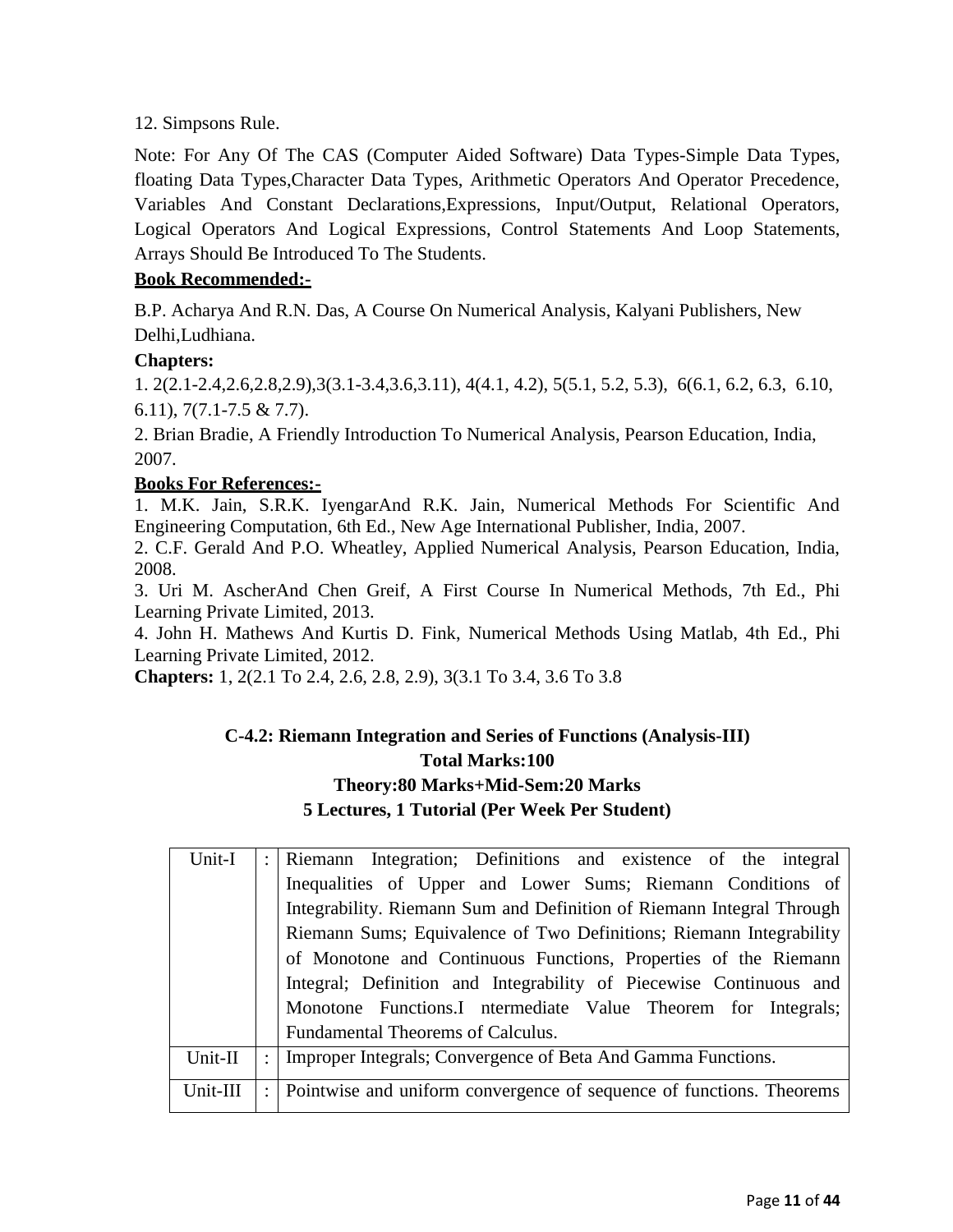12. Simpsons Rule.

Note: For Any Of The CAS (Computer Aided Software) Data Types-Simple Data Types, floating Data Types,Character Data Types, Arithmetic Operators And Operator Precedence, Variables And Constant Declarations,Expressions, Input/Output, Relational Operators, Logical Operators And Logical Expressions, Control Statements And Loop Statements, Arrays Should Be Introduced To The Students.

**Book Recommended:-**

B.P. Acharya And R.N. Das, A Course On Numerical Analysis, Kalyani Publishers, New Delhi,Ludhiana.

**Chapters:**

1. 2(2.1-2.4,2.6,2.8,2.9),3(3.1-3.4,3.6,3.11), 4(4.1, 4.2), 5(5.1, 5.2, 5.3), 6(6.1, 6.2, 6.3, 6.10, 6.11), 7(7.1-7.5 & 7.7).
2. Brian Bradie, A Friendly Introduction To Numerical Analysis, Pearson Education, India, 2007.

**Books For References:-**

1. M.K. Jain, S.R.K. IyengarAnd R.K. Jain, Numerical Methods For Scientific And Engineering Computation, 6th Ed., New Age International Publisher, India, 2007.
2. C.F. Gerald And P.O. Wheatley, Applied Numerical Analysis, Pearson Education, India, 2008.
3. Uri M. AscherAnd Chen Greif, A First Course In Numerical Methods, 7th Ed., Phi Learning Private Limited, 2013.
4. John H. Mathews And Kurtis D. Fink, Numerical Methods Using Matlab, 4th Ed., Phi Learning Private Limited, 2012.

**Chapters:** 1, 2(2.1 To 2.4, 2.6, 2.8, 2.9), 3(3.1 To 3.4, 3.6 To 3.8

## C-4.2: Riemann Integration and Series of Functions (Analysis-III)

**Total Marks:100**

**Theory:80 Marks+Mid-Sem:20 Marks**

**5 Lectures, 1 Tutorial (Per Week Per Student)**

| | | |
|---|---|---|
| Unit-I | : | Riemann Integration; Definitions and existence of the integral Inequalities of Upper and Lower Sums; Riemann Conditions of Integrability. Riemann Sum and Definition of Riemann Integral Through Riemann Sums; Equivalence of Two Definitions; Riemann Integrability of Monotone and Continuous Functions, Properties of the Riemann Integral; Definition and Integrability of Piecewise Continuous and Monotone Functions.I ntermediate Value Theorem for Integrals; Fundamental Theorems of Calculus. |
| Unit-II | : | Improper Integrals; Convergence of Beta And Gamma Functions. |
| Unit-III | : | Pointwise and uniform convergence of sequence of functions. Theorems |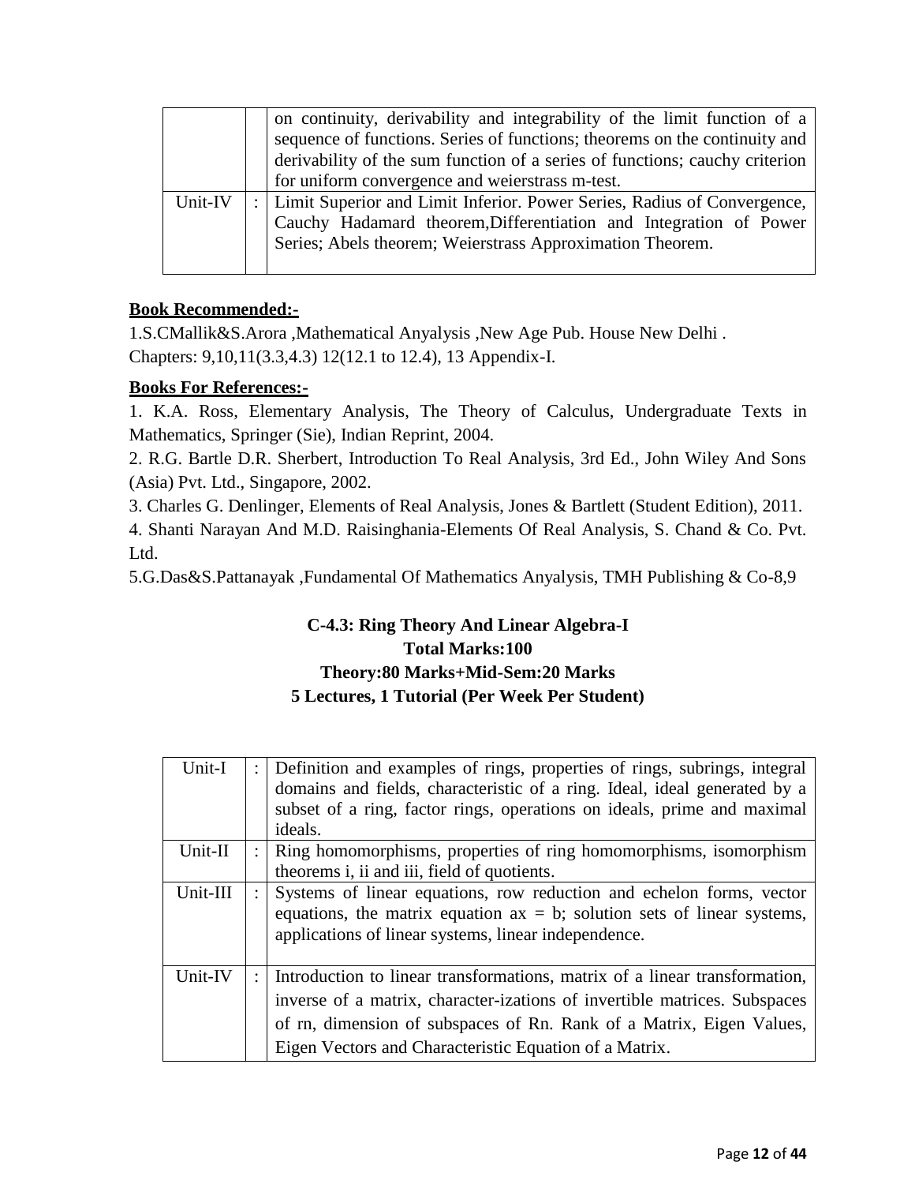|  |  | on continuity, derivability and integrability of the limit function of a sequence of functions. Series of functions; theorems on the continuity and derivability of the sum function of a series of functions; cauchy criterion for uniform convergence and weierstrass m-test. |
|---|---|---|
| Unit-IV | : | Limit Superior and Limit Inferior. Power Series, Radius of Convergence, Cauchy Hadamard theorem,Differentiation and Integration of Power Series; Abels theorem; Weierstrass Approximation Theorem. |

**Book Recommended:-**

1.S.CMallik&S.Arora ,Mathematical Anyalysis ,New Age Pub. House New Delhi .
Chapters: 9,10,11(3.3,4.3) 12(12.1 to 12.4), 13 Appendix-I.

**Books For References:-**

1. K.A. Ross, Elementary Analysis, The Theory of Calculus, Undergraduate Texts in Mathematics, Springer (Sie), Indian Reprint, 2004.
2. R.G. Bartle D.R. Sherbert, Introduction To Real Analysis, 3rd Ed., John Wiley And Sons (Asia) Pvt. Ltd., Singapore, 2002.
3. Charles G. Denlinger, Elements of Real Analysis, Jones & Bartlett (Student Edition), 2011.
4. Shanti Narayan And M.D. Raisinghania-Elements Of Real Analysis, S. Chand & Co. Pvt. Ltd.
5.G.Das&S.Pattanayak ,Fundamental Of Mathematics Anyalysis, TMH Publishing & Co-8,9

## C-4.3: Ring Theory And Linear Algebra-I

**Total Marks:100**

**Theory:80 Marks+Mid-Sem:20 Marks**

**5 Lectures, 1 Tutorial (Per Week Per Student)**

| Unit-I | : | Definition and examples of rings, properties of rings, subrings, integral domains and fields, characteristic of a ring. Ideal, ideal generated by a subset of a ring, factor rings, operations on ideals, prime and maximal ideals. |
|---|---|---|
| Unit-II | : | Ring homomorphisms, properties of ring homomorphisms, isomorphism theorems i, ii and iii, field of quotients. |
| Unit-III | : | Systems of linear equations, row reduction and echelon forms, vector equations, the matrix equation ax = b; solution sets of linear systems, applications of linear systems, linear independence. |
| Unit-IV | : | Introduction to linear transformations, matrix of a linear transformation, inverse of a matrix, character-izations of invertible matrices. Subspaces of rn, dimension of subspaces of Rn. Rank of a Matrix, Eigen Values, Eigen Vectors and Characteristic Equation of a Matrix. |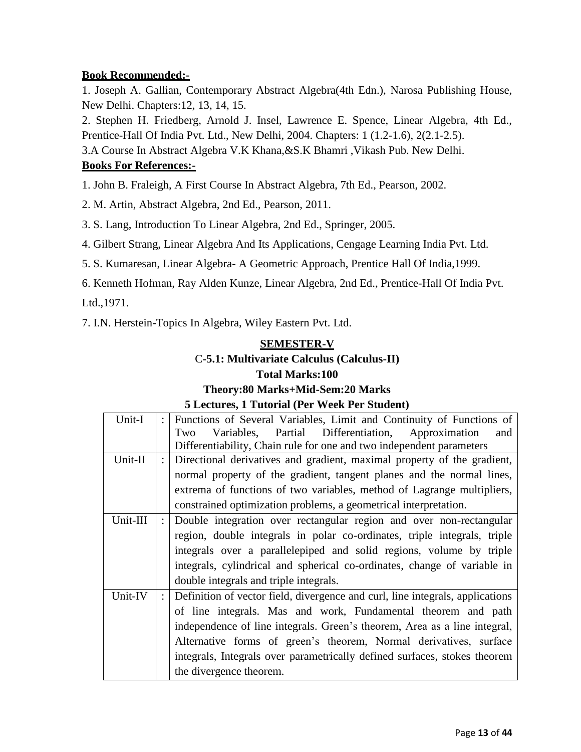**Book Recommended:-**

1. Joseph A. Gallian, Contemporary Abstract Algebra(4th Edn.), Narosa Publishing House, New Delhi. Chapters:12, 13, 14, 15.

2. Stephen H. Friedberg, Arnold J. Insel, Lawrence E. Spence, Linear Algebra, 4th Ed., Prentice-Hall Of India Pvt. Ltd., New Delhi, 2004. Chapters: 1 (1.2-1.6), 2(2.1-2.5).

3.A Course In Abstract Algebra V.K Khana,&S.K Bhamri ,Vikash Pub. New Delhi.

**Books For References:-**

1. John B. Fraleigh, A First Course In Abstract Algebra, 7th Ed., Pearson, 2002.

2. M. Artin, Abstract Algebra, 2nd Ed., Pearson, 2011.

3. S. Lang, Introduction To Linear Algebra, 2nd Ed., Springer, 2005.

4. Gilbert Strang, Linear Algebra And Its Applications, Cengage Learning India Pvt. Ltd.

5. S. Kumaresan, Linear Algebra- A Geometric Approach, Prentice Hall Of India,1999.

6. Kenneth Hofman, Ray Alden Kunze, Linear Algebra, 2nd Ed., Prentice-Hall Of India Pvt. Ltd.,1971.

7. I.N. Herstein-Topics In Algebra, Wiley Eastern Pvt. Ltd.

## SEMESTER-V

### C-5.1: Multivariate Calculus (Calculus-II)

**Total Marks:100**

**Theory:80 Marks+Mid-Sem:20 Marks**

**5 Lectures, 1 Tutorial (Per Week Per Student)**

| | | |
|---|---|---|
| Unit-I | : | Functions of Several Variables, Limit and Continuity of Functions of Two Variables, Partial Differentiation, Approximation and Differentiability, Chain rule for one and two independent parameters |
| Unit-II | : | Directional derivatives and gradient, maximal property of the gradient, normal property of the gradient, tangent planes and the normal lines, extrema of functions of two variables, method of Lagrange multipliers, constrained optimization problems, a geometrical interpretation. |
| Unit-III | : | Double integration over rectangular region and over non-rectangular region, double integrals in polar co-ordinates, triple integrals, triple integrals over a parallelepiped and solid regions, volume by triple integrals, cylindrical and spherical co-ordinates, change of variable in double integrals and triple integrals. |
| Unit-IV | : | Definition of vector field, divergence and curl, line integrals, applications of line integrals. Mas and work, Fundamental theorem and path independence of line integrals. Green's theorem, Area as a line integral, Alternative forms of green's theorem, Normal derivatives, surface integrals, Integrals over parametrically defined surfaces, stokes theorem the divergence theorem. |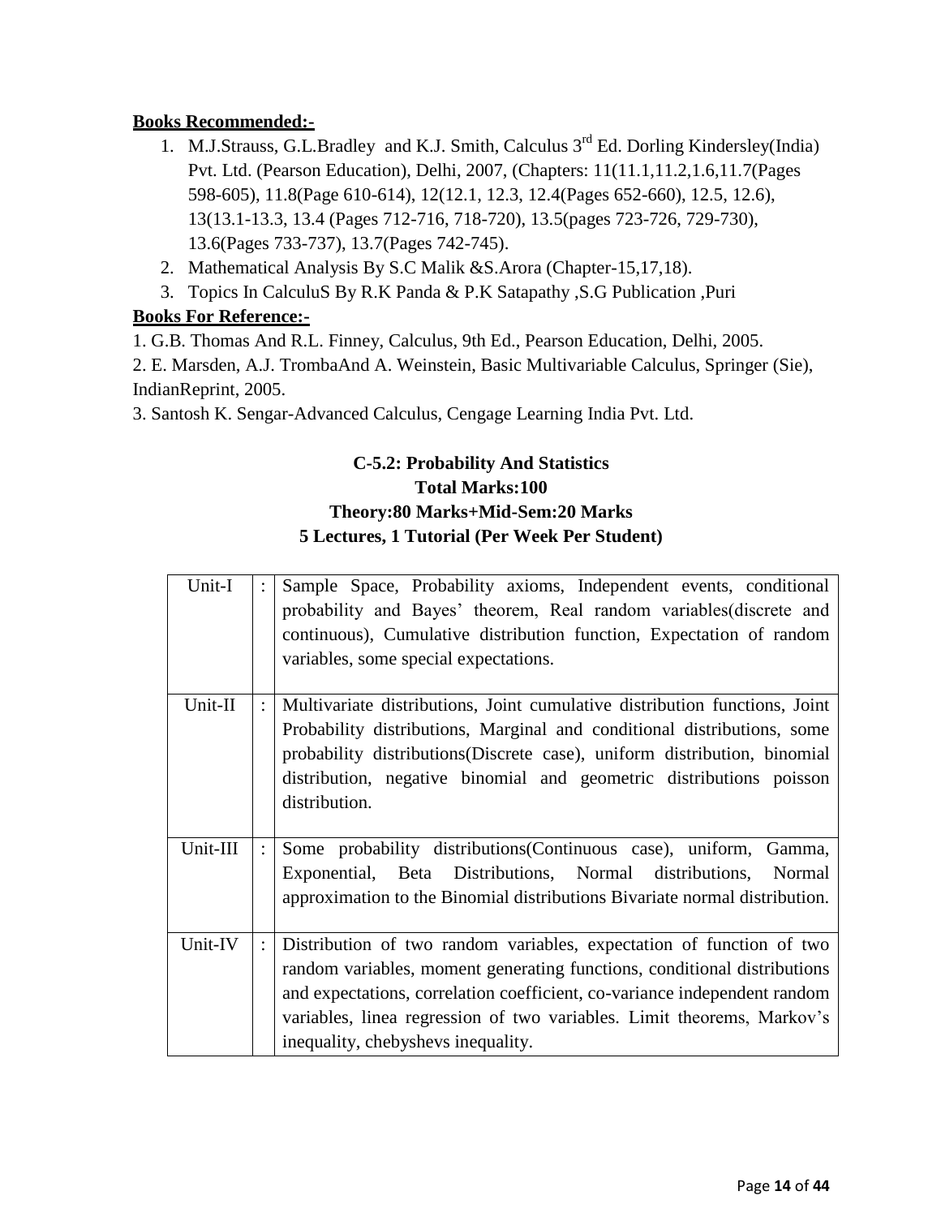**Books Recommended:-**

1. M.J.Strauss, G.L.Bradley and K.J. Smith, Calculus 3rd Ed. Dorling Kindersley(India) Pvt. Ltd. (Pearson Education), Delhi, 2007, (Chapters: 11(11.1,11.2,1.6,11.7(Pages 598-605), 11.8(Page 610-614), 12(12.1, 12.3, 12.4(Pages 652-660), 12.5, 12.6), 13(13.1-13.3, 13.4 (Pages 712-716, 718-720), 13.5(pages 723-726, 729-730), 13.6(Pages 733-737), 13.7(Pages 742-745).
2. Mathematical Analysis By S.C Malik &S.Arora (Chapter-15,17,18).
3. Topics In CalculuS By R.K Panda & P.K Satapathy ,S.G Publication ,Puri

**Books For Reference:-**

1. G.B. Thomas And R.L. Finney, Calculus, 9th Ed., Pearson Education, Delhi, 2005.
2. E. Marsden, A.J. TrombaAnd A. Weinstein, Basic Multivariable Calculus, Springer (Sie), IndianReprint, 2005.
3. Santosh K. Sengar-Advanced Calculus, Cengage Learning India Pvt. Ltd.

## C-5.2: Probability And Statistics

**Total Marks:100**

**Theory:80 Marks+Mid-Sem:20 Marks**

**5 Lectures, 1 Tutorial (Per Week Per Student)**

| | | |
|---|---|---|
| Unit-I | : | Sample Space, Probability axioms, Independent events, conditional probability and Bayes' theorem, Real random variables(discrete and continuous), Cumulative distribution function, Expectation of random variables, some special expectations. |
| Unit-II | : | Multivariate distributions, Joint cumulative distribution functions, Joint Probability distributions, Marginal and conditional distributions, some probability distributions(Discrete case), uniform distribution, binomial distribution, negative binomial and geometric distributions poisson distribution. |
| Unit-III | : | Some probability distributions(Continuous case), uniform, Gamma, Exponential, Beta Distributions, Normal distributions, Normal approximation to the Binomial distributions Bivariate normal distribution. |
| Unit-IV | : | Distribution of two random variables, expectation of function of two random variables, moment generating functions, conditional distributions and expectations, correlation coefficient, co-variance independent random variables, linea regression of two variables. Limit theorems, Markov's inequality, chebyshevs inequality. |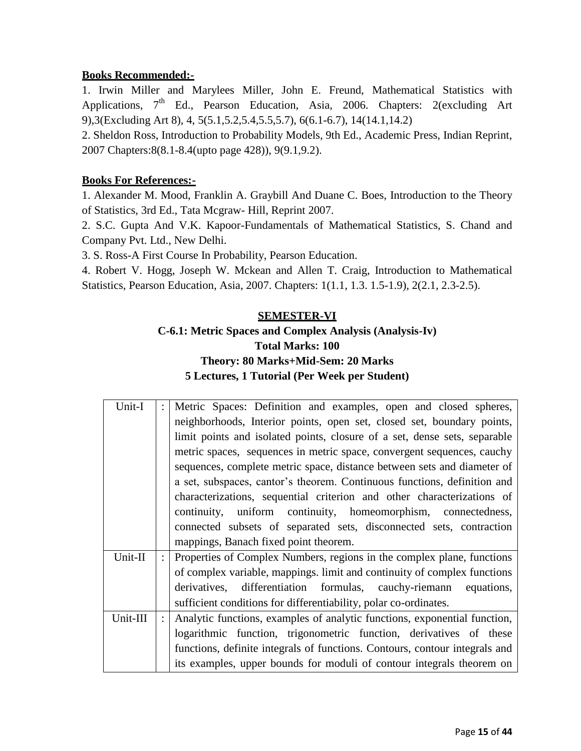**Books Recommended:-**

1. Irwin Miller and Marylees Miller, John E. Freund, Mathematical Statistics with Applications, 7th Ed., Pearson Education, Asia, 2006. Chapters: 2(excluding Art 9),3(Excluding Art 8), 4, 5(5.1,5.2,5.4,5.5,5.7), 6(6.1-6.7), 14(14.1,14.2)
2. Sheldon Ross, Introduction to Probability Models, 9th Ed., Academic Press, Indian Reprint, 2007 Chapters:8(8.1-8.4(upto page 428)), 9(9.1,9.2).

**Books For References:-**

1. Alexander M. Mood, Franklin A. Graybill And Duane C. Boes, Introduction to the Theory of Statistics, 3rd Ed., Tata Mcgraw- Hill, Reprint 2007.
2. S.C. Gupta And V.K. Kapoor-Fundamentals of Mathematical Statistics, S. Chand and Company Pvt. Ltd., New Delhi.
3. S. Ross-A First Course In Probability, Pearson Education.
4. Robert V. Hogg, Joseph W. Mckean and Allen T. Craig, Introduction to Mathematical Statistics, Pearson Education, Asia, 2007. Chapters: 1(1.1, 1.3. 1.5-1.9), 2(2.1, 2.3-2.5).

## SEMESTER-VI

### C-6.1: Metric Spaces and Complex Analysis (Analysis-Iv)

**Total Marks: 100**

**Theory: 80 Marks+Mid-Sem: 20 Marks**

**5 Lectures, 1 Tutorial (Per Week per Student)**

| | | |
|---|---|---|
| Unit-I | : | Metric Spaces: Definition and examples, open and closed spheres, neighborhoods, Interior points, open set, closed set, boundary points, limit points and isolated points, closure of a set, dense sets, separable metric spaces, sequences in metric space, convergent sequences, cauchy sequences, complete metric space, distance between sets and diameter of a set, subspaces, cantor's theorem. Continuous functions, definition and characterizations, sequential criterion and other characterizations of continuity, uniform continuity, homeomorphism, connectedness, connected subsets of separated sets, disconnected sets, contraction mappings, Banach fixed point theorem. |
| Unit-II | : | Properties of Complex Numbers, regions in the complex plane, functions of complex variable, mappings. limit and continuity of complex functions derivatives, differentiation formulas, cauchy-riemann equations, sufficient conditions for differentiability, polar co-ordinates. |
| Unit-III | : | Analytic functions, examples of analytic functions, exponential function, logarithmic function, trigonometric function, derivatives of these functions, definite integrals of functions. Contours, contour integrals and its examples, upper bounds for moduli of contour integrals theorem on |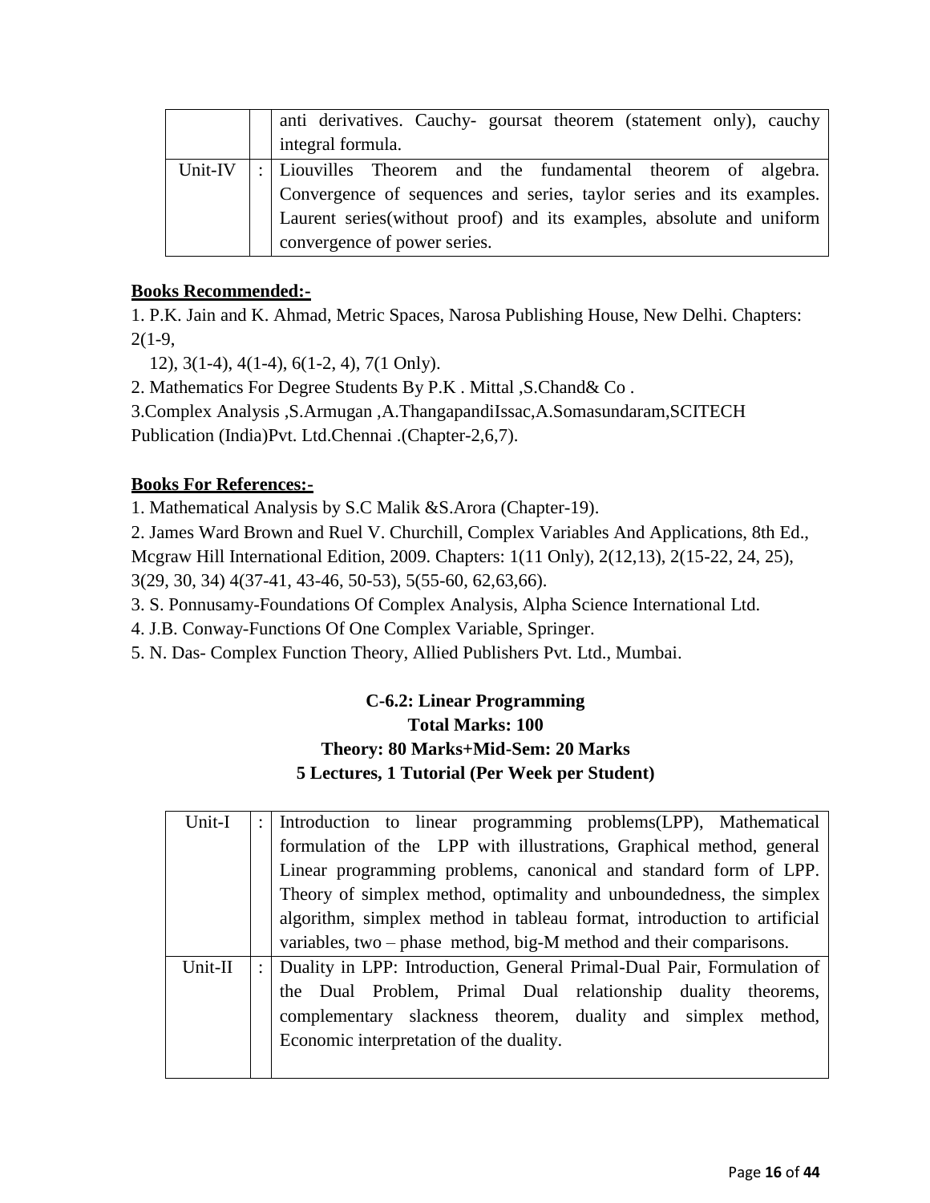| | | |
|---|---|---|
| | | anti derivatives. Cauchy- goursat theorem (statement only), cauchy integral formula. |
| Unit-IV | : | Liouvilles Theorem and the fundamental theorem of algebra. Convergence of sequences and series, taylor series and its examples. Laurent series(without proof) and its examples, absolute and uniform convergence of power series. |

**Books Recommended:-**

1. P.K. Jain and K. Ahmad, Metric Spaces, Narosa Publishing House, New Delhi. Chapters: 2(1-9,
   12), 3(1-4), 4(1-4), 6(1-2, 4), 7(1 Only).
2. Mathematics For Degree Students By P.K . Mittal ,S.Chand& Co .
3. Complex Analysis ,S.Armugan ,A.ThangapandiIssac,A.Somasundaram,SCITECH Publication (India)Pvt. Ltd.Chennai .(Chapter-2,6,7).

**Books For References:-**

1. Mathematical Analysis by S.C Malik &S.Arora (Chapter-19).
2. James Ward Brown and Ruel V. Churchill, Complex Variables And Applications, 8th Ed., Mcgraw Hill International Edition, 2009. Chapters: 1(11 Only), 2(12,13), 2(15-22, 24, 25), 3(29, 30, 34) 4(37-41, 43-46, 50-53), 5(55-60, 62,63,66).
3. S. Ponnusamy-Foundations Of Complex Analysis, Alpha Science International Ltd.
4. J.B. Conway-Functions Of One Complex Variable, Springer.
5. N. Das- Complex Function Theory, Allied Publishers Pvt. Ltd., Mumbai.

## C-6.2: Linear Programming

**Total Marks: 100**

**Theory: 80 Marks+Mid-Sem: 20 Marks**

**5 Lectures, 1 Tutorial (Per Week per Student)**

| | | |
|---|---|---|
| Unit-I | : | Introduction to linear programming problems(LPP), Mathematical formulation of the LPP with illustrations, Graphical method, general Linear programming problems, canonical and standard form of LPP. Theory of simplex method, optimality and unboundedness, the simplex algorithm, simplex method in tableau format, introduction to artificial variables, two – phase method, big-M method and their comparisons. |
| Unit-II | : | Duality in LPP: Introduction, General Primal-Dual Pair, Formulation of the Dual Problem, Primal Dual relationship duality theorems, complementary slackness theorem, duality and simplex method, Economic interpretation of the duality. |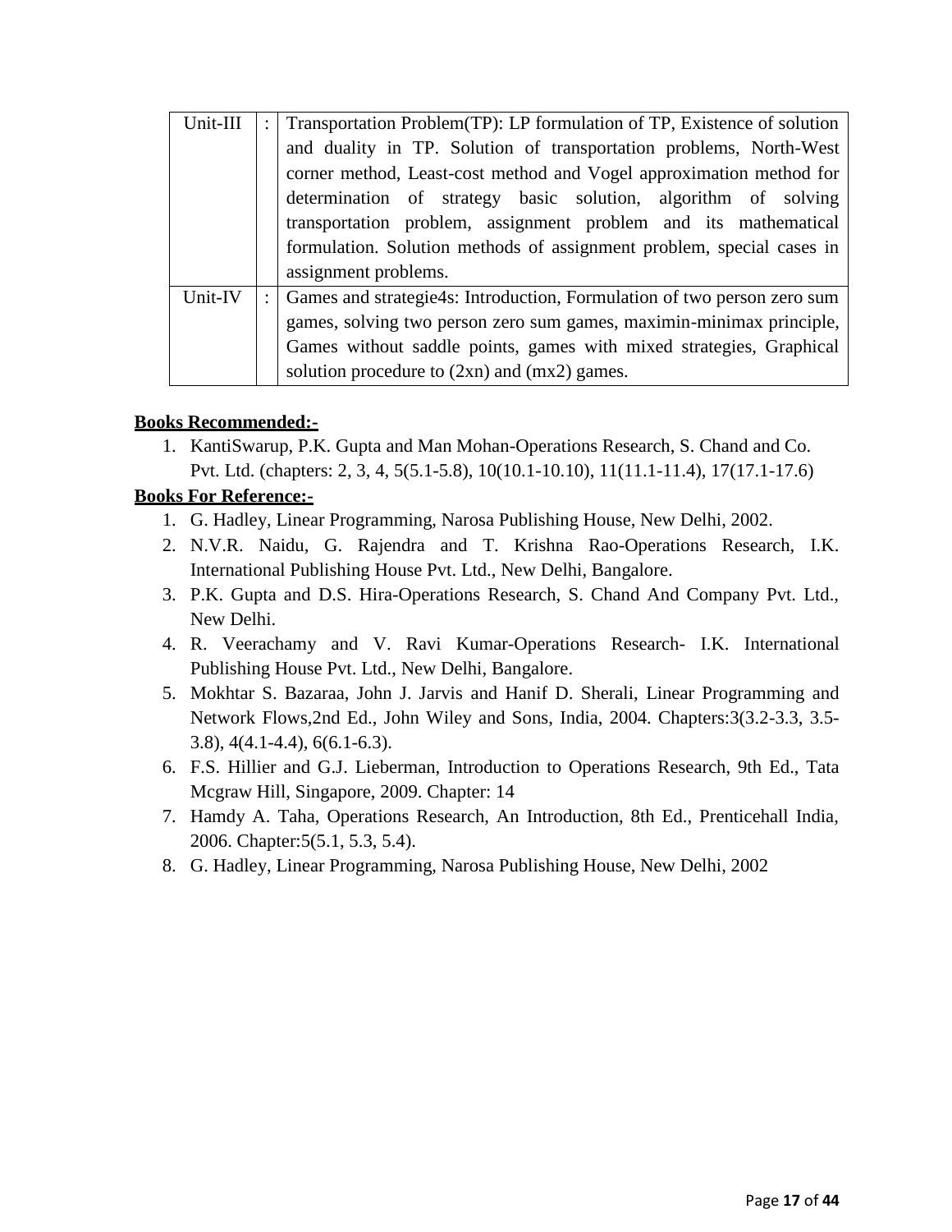| Unit-III | : | Transportation Problem(TP): LP formulation of TP, Existence of solution and duality in TP. Solution of transportation problems, North-West corner method, Least-cost method and Vogel approximation method for determination of strategy basic solution, algorithm of solving transportation problem, assignment problem and its mathematical formulation. Solution methods of assignment problem, special cases in assignment problems. |
|---|---|---|
| Unit-IV | : | Games and strategie4s: Introduction, Formulation of two person zero sum games, solving two person zero sum games, maximin-minimax principle, Games without saddle points, games with mixed strategies, Graphical solution procedure to (2xn) and (mx2) games. |

**Books Recommended:-**

1. KantiSwarup, P.K. Gupta and Man Mohan-Operations Research, S. Chand and Co. Pvt. Ltd. (chapters: 2, 3, 4, 5(5.1-5.8), 10(10.1-10.10), 11(11.1-11.4), 17(17.1-17.6)

**Books For Reference:-**

1. G. Hadley, Linear Programming, Narosa Publishing House, New Delhi, 2002.
2. N.V.R. Naidu, G. Rajendra and T. Krishna Rao-Operations Research, I.K. International Publishing House Pvt. Ltd., New Delhi, Bangalore.
3. P.K. Gupta and D.S. Hira-Operations Research, S. Chand And Company Pvt. Ltd., New Delhi.
4. R. Veerachamy and V. Ravi Kumar-Operations Research- I.K. International Publishing House Pvt. Ltd., New Delhi, Bangalore.
5. Mokhtar S. Bazaraa, John J. Jarvis and Hanif D. Sherali, Linear Programming and Network Flows,2nd Ed., John Wiley and Sons, India, 2004. Chapters:3(3.2-3.3, 3.5-3.8), 4(4.1-4.4), 6(6.1-6.3).
6. F.S. Hillier and G.J. Lieberman, Introduction to Operations Research, 9th Ed., Tata Mcgraw Hill, Singapore, 2009. Chapter: 14
7. Hamdy A. Taha, Operations Research, An Introduction, 8th Ed., Prenticehall India, 2006. Chapter:5(5.1, 5.3, 5.4).
8. G. Hadley, Linear Programming, Narosa Publishing House, New Delhi, 2002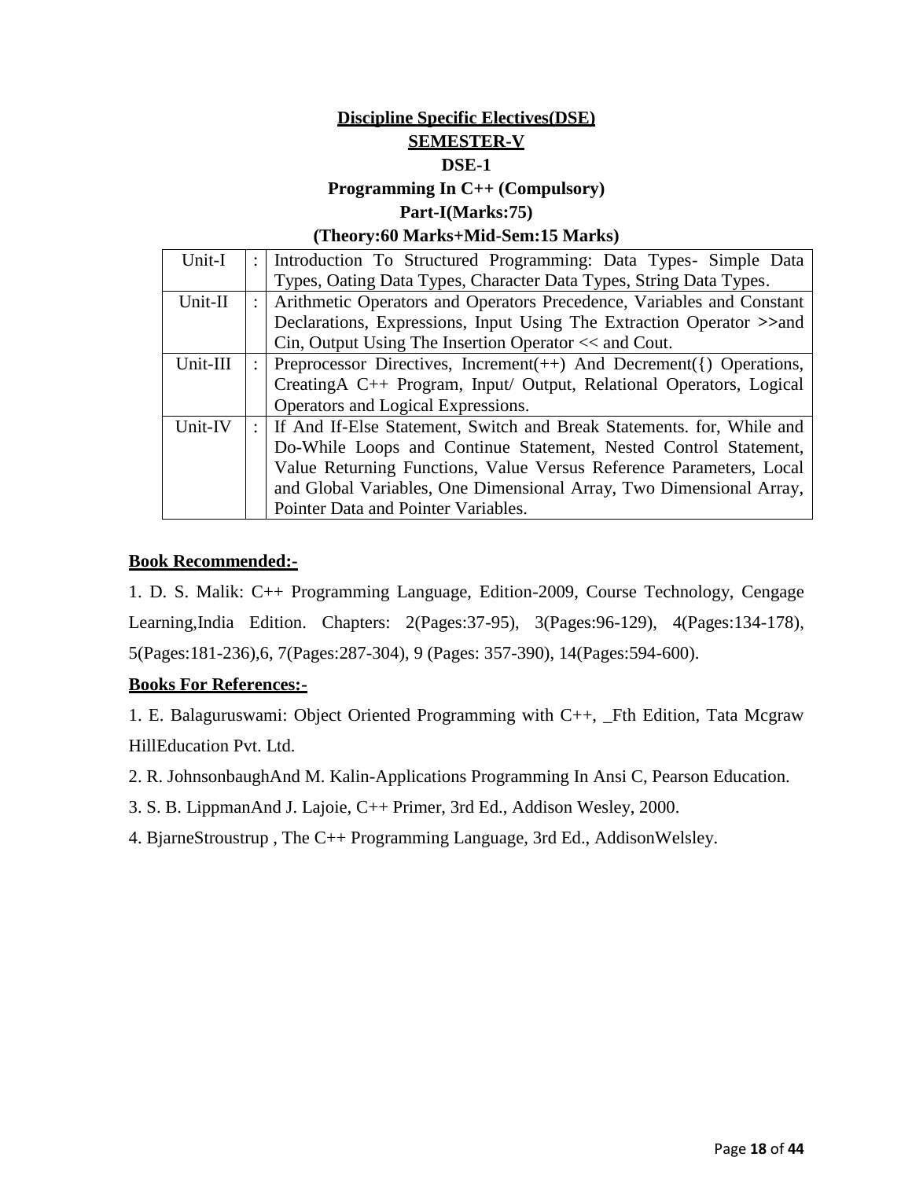## Discipline Specific Electives(DSE)

## SEMESTER-V

### DSE-1

### Programming In C++ (Compulsory)

### Part-I(Marks:75)

### (Theory:60 Marks+Mid-Sem:15 Marks)

| | | |
|---|---|---|
| Unit-I | : | Introduction To Structured Programming: Data Types- Simple Data Types, Oating Data Types, Character Data Types, String Data Types. |
| Unit-II | : | Arithmetic Operators and Operators Precedence, Variables and Constant Declarations, Expressions, Input Using The Extraction Operator >>and Cin, Output Using The Insertion Operator << and Cout. |
| Unit-III | : | Preprocessor Directives, Increment(++) And Decrement({) Operations, CreatingA C++ Program, Input/ Output, Relational Operators, Logical Operators and Logical Expressions. |
| Unit-IV | : | If And If-Else Statement, Switch and Break Statements. for, While and Do-While Loops and Continue Statement, Nested Control Statement, Value Returning Functions, Value Versus Reference Parameters, Local and Global Variables, One Dimensional Array, Two Dimensional Array, Pointer Data and Pointer Variables. |

**Book Recommended:-**

1. D. S. Malik: C++ Programming Language, Edition-2009, Course Technology, Cengage Learning,India Edition. Chapters: 2(Pages:37-95), 3(Pages:96-129), 4(Pages:134-178), 5(Pages:181-236),6, 7(Pages:287-304), 9 (Pages: 357-390), 14(Pages:594-600).

**Books For References:-**

1. E. Balaguruswami: Object Oriented Programming with C++, _Fth Edition, Tata Mcgraw HillEducation Pvt. Ltd.
2. R. JohnsonbaughAnd M. Kalin-Applications Programming In Ansi C, Pearson Education.
3. S. B. LippmanAnd J. Lajoie, C++ Primer, 3rd Ed., Addison Wesley, 2000.
4. BjarneStroustrup , The C++ Programming Language, 3rd Ed., AddisonWelsley.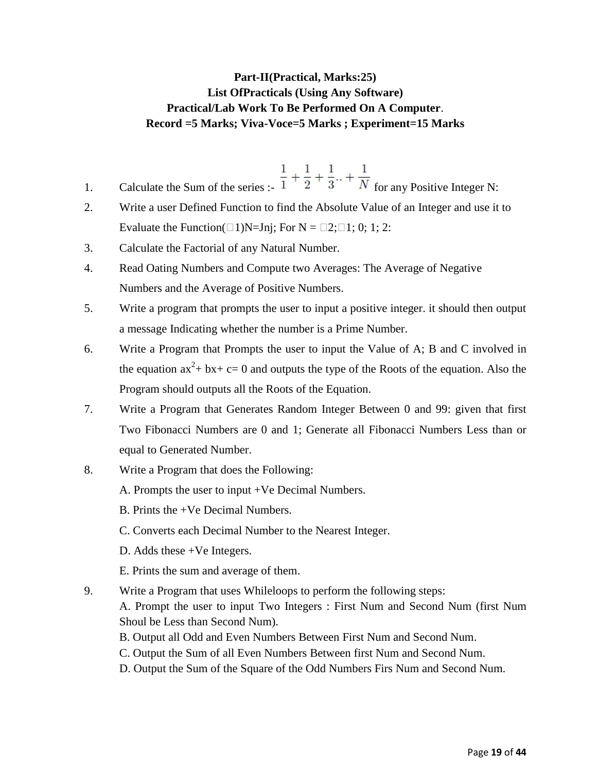**Part-II(Practical, Marks:25)**
**List OfPracticals (Using Any Software)**
**Practical/Lab Work To Be Performed On A Computer**.
**Record =5 Marks; Viva-Voce=5 Marks ; Experiment=15 Marks**

1. Calculate the Sum of the series :- $\frac{1}{1}+\frac{1}{2}+\frac{1}{3}..+\frac{1}{N}$ for any Positive Integer N:
2. Write a user Defined Function to find the Absolute Value of an Integer and use it to Evaluate the Function(□1)N=Jnj; For N = □2;□1; 0; 1; 2:
3. Calculate the Factorial of any Natural Number.
4. Read Oating Numbers and Compute two Averages: The Average of Negative Numbers and the Average of Positive Numbers.
5. Write a program that prompts the user to input a positive integer. it should then output a message Indicating whether the number is a Prime Number.
6. Write a Program that Prompts the user to input the Value of A; B and C involved in the equation $ax^2+ bx+ c= 0$ and outputs the type of the Roots of the equation. Also the Program should outputs all the Roots of the Equation.
7. Write a Program that Generates Random Integer Between 0 and 99: given that first Two Fibonacci Numbers are 0 and 1; Generate all Fibonacci Numbers Less than or equal to Generated Number.
8. Write a Program that does the Following:
   A. Prompts the user to input +Ve Decimal Numbers.
   B. Prints the +Ve Decimal Numbers.
   C. Converts each Decimal Number to the Nearest Integer.
   D. Adds these +Ve Integers.
   E. Prints the sum and average of them.
9. Write a Program that uses Whileloops to perform the following steps:
   A. Prompt the user to input Two Integers : First Num and Second Num (first Num Shoul be Less than Second Num).
   B. Output all Odd and Even Numbers Between First Num and Second Num.
   C. Output the Sum of all Even Numbers Between first Num and Second Num.
   D. Output the Sum of the Square of the Odd Numbers Firs Num and Second Num.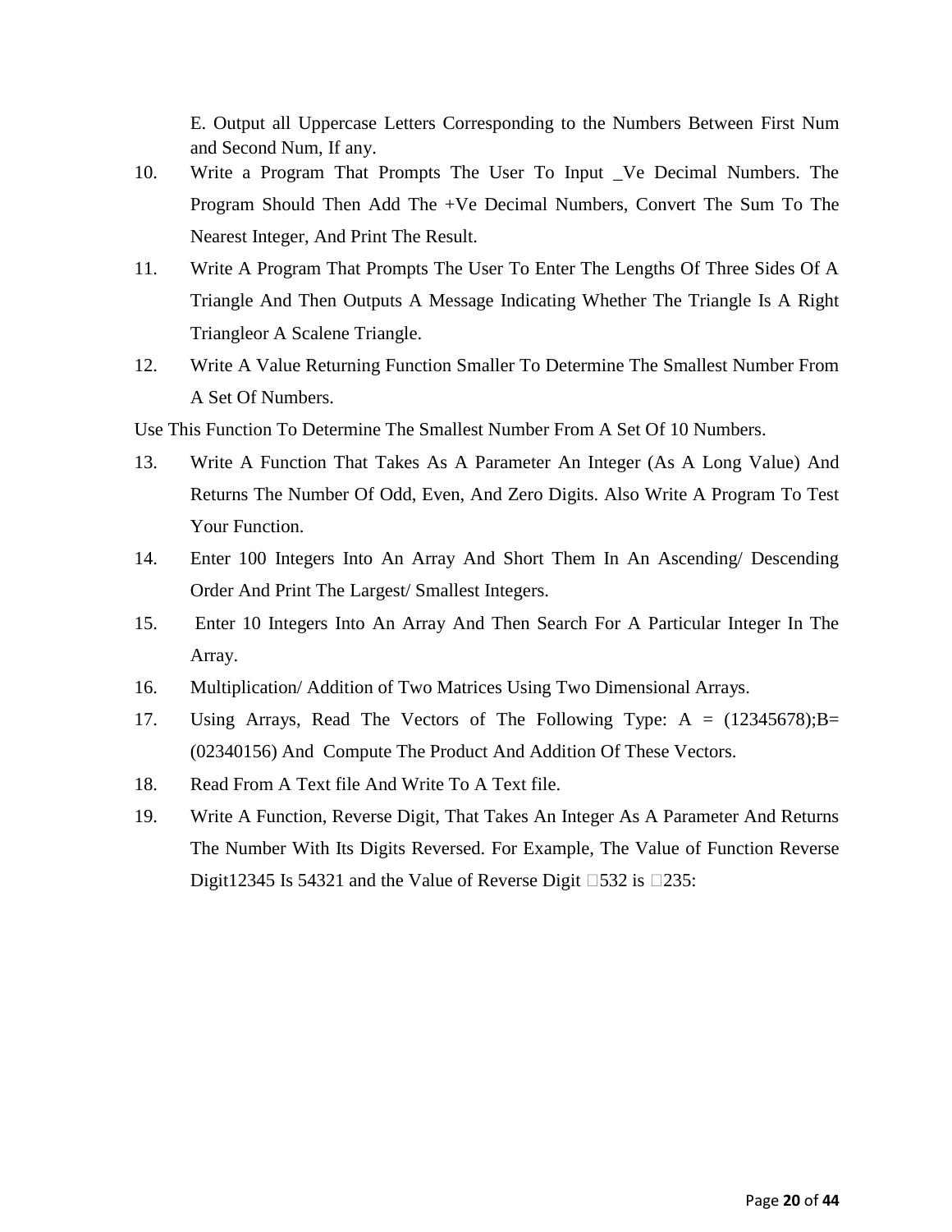E. Output all Uppercase Letters Corresponding to the Numbers Between First Num and Second Num, If any.

10. Write a Program That Prompts The User To Input _Ve Decimal Numbers. The Program Should Then Add The +Ve Decimal Numbers, Convert The Sum To The Nearest Integer, And Print The Result.
11. Write A Program That Prompts The User To Enter The Lengths Of Three Sides Of A Triangle And Then Outputs A Message Indicating Whether The Triangle Is A Right Triangleor A Scalene Triangle.
12. Write A Value Returning Function Smaller To Determine The Smallest Number From A Set Of Numbers.

Use This Function To Determine The Smallest Number From A Set Of 10 Numbers.

13. Write A Function That Takes As A Parameter An Integer (As A Long Value) And Returns The Number Of Odd, Even, And Zero Digits. Also Write A Program To Test Your Function.
14. Enter 100 Integers Into An Array And Short Them In An Ascending/ Descending Order And Print The Largest/ Smallest Integers.
15. Enter 10 Integers Into An Array And Then Search For A Particular Integer In The Array.
16. Multiplication/ Addition of Two Matrices Using Two Dimensional Arrays.
17. Using Arrays, Read The Vectors of The Following Type: A = (12345678);B= (02340156) And Compute The Product And Addition Of These Vectors.
18. Read From A Text file And Write To A Text file.
19. Write A Function, Reverse Digit, That Takes An Integer As A Parameter And Returns The Number With Its Digits Reversed. For Example, The Value of Function Reverse Digit12345 Is 54321 and the Value of Reverse Digit □532 is □235: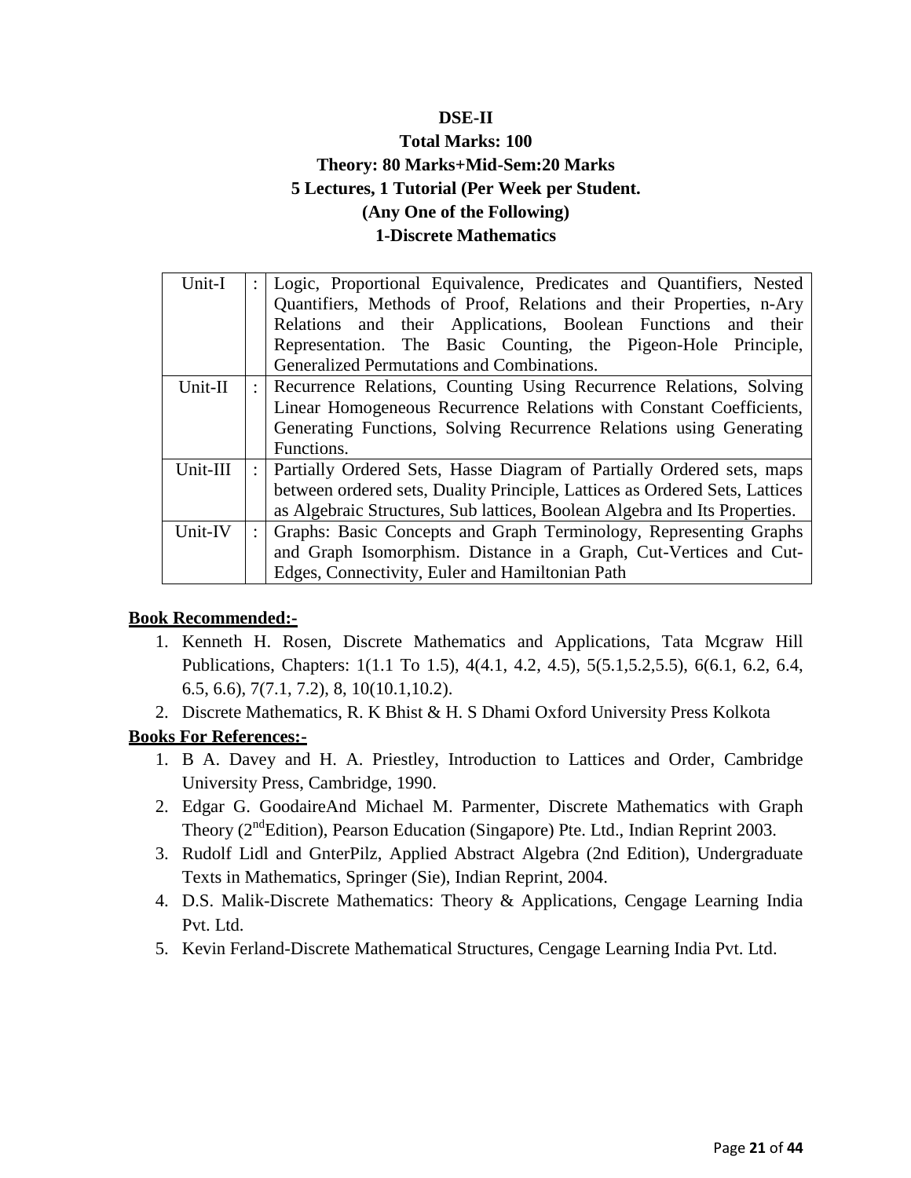**DSE-II**

**Total Marks: 100**

**Theory: 80 Marks+Mid-Sem:20 Marks**

**5 Lectures, 1 Tutorial (Per Week per Student.**

**(Any One of the Following)**

**1-Discrete Mathematics**

| | | |
|---|---|---|
| Unit-I | : | Logic, Proportional Equivalence, Predicates and Quantifiers, Nested Quantifiers, Methods of Proof, Relations and their Properties, n-Ary Relations and their Applications, Boolean Functions and their Representation. The Basic Counting, the Pigeon-Hole Principle, Generalized Permutations and Combinations. |
| Unit-II | : | Recurrence Relations, Counting Using Recurrence Relations, Solving Linear Homogeneous Recurrence Relations with Constant Coefficients, Generating Functions, Solving Recurrence Relations using Generating Functions. |
| Unit-III | : | Partially Ordered Sets, Hasse Diagram of Partially Ordered sets, maps between ordered sets, Duality Principle, Lattices as Ordered Sets, Lattices as Algebraic Structures, Sub lattices, Boolean Algebra and Its Properties. |
| Unit-IV | : | Graphs: Basic Concepts and Graph Terminology, Representing Graphs and Graph Isomorphism. Distance in a Graph, Cut-Vertices and Cut-Edges, Connectivity, Euler and Hamiltonian Path |

**Book Recommended:-**

1. Kenneth H. Rosen, Discrete Mathematics and Applications, Tata Mcgraw Hill Publications, Chapters: 1(1.1 To 1.5), 4(4.1, 4.2, 4.5), 5(5.1,5.2,5.5), 6(6.1, 6.2, 6.4, 6.5, 6.6), 7(7.1, 7.2), 8, 10(10.1,10.2).
2. Discrete Mathematics, R. K Bhist & H. S Dhami Oxford University Press Kolkota

**Books For References:-**

1. B A. Davey and H. A. Priestley, Introduction to Lattices and Order, Cambridge University Press, Cambridge, 1990.
2. Edgar G. GoodaireAnd Michael M. Parmenter, Discrete Mathematics with Graph Theory (2nd Edition), Pearson Education (Singapore) Pte. Ltd., Indian Reprint 2003.
3. Rudolf Lidl and GnterPilz, Applied Abstract Algebra (2nd Edition), Undergraduate Texts in Mathematics, Springer (Sie), Indian Reprint, 2004.
4. D.S. Malik-Discrete Mathematics: Theory & Applications, Cengage Learning India Pvt. Ltd.
5. Kevin Ferland-Discrete Mathematical Structures, Cengage Learning India Pvt. Ltd.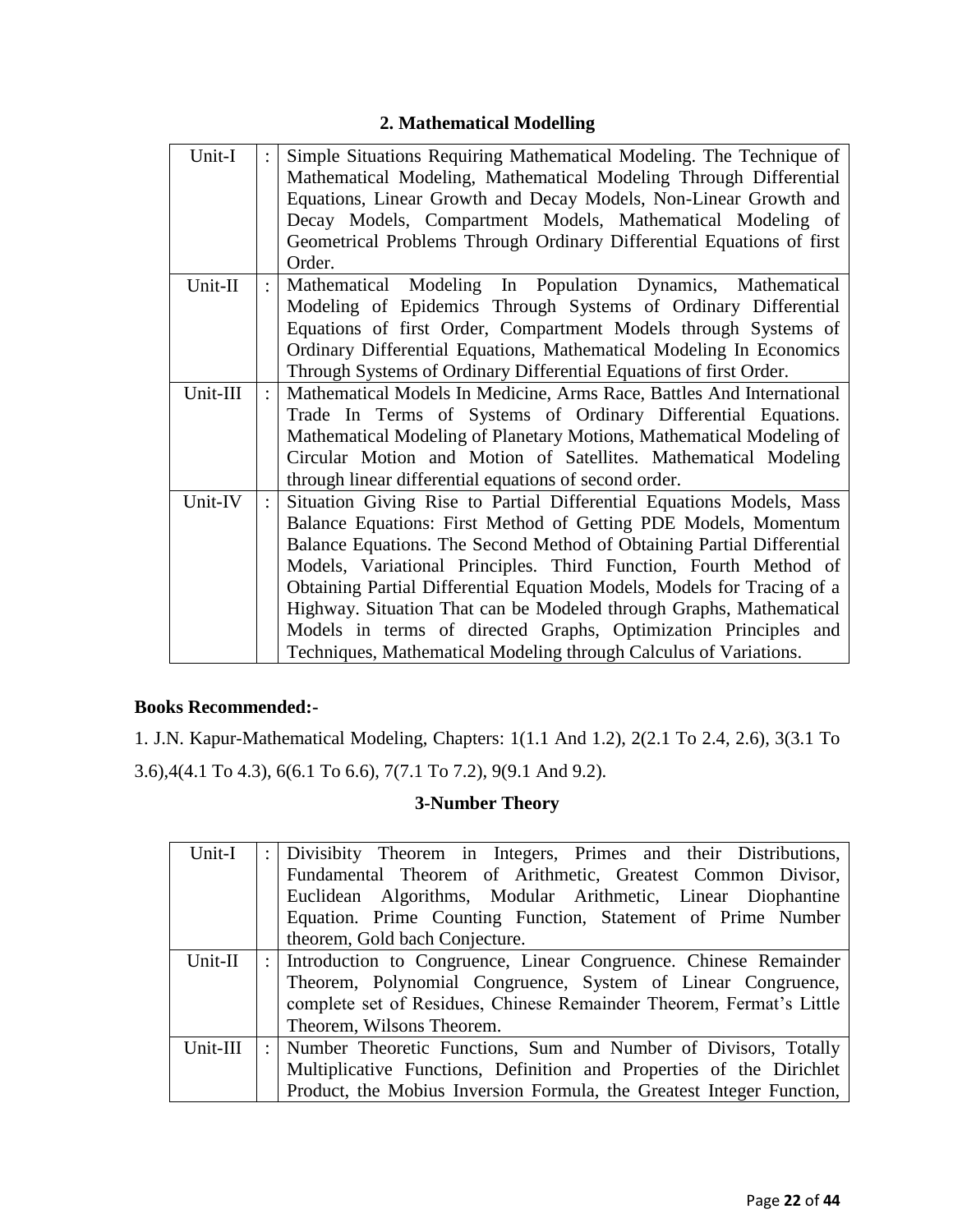## 2. Mathematical Modelling

| | | |
|---|---|---|
| Unit-I | : | Simple Situations Requiring Mathematical Modeling. The Technique of Mathematical Modeling, Mathematical Modeling Through Differential Equations, Linear Growth and Decay Models, Non-Linear Growth and Decay Models, Compartment Models, Mathematical Modeling of Geometrical Problems Through Ordinary Differential Equations of first Order. |
| Unit-II | : | Mathematical Modeling In Population Dynamics, Mathematical Modeling of Epidemics Through Systems of Ordinary Differential Equations of first Order, Compartment Models through Systems of Ordinary Differential Equations, Mathematical Modeling In Economics Through Systems of Ordinary Differential Equations of first Order. |
| Unit-III | : | Mathematical Models In Medicine, Arms Race, Battles And International Trade In Terms of Systems of Ordinary Differential Equations. Mathematical Modeling of Planetary Motions, Mathematical Modeling of Circular Motion and Motion of Satellites. Mathematical Modeling through linear differential equations of second order. |
| Unit-IV | : | Situation Giving Rise to Partial Differential Equations Models, Mass Balance Equations: First Method of Getting PDE Models, Momentum Balance Equations. The Second Method of Obtaining Partial Differential Models, Variational Principles. Third Function, Fourth Method of Obtaining Partial Differential Equation Models, Models for Tracing of a Highway. Situation That can be Modeled through Graphs, Mathematical Models in terms of directed Graphs, Optimization Principles and Techniques, Mathematical Modeling through Calculus of Variations. |

**Books Recommended:-**

1. J.N. Kapur-Mathematical Modeling, Chapters: 1(1.1 And 1.2), 2(2.1 To 2.4, 2.6), 3(3.1 To 3.6),4(4.1 To 4.3), 6(6.1 To 6.6), 7(7.1 To 7.2), 9(9.1 And 9.2).

## 3-Number Theory

| | | |
|---|---|---|
| Unit-I | : | Divisibity Theorem in Integers, Primes and their Distributions, Fundamental Theorem of Arithmetic, Greatest Common Divisor, Euclidean Algorithms, Modular Arithmetic, Linear Diophantine Equation. Prime Counting Function, Statement of Prime Number theorem, Gold bach Conjecture. |
| Unit-II | : | Introduction to Congruence, Linear Congruence. Chinese Remainder Theorem, Polynomial Congruence, System of Linear Congruence, complete set of Residues, Chinese Remainder Theorem, Fermat's Little Theorem, Wilsons Theorem. |
| Unit-III | : | Number Theoretic Functions, Sum and Number of Divisors, Totally Multiplicative Functions, Definition and Properties of the Dirichlet Product, the Mobius Inversion Formula, the Greatest Integer Function, |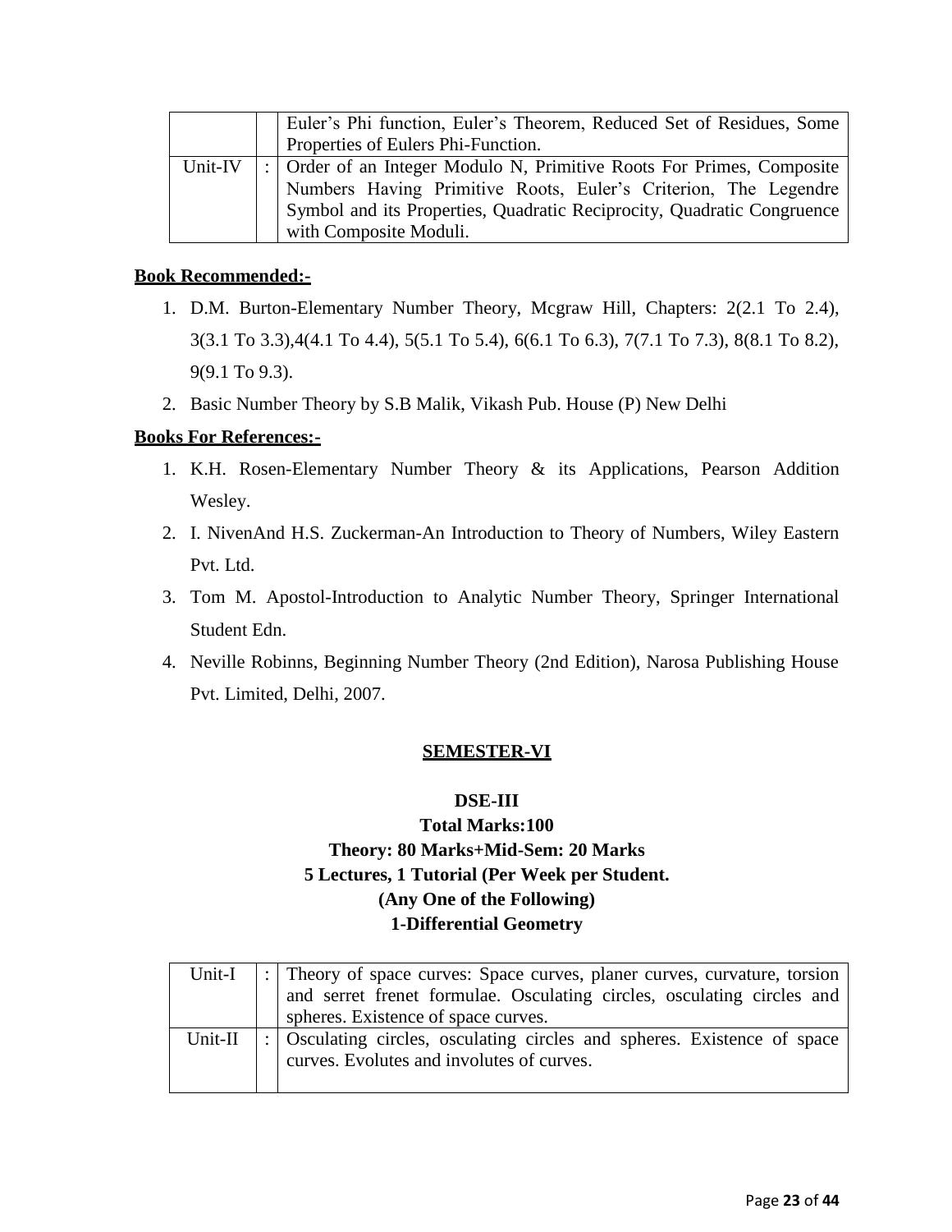| | | |
|---|---|---|
| | | Euler's Phi function, Euler's Theorem, Reduced Set of Residues, Some Properties of Eulers Phi-Function. |
| Unit-IV | : | Order of an Integer Modulo N, Primitive Roots For Primes, Composite Numbers Having Primitive Roots, Euler's Criterion, The Legendre Symbol and its Properties, Quadratic Reciprocity, Quadratic Congruence with Composite Moduli. |

**Book Recommended:-**

1. D.M. Burton-Elementary Number Theory, Mcgraw Hill, Chapters: 2(2.1 To 2.4), 3(3.1 To 3.3),4(4.1 To 4.4), 5(5.1 To 5.4), 6(6.1 To 6.3), 7(7.1 To 7.3), 8(8.1 To 8.2), 9(9.1 To 9.3).
2. Basic Number Theory by S.B Malik, Vikash Pub. House (P) New Delhi

**Books For References:-**

1. K.H. Rosen-Elementary Number Theory & its Applications, Pearson Addition Wesley.
2. I. NivenAnd H.S. Zuckerman-An Introduction to Theory of Numbers, Wiley Eastern Pvt. Ltd.
3. Tom M. Apostol-Introduction to Analytic Number Theory, Springer International Student Edn.
4. Neville Robinns, Beginning Number Theory (2nd Edition), Narosa Publishing House Pvt. Limited, Delhi, 2007.

## SEMESTER-VI

**DSE-III**
**Total Marks:100**
**Theory: 80 Marks+Mid-Sem: 20 Marks**
**5 Lectures, 1 Tutorial (Per Week per Student.**
**(Any One of the Following)**
**1-Differential Geometry**

| | | |
|---|---|---|
| Unit-I | : | Theory of space curves: Space curves, planer curves, curvature, torsion and serret frenet formulae. Osculating circles, osculating circles and spheres. Existence of space curves. |
| Unit-II | : | Osculating circles, osculating circles and spheres. Existence of space curves. Evolutes and involutes of curves. |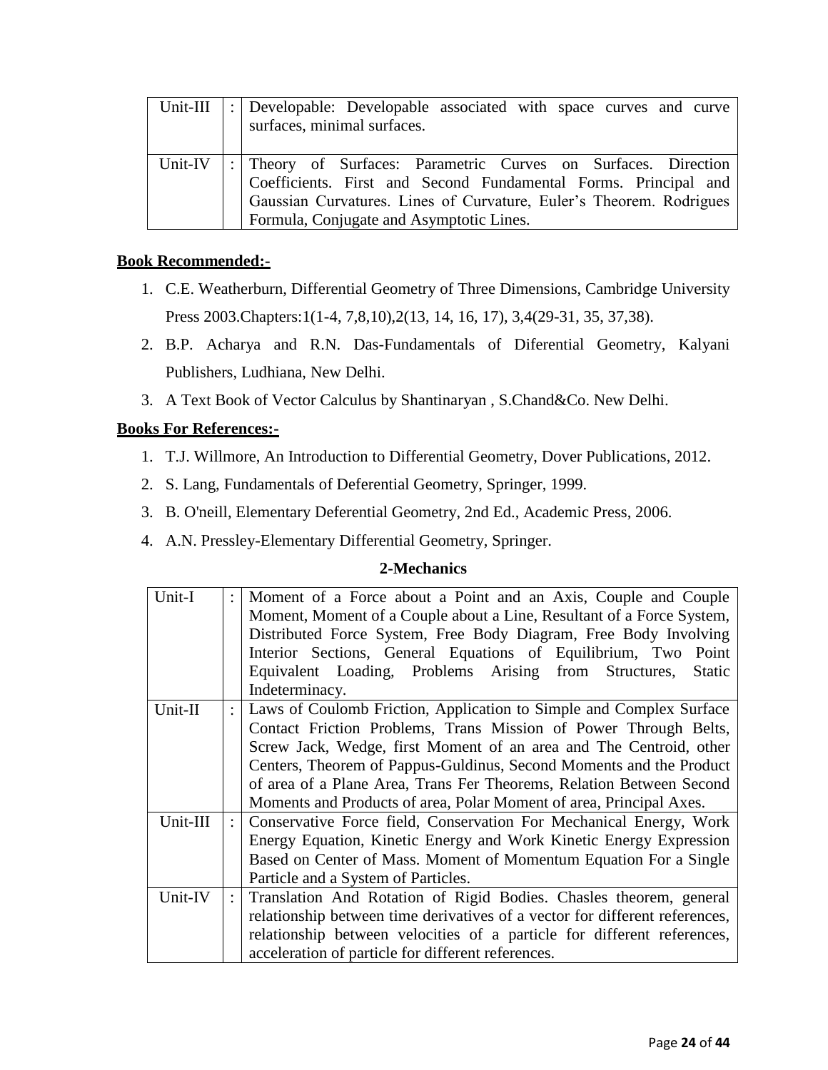| | | |
|---|---|---|
| Unit-III | : | Developable: Developable associated with space curves and curve surfaces, minimal surfaces. |
| Unit-IV | : | Theory of Surfaces: Parametric Curves on Surfaces. Direction Coefficients. First and Second Fundamental Forms. Principal and Gaussian Curvatures. Lines of Curvature, Euler's Theorem. Rodrigues Formula, Conjugate and Asymptotic Lines. |

**Book Recommended:-**

1. C.E. Weatherburn, Differential Geometry of Three Dimensions, Cambridge University Press 2003.Chapters:1(1-4, 7,8,10),2(13, 14, 16, 17), 3,4(29-31, 35, 37,38).
2. B.P. Acharya and R.N. Das-Fundamentals of Diferential Geometry, Kalyani Publishers, Ludhiana, New Delhi.
3. A Text Book of Vector Calculus by Shantinaryan , S.Chand&Co. New Delhi.

**Books For References:-**

1. T.J. Willmore, An Introduction to Differential Geometry, Dover Publications, 2012.
2. S. Lang, Fundamentals of Deferential Geometry, Springer, 1999.
3. B. O'neill, Elementary Deferential Geometry, 2nd Ed., Academic Press, 2006.
4. A.N. Pressley-Elementary Differential Geometry, Springer.

**2-Mechanics**

| | | |
|---|---|---|
| Unit-I | : | Moment of a Force about a Point and an Axis, Couple and Couple Moment, Moment of a Couple about a Line, Resultant of a Force System, Distributed Force System, Free Body Diagram, Free Body Involving Interior Sections, General Equations of Equilibrium, Two Point Equivalent Loading, Problems Arising from Structures, Static Indeterminacy. |
| Unit-II | : | Laws of Coulomb Friction, Application to Simple and Complex Surface Contact Friction Problems, Trans Mission of Power Through Belts, Screw Jack, Wedge, first Moment of an area and The Centroid, other Centers, Theorem of Pappus-Guldinus, Second Moments and the Product of area of a Plane Area, Trans Fer Theorems, Relation Between Second Moments and Products of area, Polar Moment of area, Principal Axes. |
| Unit-III | : | Conservative Force field, Conservation For Mechanical Energy, Work Energy Equation, Kinetic Energy and Work Kinetic Energy Expression Based on Center of Mass. Moment of Momentum Equation For a Single Particle and a System of Particles. |
| Unit-IV | : | Translation And Rotation of Rigid Bodies. Chasles theorem, general relationship between time derivatives of a vector for different references, relationship between velocities of a particle for different references, acceleration of particle for different references. |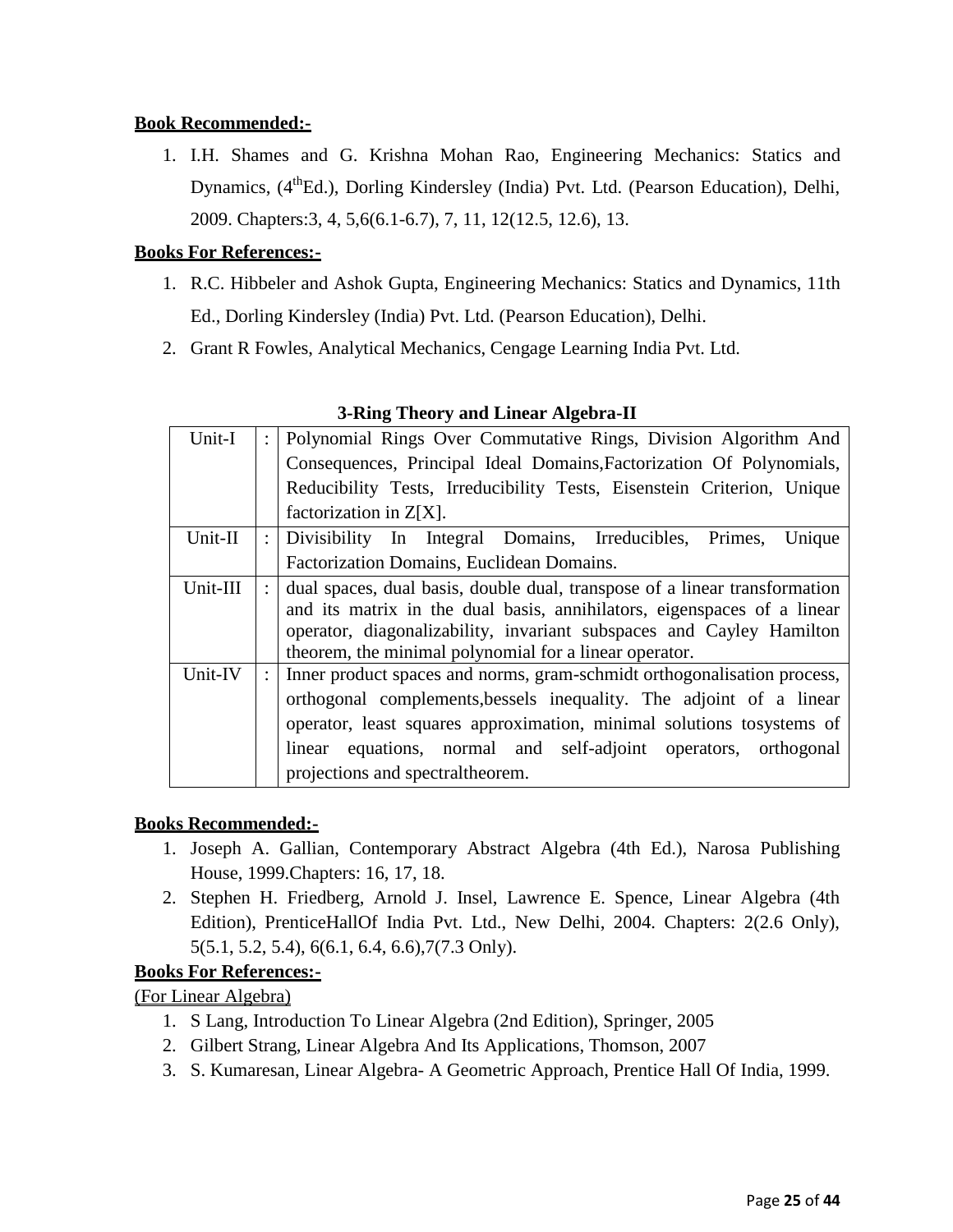**Book Recommended:-**

1. I.H. Shames and G. Krishna Mohan Rao, Engineering Mechanics: Statics and Dynamics, ($4^{th}$Ed.), Dorling Kindersley (India) Pvt. Ltd. (Pearson Education), Delhi, 2009. Chapters:3, 4, 5,6(6.1-6.7), 7, 11, 12(12.5, 12.6), 13.

**Books For References:-**

1. R.C. Hibbeler and Ashok Gupta, Engineering Mechanics: Statics and Dynamics, 11th Ed., Dorling Kindersley (India) Pvt. Ltd. (Pearson Education), Delhi.
2. Grant R Fowles, Analytical Mechanics, Cengage Learning India Pvt. Ltd.

### 3-Ring Theory and Linear Algebra-II

| Unit | | Content |
|---|---|---|
| Unit-I | : | Polynomial Rings Over Commutative Rings, Division Algorithm And Consequences, Principal Ideal Domains,Factorization Of Polynomials, Reducibility Tests, Irreducibility Tests, Eisenstein Criterion, Unique factorization in Z[X]. |
| Unit-II | : | Divisibility In Integral Domains, Irreducibles, Primes, Unique Factorization Domains, Euclidean Domains. |
| Unit-III | : | dual spaces, dual basis, double dual, transpose of a linear transformation and its matrix in the dual basis, annihilators, eigenspaces of a linear operator, diagonalizability, invariant subspaces and Cayley Hamilton theorem, the minimal polynomial for a linear operator. |
| Unit-IV | : | Inner product spaces and norms, gram-schmidt orthogonalisation process, orthogonal complements,bessels inequality. The adjoint of a linear operator, least squares approximation, minimal solutions tosystems of linear equations, normal and self-adjoint operators, orthogonal projections and spectraltheorem. |

**Books Recommended:-**

1. Joseph A. Gallian, Contemporary Abstract Algebra (4th Ed.), Narosa Publishing House, 1999.Chapters: 16, 17, 18.
2. Stephen H. Friedberg, Arnold J. Insel, Lawrence E. Spence, Linear Algebra (4th Edition), PrenticeHallOf India Pvt. Ltd., New Delhi, 2004. Chapters: 2(2.6 Only), 5(5.1, 5.2, 5.4), 6(6.1, 6.4, 6.6),7(7.3 Only).

**Books For References:-**

(For Linear Algebra)

1. S Lang, Introduction To Linear Algebra (2nd Edition), Springer, 2005
2. Gilbert Strang, Linear Algebra And Its Applications, Thomson, 2007
3. S. Kumaresan, Linear Algebra- A Geometric Approach, Prentice Hall Of India, 1999.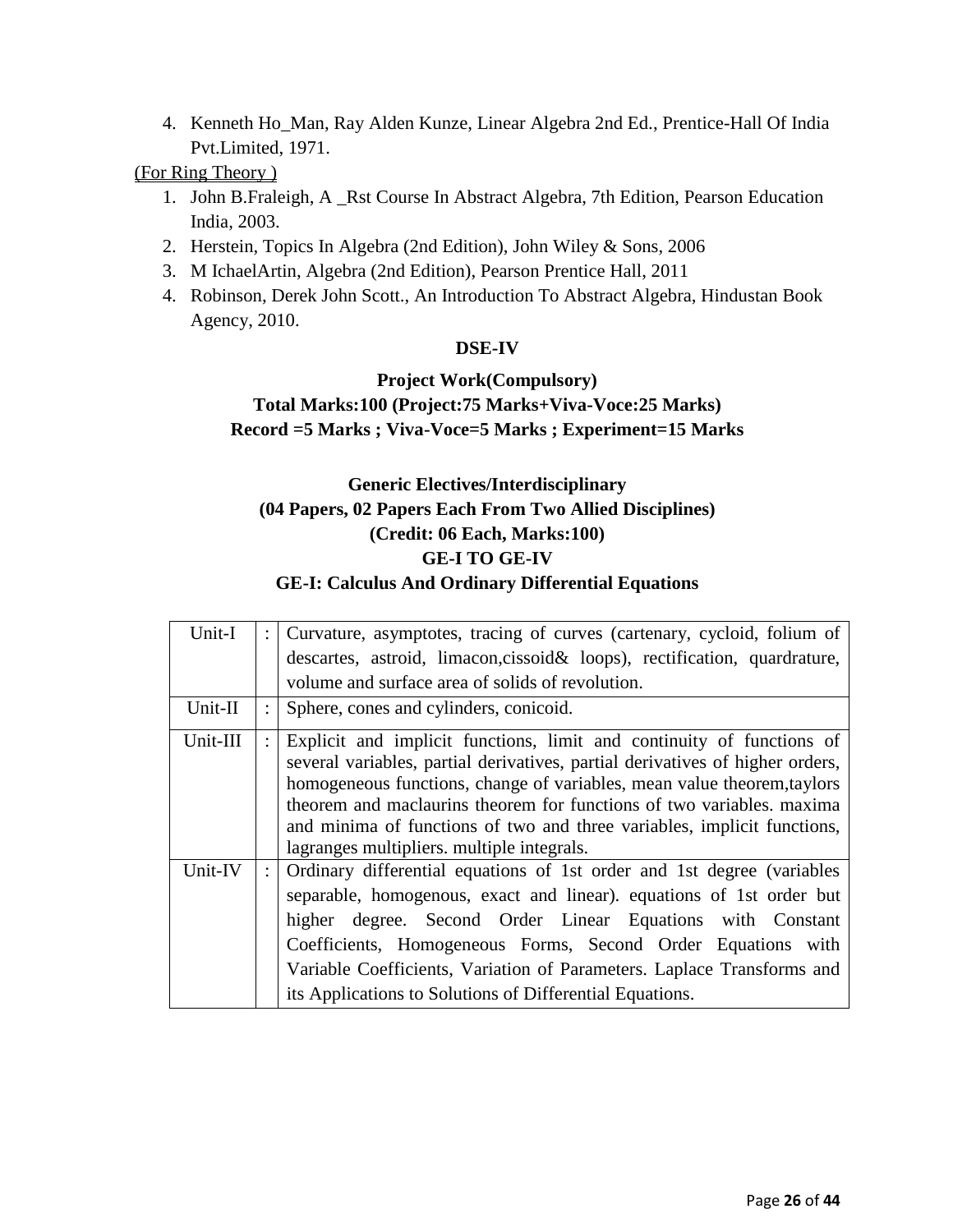4. Kenneth Ho_Man, Ray Alden Kunze, Linear Algebra 2nd Ed., Prentice-Hall Of India Pvt.Limited, 1971.

(For Ring Theory )

1. John B.Fraleigh, A _Rst Course In Abstract Algebra, 7th Edition, Pearson Education India, 2003.
2. Herstein, Topics In Algebra (2nd Edition), John Wiley & Sons, 2006
3. M IchaelArtin, Algebra (2nd Edition), Pearson Prentice Hall, 2011
4. Robinson, Derek John Scott., An Introduction To Abstract Algebra, Hindustan Book Agency, 2010.

**DSE-IV**

**Project Work(Compulsory)**
**Total Marks:100 (Project:75 Marks+Viva-Voce:25 Marks)**
**Record =5 Marks ; Viva-Voce=5 Marks ; Experiment=15 Marks**

**Generic Electives/Interdisciplinary**
**(04 Papers, 02 Papers Each From Two Allied Disciplines)**
**(Credit: 06 Each, Marks:100)**
**GE-I TO GE-IV**
**GE-I: Calculus And Ordinary Differential Equations**

| | | |
|---|---|---|
| Unit-I | : | Curvature, asymptotes, tracing of curves (cartenary, cycloid, folium of descartes, astroid, limacon,cissoid& loops), rectification, quardrature, volume and surface area of solids of revolution. |
| Unit-II | : | Sphere, cones and cylinders, conicoid. |
| Unit-III | : | Explicit and implicit functions, limit and continuity of functions of several variables, partial derivatives, partial derivatives of higher orders, homogeneous functions, change of variables, mean value theorem,taylors theorem and maclaurins theorem for functions of two variables. maxima and minima of functions of two and three variables, implicit functions, lagranges multipliers. multiple integrals. |
| Unit-IV | : | Ordinary differential equations of 1st order and 1st degree (variables separable, homogenous, exact and linear). equations of 1st order but higher degree. Second Order Linear Equations with Constant Coefficients, Homogeneous Forms, Second Order Equations with Variable Coefficients, Variation of Parameters. Laplace Transforms and its Applications to Solutions of Differential Equations. |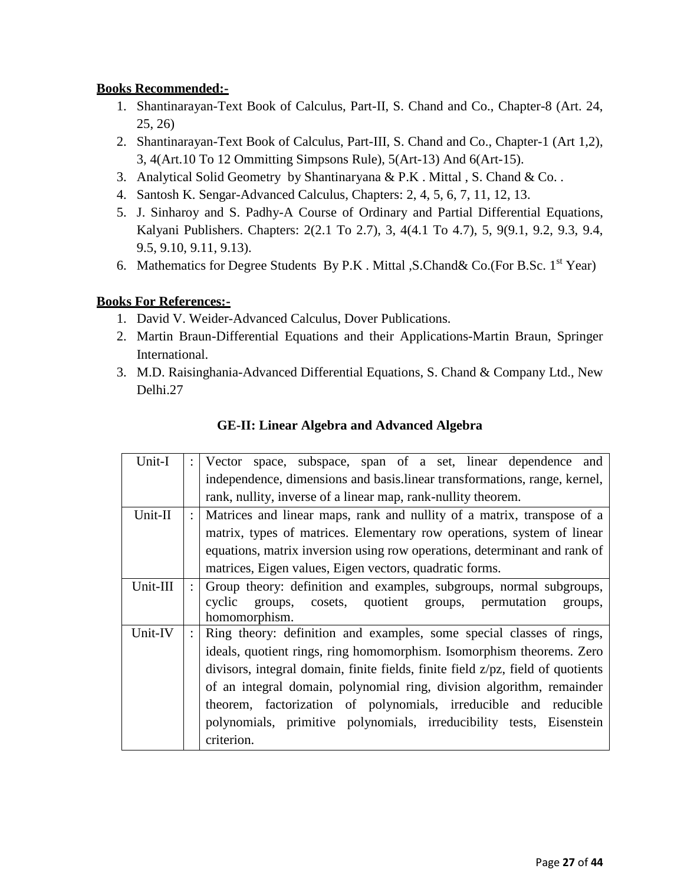**Books Recommended:-**

1. Shantinarayan-Text Book of Calculus, Part-II, S. Chand and Co., Chapter-8 (Art. 24, 25, 26)
2. Shantinarayan-Text Book of Calculus, Part-III, S. Chand and Co., Chapter-1 (Art 1,2), 3, 4(Art.10 To 12 Ommitting Simpsons Rule), 5(Art-13) And 6(Art-15).
3. Analytical Solid Geometry by Shantinaryana & P.K . Mittal , S. Chand & Co. .
4. Santosh K. Sengar-Advanced Calculus, Chapters: 2, 4, 5, 6, 7, 11, 12, 13.
5. J. Sinharoy and S. Padhy-A Course of Ordinary and Partial Differential Equations, Kalyani Publishers. Chapters: 2(2.1 To 2.7), 3, 4(4.1 To 4.7), 5, 9(9.1, 9.2, 9.3, 9.4, 9.5, 9.10, 9.11, 9.13).
6. Mathematics for Degree Students By P.K . Mittal ,S.Chand& Co.(For B.Sc. 1st Year)

**Books For References:-**

1. David V. Weider-Advanced Calculus, Dover Publications.
2. Martin Braun-Differential Equations and their Applications-Martin Braun, Springer International.
3. M.D. Raisinghania-Advanced Differential Equations, S. Chand & Company Ltd., New Delhi.27

## GE-II: Linear Algebra and Advanced Algebra

| Unit | | Content |
|---|---|---|
| Unit-I | : | Vector space, subspace, span of a set, linear dependence and independence, dimensions and basis.linear transformations, range, kernel, rank, nullity, inverse of a linear map, rank-nullity theorem. |
| Unit-II | : | Matrices and linear maps, rank and nullity of a matrix, transpose of a matrix, types of matrices. Elementary row operations, system of linear equations, matrix inversion using row operations, determinant and rank of matrices, Eigen values, Eigen vectors, quadratic forms. |
| Unit-III | : | Group theory: definition and examples, subgroups, normal subgroups, cyclic groups, cosets, quotient groups, permutation groups, homomorphism. |
| Unit-IV | : | Ring theory: definition and examples, some special classes of rings, ideals, quotient rings, ring homomorphism. Isomorphism theorems. Zero divisors, integral domain, finite fields, finite field z/pz, field of quotients of an integral domain, polynomial ring, division algorithm, remainder theorem, factorization of polynomials, irreducible and reducible polynomials, primitive polynomials, irreducibility tests, Eisenstein criterion. |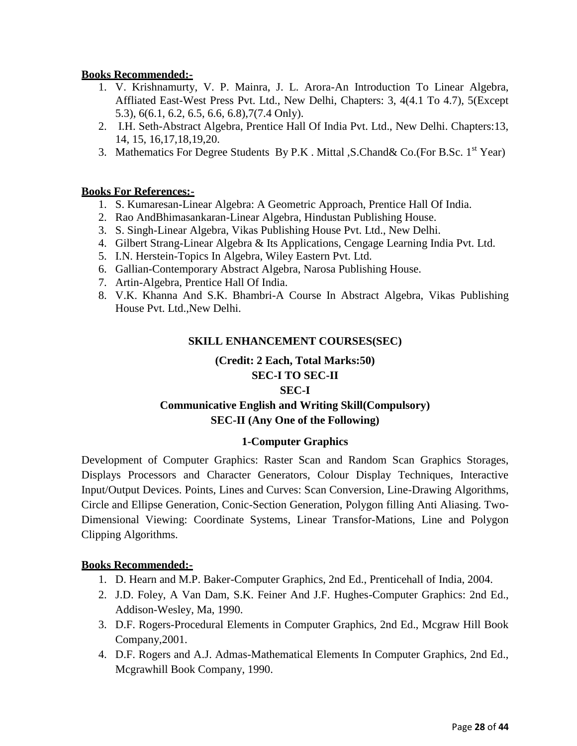**Books Recommended:-**

1. V. Krishnamurty, V. P. Mainra, J. L. Arora-An Introduction To Linear Algebra, Affliated East-West Press Pvt. Ltd., New Delhi, Chapters: 3, 4(4.1 To 4.7), 5(Except 5.3), 6(6.1, 6.2, 6.5, 6.6, 6.8),7(7.4 Only).
2. I.H. Seth-Abstract Algebra, Prentice Hall Of India Pvt. Ltd., New Delhi. Chapters:13, 14, 15, 16,17,18,19,20.
3. Mathematics For Degree Students By P.K . Mittal ,S.Chand& Co.(For B.Sc. 1st Year)

**Books For References:-**

1. S. Kumaresan-Linear Algebra: A Geometric Approach, Prentice Hall Of India.
2. Rao AndBhimasankaran-Linear Algebra, Hindustan Publishing House.
3. S. Singh-Linear Algebra, Vikas Publishing House Pvt. Ltd., New Delhi.
4. Gilbert Strang-Linear Algebra & Its Applications, Cengage Learning India Pvt. Ltd.
5. I.N. Herstein-Topics In Algebra, Wiley Eastern Pvt. Ltd.
6. Gallian-Contemporary Abstract Algebra, Narosa Publishing House.
7. Artin-Algebra, Prentice Hall Of India.
8. V.K. Khanna And S.K. Bhambri-A Course In Abstract Algebra, Vikas Publishing House Pvt. Ltd.,New Delhi.

## SKILL ENHANCEMENT COURSES(SEC)

### (Credit: 2 Each, Total Marks:50)

### SEC-I TO SEC-II

### SEC-I

### Communicative English and Writing Skill(Compulsory)

### SEC-II (Any One of the Following)

#### 1-Computer Graphics

Development of Computer Graphics: Raster Scan and Random Scan Graphics Storages, Displays Processors and Character Generators, Colour Display Techniques, Interactive Input/Output Devices. Points, Lines and Curves: Scan Conversion, Line-Drawing Algorithms, Circle and Ellipse Generation, Conic-Section Generation, Polygon filling Anti Aliasing. Two-Dimensional Viewing: Coordinate Systems, Linear Transfor-Mations, Line and Polygon Clipping Algorithms.

**Books Recommended:-**

1. D. Hearn and M.P. Baker-Computer Graphics, 2nd Ed., Prenticehall of India, 2004.
2. J.D. Foley, A Van Dam, S.K. Feiner And J.F. Hughes-Computer Graphics: 2nd Ed., Addison-Wesley, Ma, 1990.
3. D.F. Rogers-Procedural Elements in Computer Graphics, 2nd Ed., Mcgraw Hill Book Company,2001.
4. D.F. Rogers and A.J. Admas-Mathematical Elements In Computer Graphics, 2nd Ed., Mcgrawhill Book Company, 1990.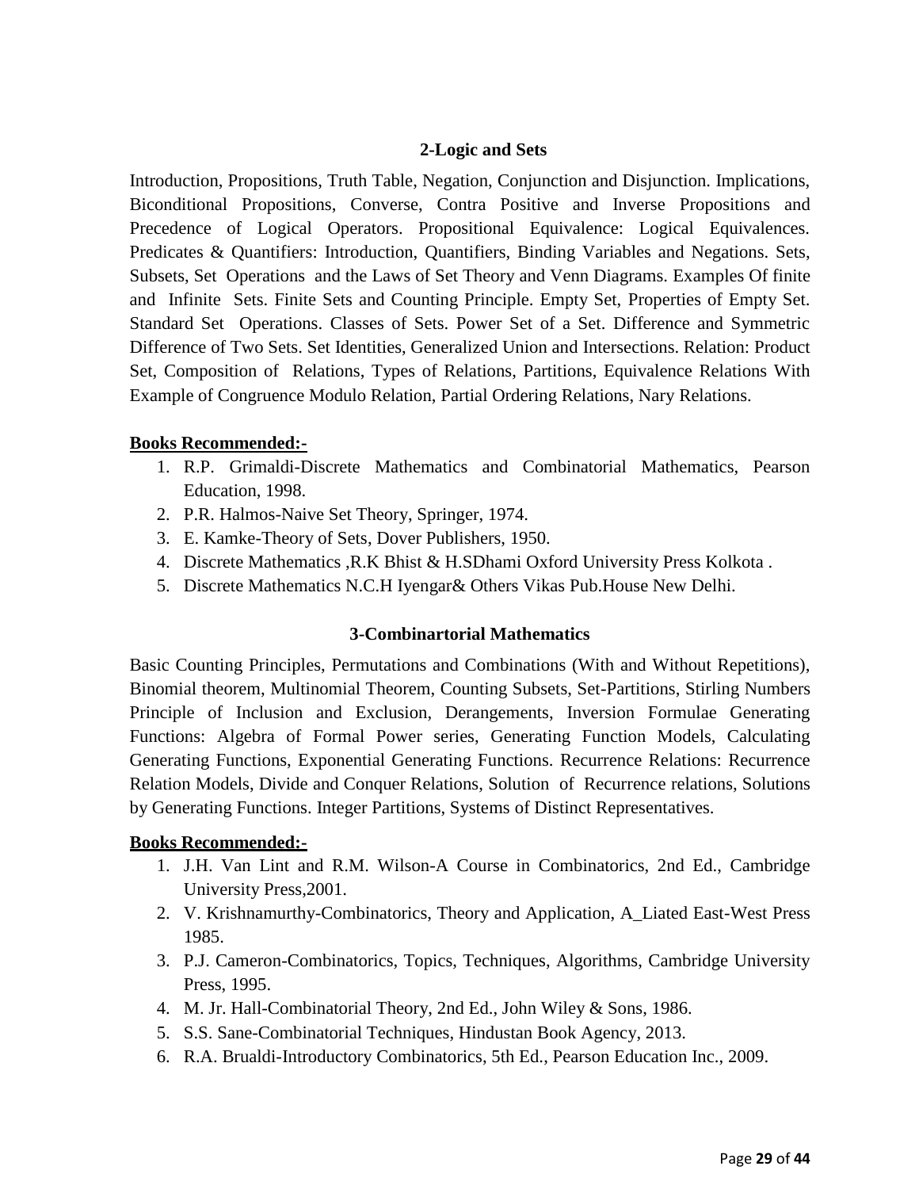## 2-Logic and Sets

Introduction, Propositions, Truth Table, Negation, Conjunction and Disjunction. Implications, Biconditional Propositions, Converse, Contra Positive and Inverse Propositions and Precedence of Logical Operators. Propositional Equivalence: Logical Equivalences. Predicates & Quantifiers: Introduction, Quantifiers, Binding Variables and Negations. Sets, Subsets, Set Operations and the Laws of Set Theory and Venn Diagrams. Examples Of finite and Infinite Sets. Finite Sets and Counting Principle. Empty Set, Properties of Empty Set. Standard Set Operations. Classes of Sets. Power Set of a Set. Difference and Symmetric Difference of Two Sets. Set Identities, Generalized Union and Intersections. Relation: Product Set, Composition of Relations, Types of Relations, Partitions, Equivalence Relations With Example of Congruence Modulo Relation, Partial Ordering Relations, Nary Relations.

**Books Recommended:-**

1. R.P. Grimaldi-Discrete Mathematics and Combinatorial Mathematics, Pearson Education, 1998.
2. P.R. Halmos-Naive Set Theory, Springer, 1974.
3. E. Kamke-Theory of Sets, Dover Publishers, 1950.
4. Discrete Mathematics ,R.K Bhist & H.SDhami Oxford University Press Kolkota .
5. Discrete Mathematics N.C.H Iyengar& Others Vikas Pub.House New Delhi.

## 3-Combinartorial Mathematics

Basic Counting Principles, Permutations and Combinations (With and Without Repetitions), Binomial theorem, Multinomial Theorem, Counting Subsets, Set-Partitions, Stirling Numbers Principle of Inclusion and Exclusion, Derangements, Inversion Formulae Generating Functions: Algebra of Formal Power series, Generating Function Models, Calculating Generating Functions, Exponential Generating Functions. Recurrence Relations: Recurrence Relation Models, Divide and Conquer Relations, Solution of Recurrence relations, Solutions by Generating Functions. Integer Partitions, Systems of Distinct Representatives.

**Books Recommended:-**

1. J.H. Van Lint and R.M. Wilson-A Course in Combinatorics, 2nd Ed., Cambridge University Press,2001.
2. V. Krishnamurthy-Combinatorics, Theory and Application, A_Liated East-West Press 1985.
3. P.J. Cameron-Combinatorics, Topics, Techniques, Algorithms, Cambridge University Press, 1995.
4. M. Jr. Hall-Combinatorial Theory, 2nd Ed., John Wiley & Sons, 1986.
5. S.S. Sane-Combinatorial Techniques, Hindustan Book Agency, 2013.
6. R.A. Brualdi-Introductory Combinatorics, 5th Ed., Pearson Education Inc., 2009.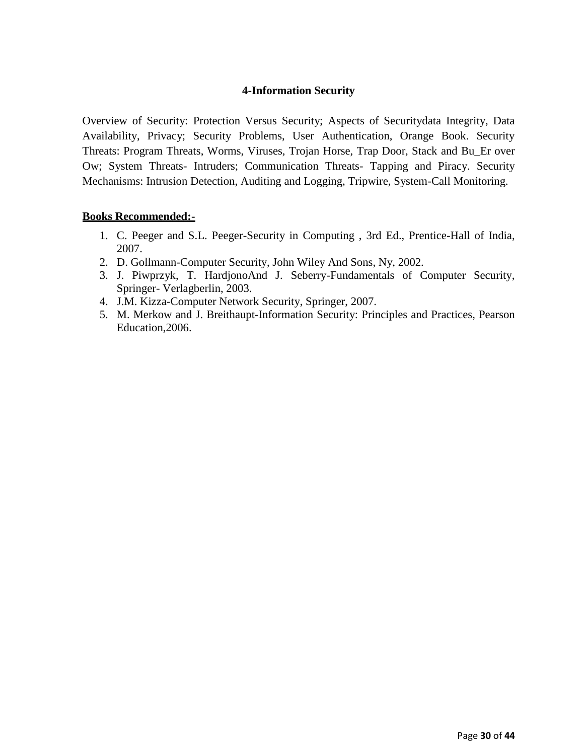## 4-Information Security

Overview of Security: Protection Versus Security; Aspects of Securitydata Integrity, Data Availability, Privacy; Security Problems, User Authentication, Orange Book. Security Threats: Program Threats, Worms, Viruses, Trojan Horse, Trap Door, Stack and Bu_Er over Ow; System Threats- Intruders; Communication Threats- Tapping and Piracy. Security Mechanisms: Intrusion Detection, Auditing and Logging, Tripwire, System-Call Monitoring.

**<u>Books Recommended:-</u>**

1. C. Peeger and S.L. Peeger-Security in Computing , 3rd Ed., Prentice-Hall of India, 2007.
2. D. Gollmann-Computer Security, John Wiley And Sons, Ny, 2002.
3. J. Piwprzyk, T. HardjonoAnd J. Seberry-Fundamentals of Computer Security, Springer- Verlagberlin, 2003.
4. J.M. Kizza-Computer Network Security, Springer, 2007.
5. M. Merkow and J. Breithaupt-Information Security: Principles and Practices, Pearson Education,2006.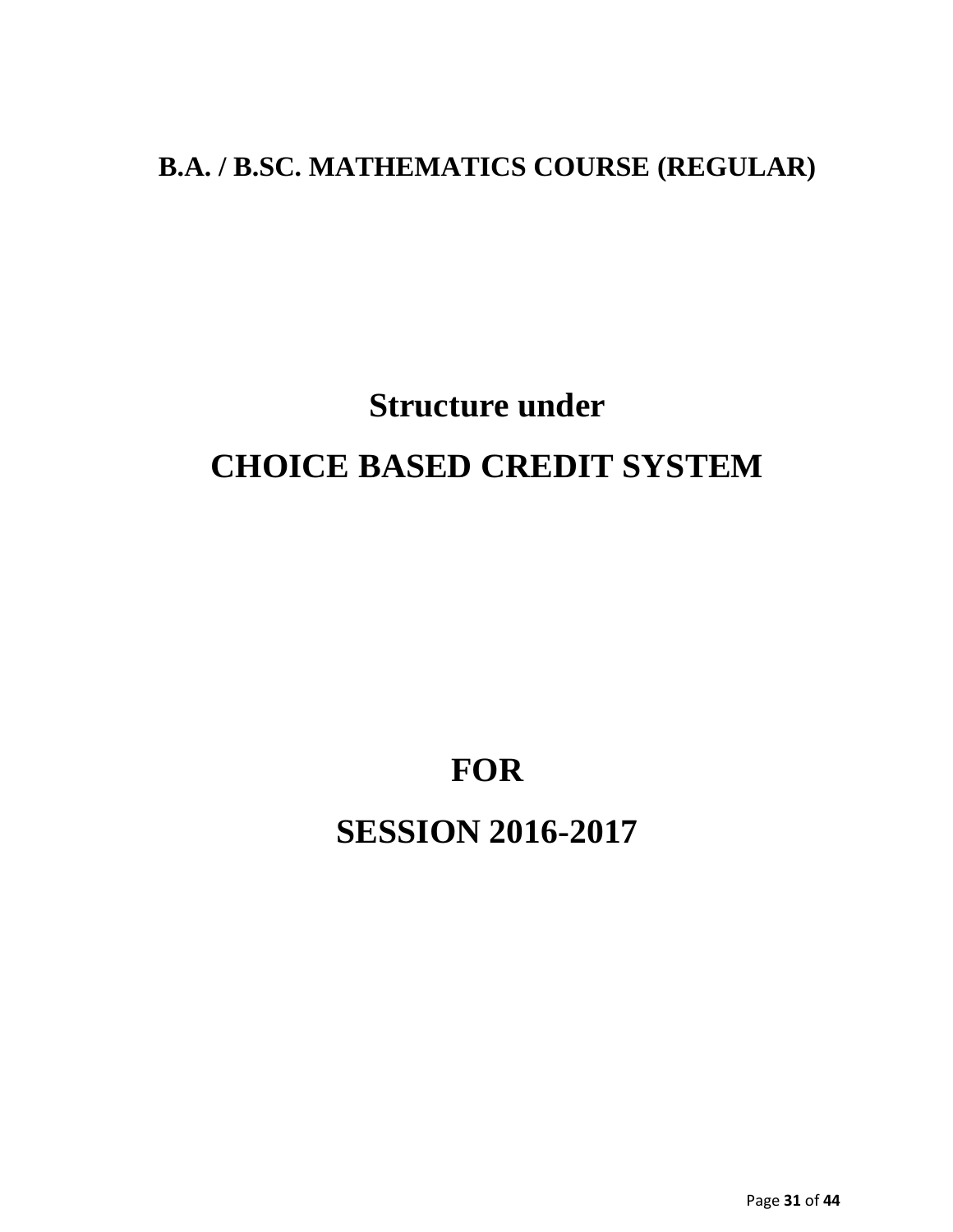# B.A. / B.SC. MATHEMATICS COURSE (REGULAR)

# Structure under
# CHOICE BASED CREDIT SYSTEM

# FOR
# SESSION 2016-2017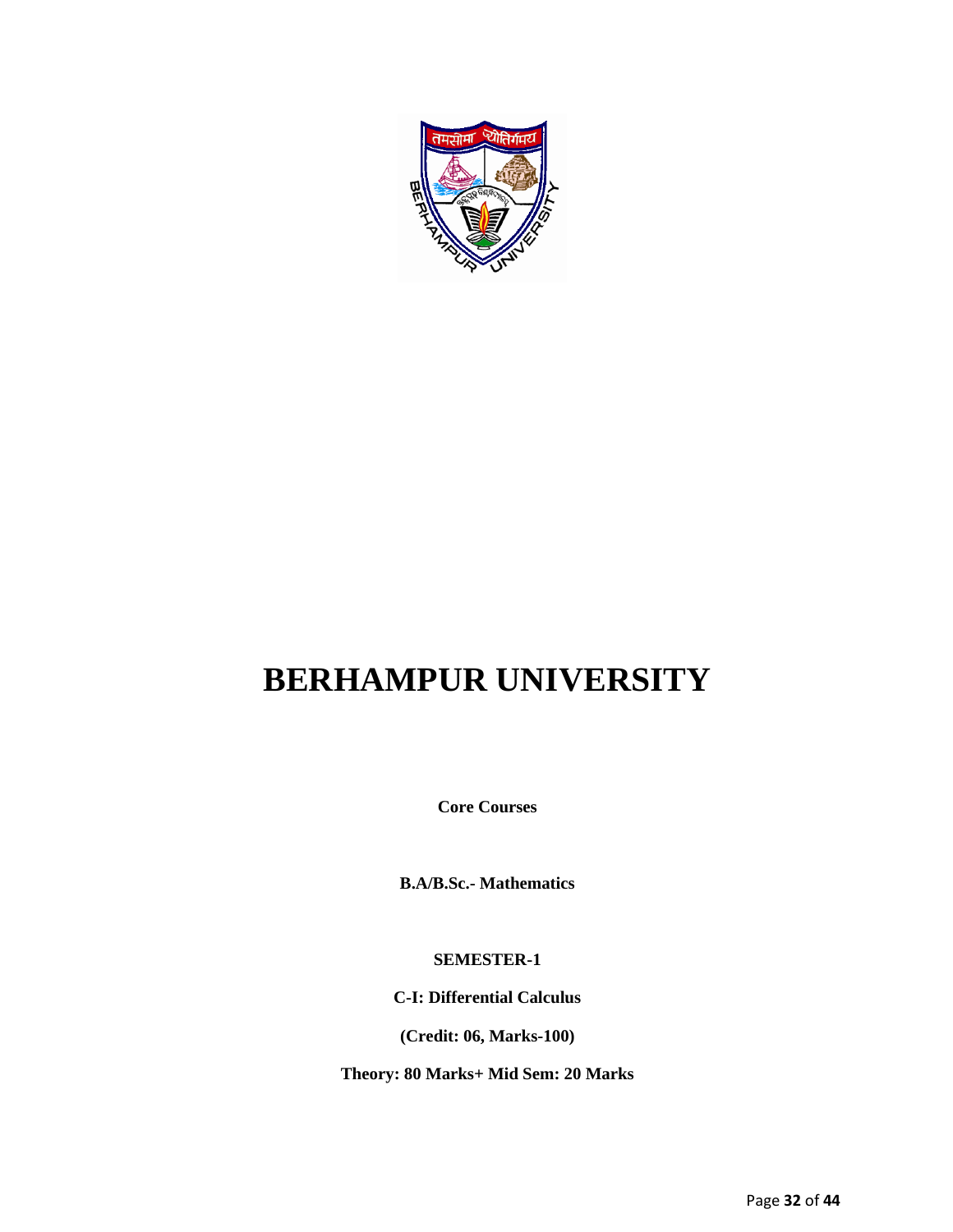# BERHAMPUR UNIVERSITY

**Core Courses**

**B.A/B.Sc.- Mathematics**

**SEMESTER-1**

**C-I: Differential Calculus**

**(Credit: 06, Marks-100)**

**Theory: 80 Marks+ Mid Sem: 20 Marks**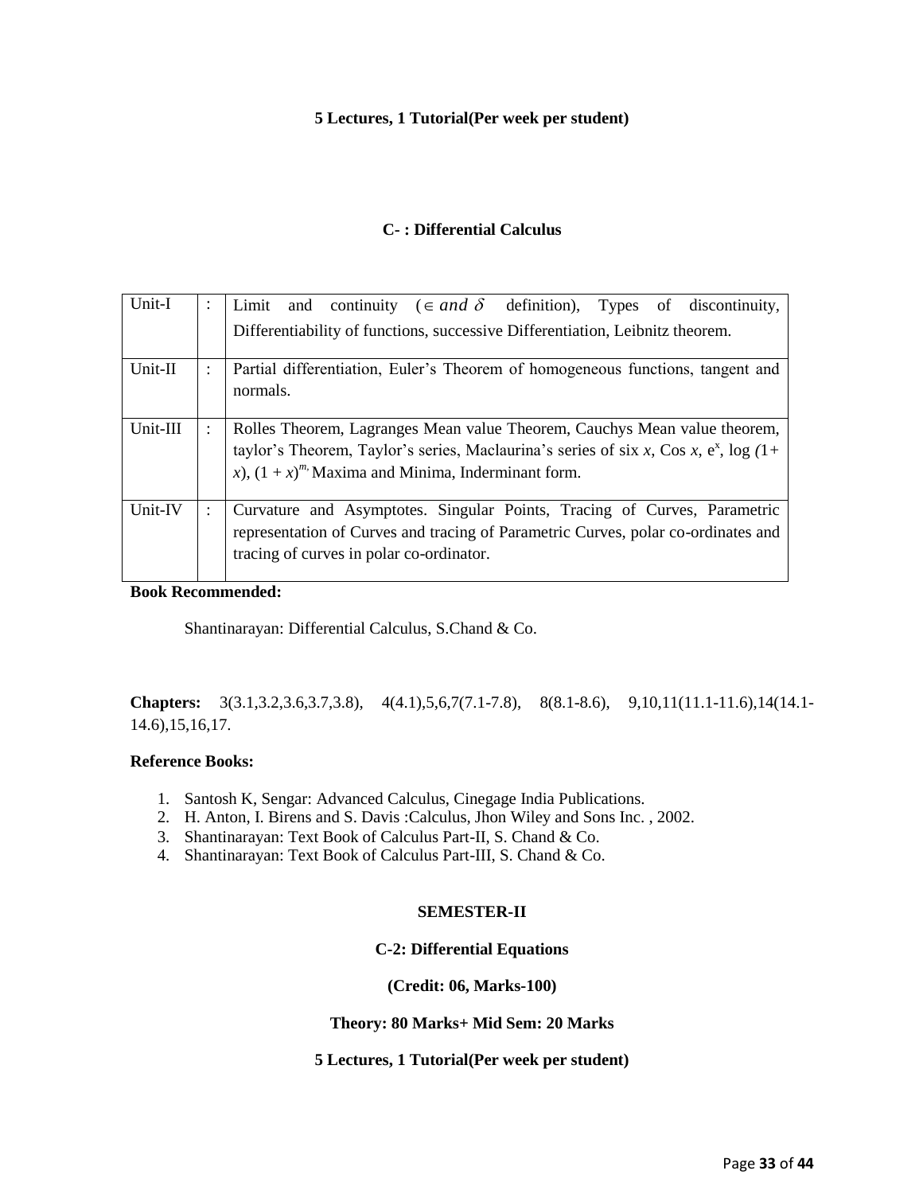**5 Lectures, 1 Tutorial(Per week per student)**

### C- : Differential Calculus

| | | |
|---|---|---|
| Unit-I | : | Limit and continuity ($\in$ *and* $\delta$ definition), Types of discontinuity, Differentiability of functions, successive Differentiation, Leibnitz theorem. |
| Unit-II | : | Partial differentiation, Euler's Theorem of homogeneous functions, tangent and normals. |
| Unit-III | : | Rolles Theorem, Lagranges Mean value Theorem, Cauchys Mean value theorem, taylor's Theorem, Taylor's series, Maclaurina's series of six *x*, Cos *x*, $e^x$, log $(1+x)$, $(1+x)^{m}$, Maxima and Minima, Inderminant form. |
| Unit-IV | : | Curvature and Asymptotes. Singular Points, Tracing of Curves, Parametric representation of Curves and tracing of Parametric Curves, polar co-ordinates and tracing of curves in polar co-ordinator. |

**Book Recommended:**

Shantinarayan: Differential Calculus, S.Chand & Co.

**Chapters:** 3(3.1,3.2,3.6,3.7,3.8), 4(4.1),5,6,7(7.1-7.8), 8(8.1-8.6), 9,10,11(11.1-11.6),14(14.1-14.6),15,16,17.

**Reference Books:**

1. Santosh K, Sengar: Advanced Calculus, Cinegage India Publications.
2. H. Anton, I. Birens and S. Davis :Calculus, Jhon Wiley and Sons Inc. , 2002.
3. Shantinarayan: Text Book of Calculus Part-II, S. Chand & Co.
4. Shantinarayan: Text Book of Calculus Part-III, S. Chand & Co.

## SEMESTER-II

### C-2: Differential Equations

**(Credit: 06, Marks-100)**

**Theory: 80 Marks+ Mid Sem: 20 Marks**

**5 Lectures, 1 Tutorial(Per week per student)**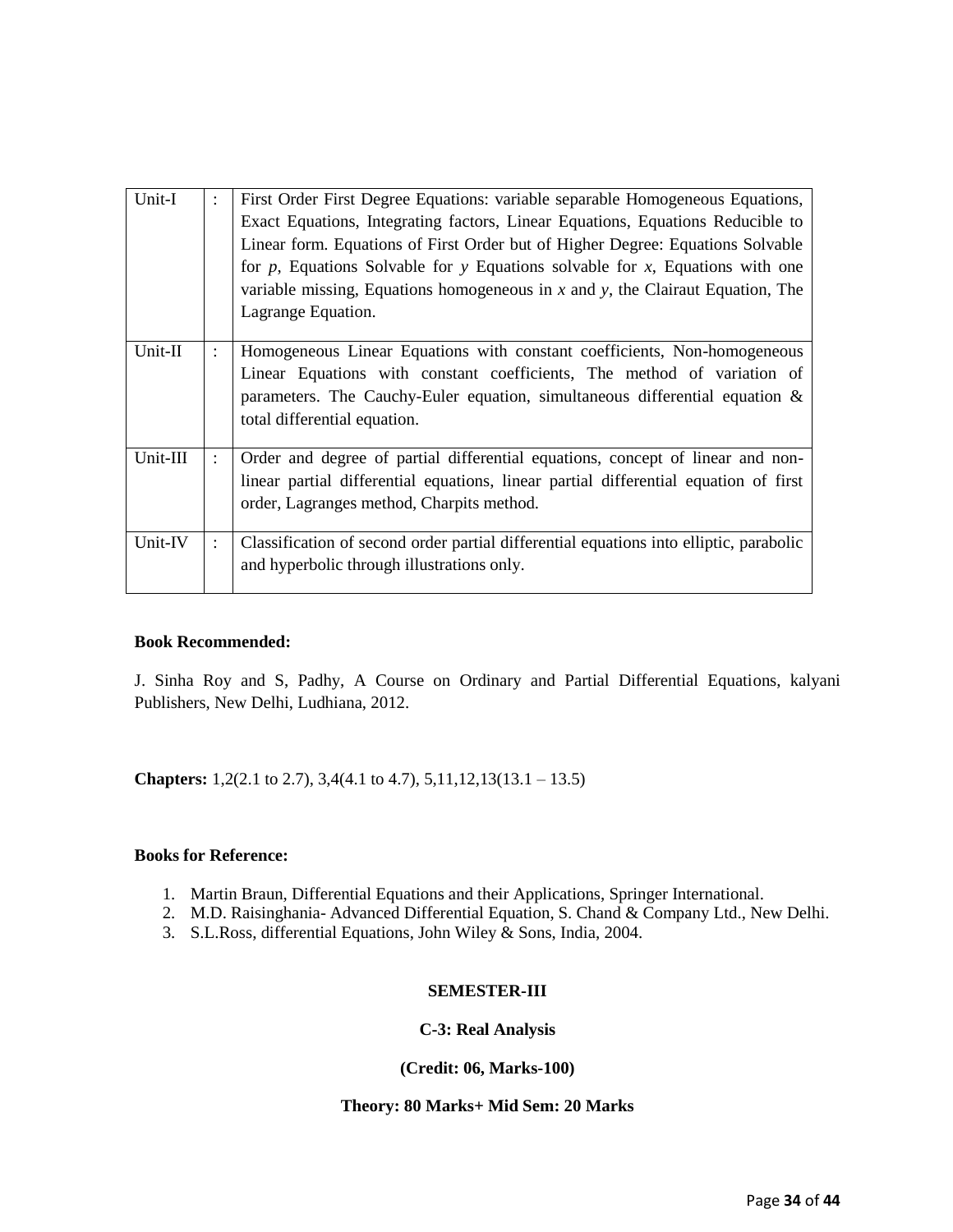| Unit-I | : | First Order First Degree Equations: variable separable Homogeneous Equations, Exact Equations, Integrating factors, Linear Equations, Equations Reducible to Linear form. Equations of First Order but of Higher Degree: Equations Solvable for $p$, Equations Solvable for $y$ Equations solvable for $x$, Equations with one variable missing, Equations homogeneous in $x$ and $y$, the Clairaut Equation, The Lagrange Equation. |
|---|---|---|
| Unit-II | : | Homogeneous Linear Equations with constant coefficients, Non-homogeneous Linear Equations with constant coefficients, The method of variation of parameters. The Cauchy-Euler equation, simultaneous differential equation & total differential equation. |
| Unit-III | : | Order and degree of partial differential equations, concept of linear and non-linear partial differential equations, linear partial differential equation of first order, Lagranges method, Charpits method. |
| Unit-IV | : | Classification of second order partial differential equations into elliptic, parabolic and hyperbolic through illustrations only. |

**Book Recommended:**

J. Sinha Roy and S, Padhy, A Course on Ordinary and Partial Differential Equations, kalyani Publishers, New Delhi, Ludhiana, 2012.

**Chapters:** 1,2(2.1 to 2.7), 3,4(4.1 to 4.7), 5,11,12,13(13.1 – 13.5)

**Books for Reference:**

1. Martin Braun, Differential Equations and their Applications, Springer International.
2. M.D. Raisinghania- Advanced Differential Equation, S. Chand & Company Ltd., New Delhi.
3. S.L.Ross, differential Equations, John Wiley & Sons, India, 2004.

**SEMESTER-III**

**C-3: Real Analysis**

**(Credit: 06, Marks-100)**

**Theory: 80 Marks+ Mid Sem: 20 Marks**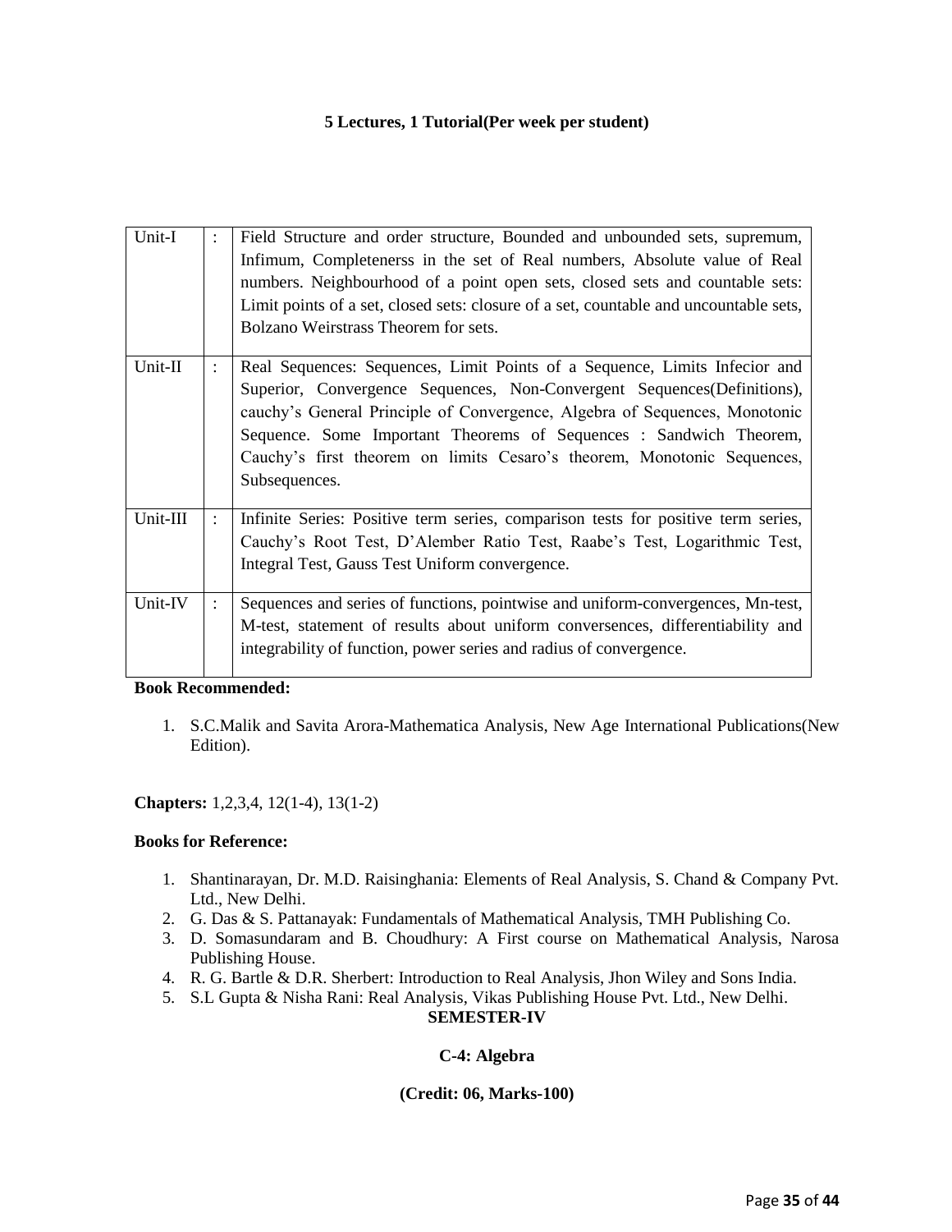**5 Lectures, 1 Tutorial(Per week per student)**

| | | |
|---|---|---|
| Unit-I | : | Field Structure and order structure, Bounded and unbounded sets, supremum, Infimum, Completenerss in the set of Real numbers, Absolute value of Real numbers. Neighbourhood of a point open sets, closed sets and countable sets: Limit points of a set, closed sets: closure of a set, countable and uncountable sets, Bolzano Weirstrass Theorem for sets. |
| Unit-II | : | Real Sequences: Sequences, Limit Points of a Sequence, Limits Infecior and Superior, Convergence Sequences, Non-Convergent Sequences(Definitions), cauchy's General Principle of Convergence, Algebra of Sequences, Monotonic Sequence. Some Important Theorems of Sequences : Sandwich Theorem, Cauchy's first theorem on limits Cesaro's theorem, Monotonic Sequences, Subsequences. |
| Unit-III | : | Infinite Series: Positive term series, comparison tests for positive term series, Cauchy's Root Test, D'Alember Ratio Test, Raabe's Test, Logarithmic Test, Integral Test, Gauss Test Uniform convergence. |
| Unit-IV | : | Sequences and series of functions, pointwise and uniform-convergences, Mn-test, M-test, statement of results about uniform conversences, differentiability and integrability of function, power series and radius of convergence. |

**Book Recommended:**

1. S.C.Malik and Savita Arora-Mathematica Analysis, New Age International Publications(New Edition).

**Chapters:** 1,2,3,4, 12(1-4), 13(1-2)

**Books for Reference:**

1. Shantinarayan, Dr. M.D. Raisinghania: Elements of Real Analysis, S. Chand & Company Pvt. Ltd., New Delhi.
2. G. Das & S. Pattanayak: Fundamentals of Mathematical Analysis, TMH Publishing Co.
3. D. Somasundaram and B. Choudhury: A First course on Mathematical Analysis, Narosa Publishing House.
4. R. G. Bartle & D.R. Sherbert: Introduction to Real Analysis, Jhon Wiley and Sons India.
5. S.L Gupta & Nisha Rani: Real Analysis, Vikas Publishing House Pvt. Ltd., New Delhi.

**SEMESTER-IV**

**C-4: Algebra**

**(Credit: 06, Marks-100)**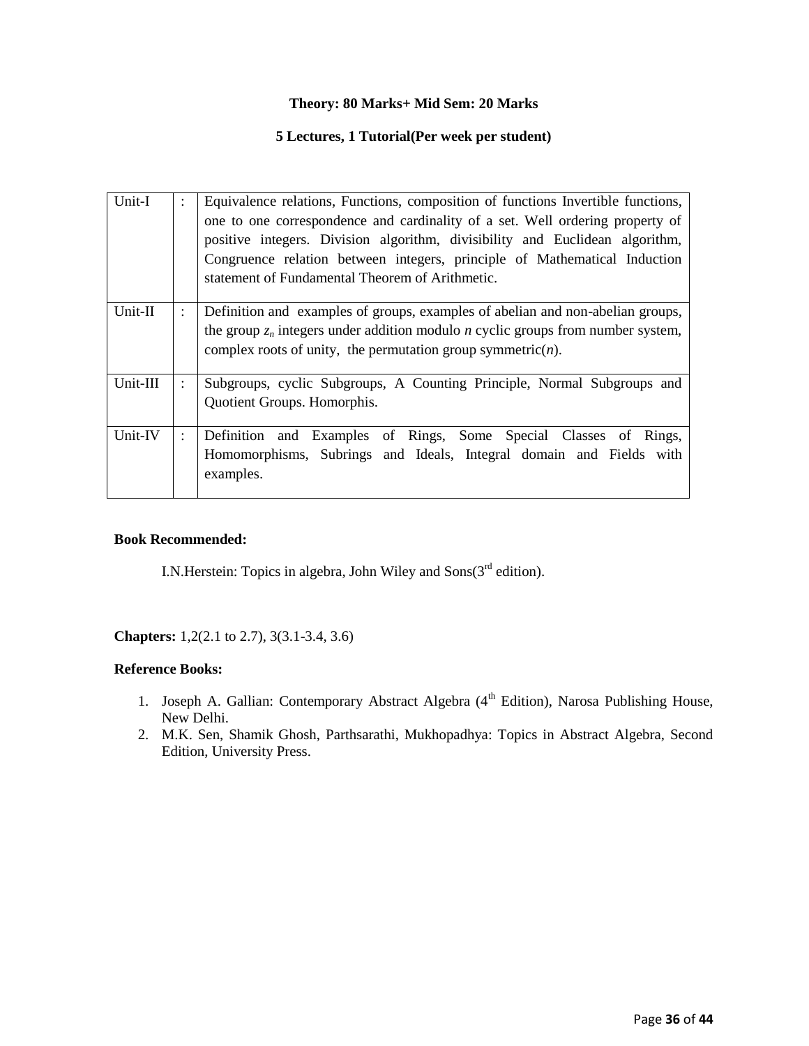**Theory: 80 Marks+ Mid Sem: 20 Marks**

**5 Lectures, 1 Tutorial(Per week per student)**

| | | |
|---|---|---|
| Unit-I | : | Equivalence relations, Functions, composition of functions Invertible functions, one to one correspondence and cardinality of a set. Well ordering property of positive integers. Division algorithm, divisibility and Euclidean algorithm, Congruence relation between integers, principle of Mathematical Induction statement of Fundamental Theorem of Arithmetic. |
| Unit-II | : | Definition and examples of groups, examples of abelian and non-abelian groups, the group $z_n$ integers under addition modulo $n$ cyclic groups from number system, complex roots of unity, the permutation group symmetric($n$). |
| Unit-III | : | Subgroups, cyclic Subgroups, A Counting Principle, Normal Subgroups and Quotient Groups. Homorphis. |
| Unit-IV | : | Definition and Examples of Rings, Some Special Classes of Rings, Homomorphisms, Subrings and Ideals, Integral domain and Fields with examples. |

**Book Recommended:**

I.N.Herstein: Topics in algebra, John Wiley and Sons(3rd edition).

**Chapters:** 1,2(2.1 to 2.7), 3(3.1-3.4, 3.6)

**Reference Books:**

1. Joseph A. Gallian: Contemporary Abstract Algebra (4th Edition), Narosa Publishing House, New Delhi.
2. M.K. Sen, Shamik Ghosh, Parthsarathi, Mukhopadhya: Topics in Abstract Algebra, Second Edition, University Press.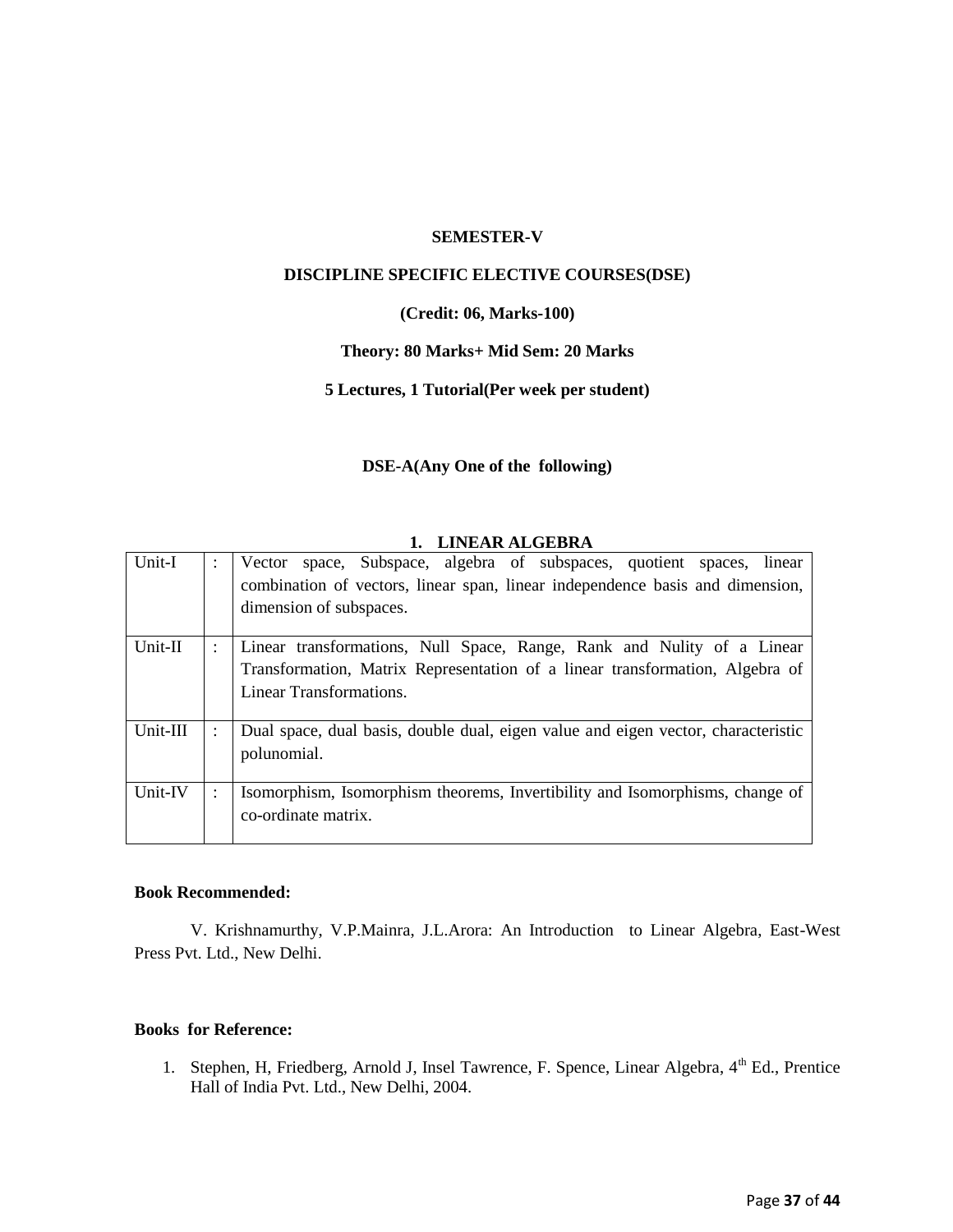**SEMESTER-V**

**DISCIPLINE SPECIFIC ELECTIVE COURSES(DSE)**

**(Credit: 06, Marks-100)**

**Theory: 80 Marks+ Mid Sem: 20 Marks**

**5 Lectures, 1 Tutorial(Per week per student)**

**DSE-A(Any One of the following)**

**1. LINEAR ALGEBRA**

| | | |
|---|---|---|
| Unit-I | : | Vector space, Subspace, algebra of subspaces, quotient spaces, linear combination of vectors, linear span, linear independence basis and dimension, dimension of subspaces. |
| Unit-II | : | Linear transformations, Null Space, Range, Rank and Nulity of a Linear Transformation, Matrix Representation of a linear transformation, Algebra of Linear Transformations. |
| Unit-III | : | Dual space, dual basis, double dual, eigen value and eigen vector, characteristic polunomial. |
| Unit-IV | : | Isomorphism, Isomorphism theorems, Invertibility and Isomorphisms, change of co-ordinate matrix. |

**Book Recommended:**

V. Krishnamurthy, V.P.Mainra, J.L.Arora: An Introduction to Linear Algebra, East-West Press Pvt. Ltd., New Delhi.

**Books for Reference:**

1. Stephen, H, Friedberg, Arnold J, Insel Tawrence, F. Spence, Linear Algebra, 4th Ed., Prentice Hall of India Pvt. Ltd., New Delhi, 2004.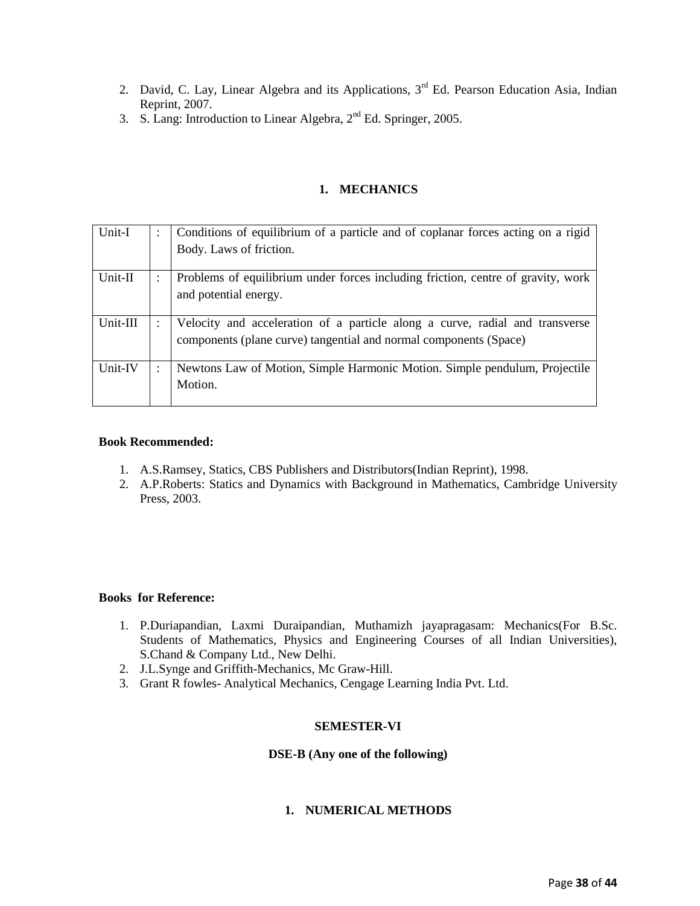2. David, C. Lay, Linear Algebra and its Applications, 3rd Ed. Pearson Education Asia, Indian Reprint, 2007.
3. S. Lang: Introduction to Linear Algebra, 2nd Ed. Springer, 2005.

## 1. MECHANICS

| | | |
|---|---|---|
| Unit-I | : | Conditions of equilibrium of a particle and of coplanar forces acting on a rigid Body. Laws of friction. |
| Unit-II | : | Problems of equilibrium under forces including friction, centre of gravity, work and potential energy. |
| Unit-III | : | Velocity and acceleration of a particle along a curve, radial and transverse components (plane curve) tangential and normal components (Space) |
| Unit-IV | : | Newtons Law of Motion, Simple Harmonic Motion. Simple pendulum, Projectile Motion. |

**Book Recommended:**

1. A.S.Ramsey, Statics, CBS Publishers and Distributors(Indian Reprint), 1998.
2. A.P.Roberts: Statics and Dynamics with Background in Mathematics, Cambridge University Press, 2003.

**Books for Reference:**

1. P.Duriapandian, Laxmi Duraipandian, Muthamizh jayapragasam: Mechanics(For B.Sc. Students of Mathematics, Physics and Engineering Courses of all Indian Universities), S.Chand & Company Ltd., New Delhi.
2. J.L.Synge and Griffith-Mechanics, Mc Graw-Hill.
3. Grant R fowles- Analytical Mechanics, Cengage Learning India Pvt. Ltd.

### SEMESTER-VI

### DSE-B (Any one of the following)

## 1. NUMERICAL METHODS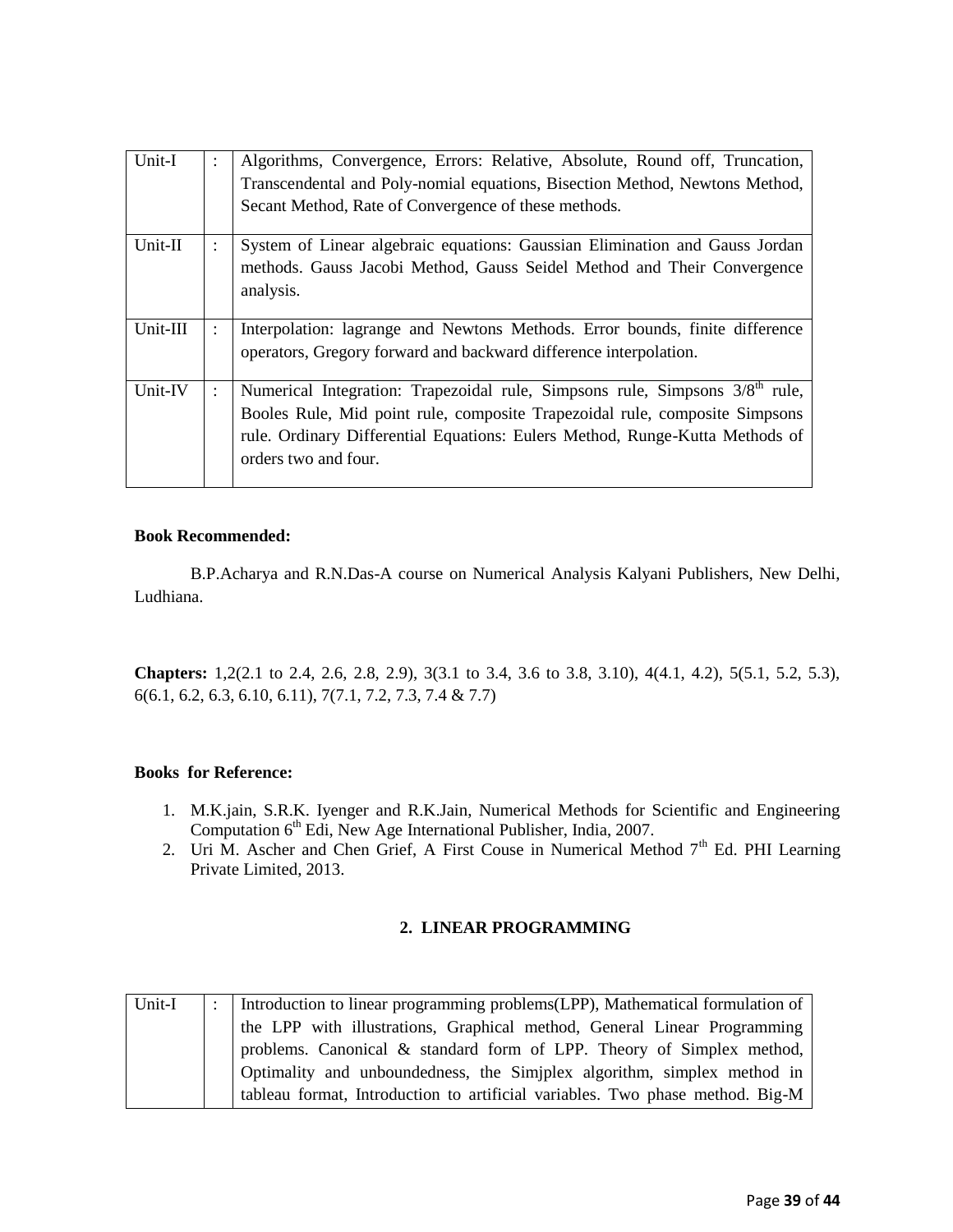| Unit-I | : | Algorithms, Convergence, Errors: Relative, Absolute, Round off, Truncation, Transcendental and Poly-nomial equations, Bisection Method, Newtons Method, Secant Method, Rate of Convergence of these methods. |
|---|---|---|
| Unit-II | : | System of Linear algebraic equations: Gaussian Elimination and Gauss Jordan methods. Gauss Jacobi Method, Gauss Seidel Method and Their Convergence analysis. |
| Unit-III | : | Interpolation: lagrange and Newtons Methods. Error bounds, finite difference operators, Gregory forward and backward difference interpolation. |
| Unit-IV | : | Numerical Integration: Trapezoidal rule, Simpsons rule, Simpsons $3/8^{th}$ rule, Booles Rule, Mid point rule, composite Trapezoidal rule, composite Simpsons rule. Ordinary Differential Equations: Eulers Method, Runge-Kutta Methods of orders two and four. |

**Book Recommended:**

B.P.Acharya and R.N.Das-A course on Numerical Analysis Kalyani Publishers, New Delhi, Ludhiana.

**Chapters:** 1,2(2.1 to 2.4, 2.6, 2.8, 2.9), 3(3.1 to 3.4, 3.6 to 3.8, 3.10), 4(4.1, 4.2), 5(5.1, 5.2, 5.3), 6(6.1, 6.2, 6.3, 6.10, 6.11), 7(7.1, 7.2, 7.3, 7.4 & 7.7)

**Books for Reference:**

1. M.K.jain, S.R.K. Iyenger and R.K.Jain, Numerical Methods for Scientific and Engineering Computation 6th Edi, New Age International Publisher, India, 2007.
2. Uri M. Ascher and Chen Grief, A First Couse in Numerical Method 7th Ed. PHI Learning Private Limited, 2013.

## 2. LINEAR PROGRAMMING

| Unit-I | : | Introduction to linear programming problems(LPP), Mathematical formulation of the LPP with illustrations, Graphical method, General Linear Programming problems. Canonical & standard form of LPP. Theory of Simplex method, Optimality and unboundedness, the Simjplex algorithm, simplex method in tableau format, Introduction to artificial variables. Two phase method. Big-M |
|---|---|---|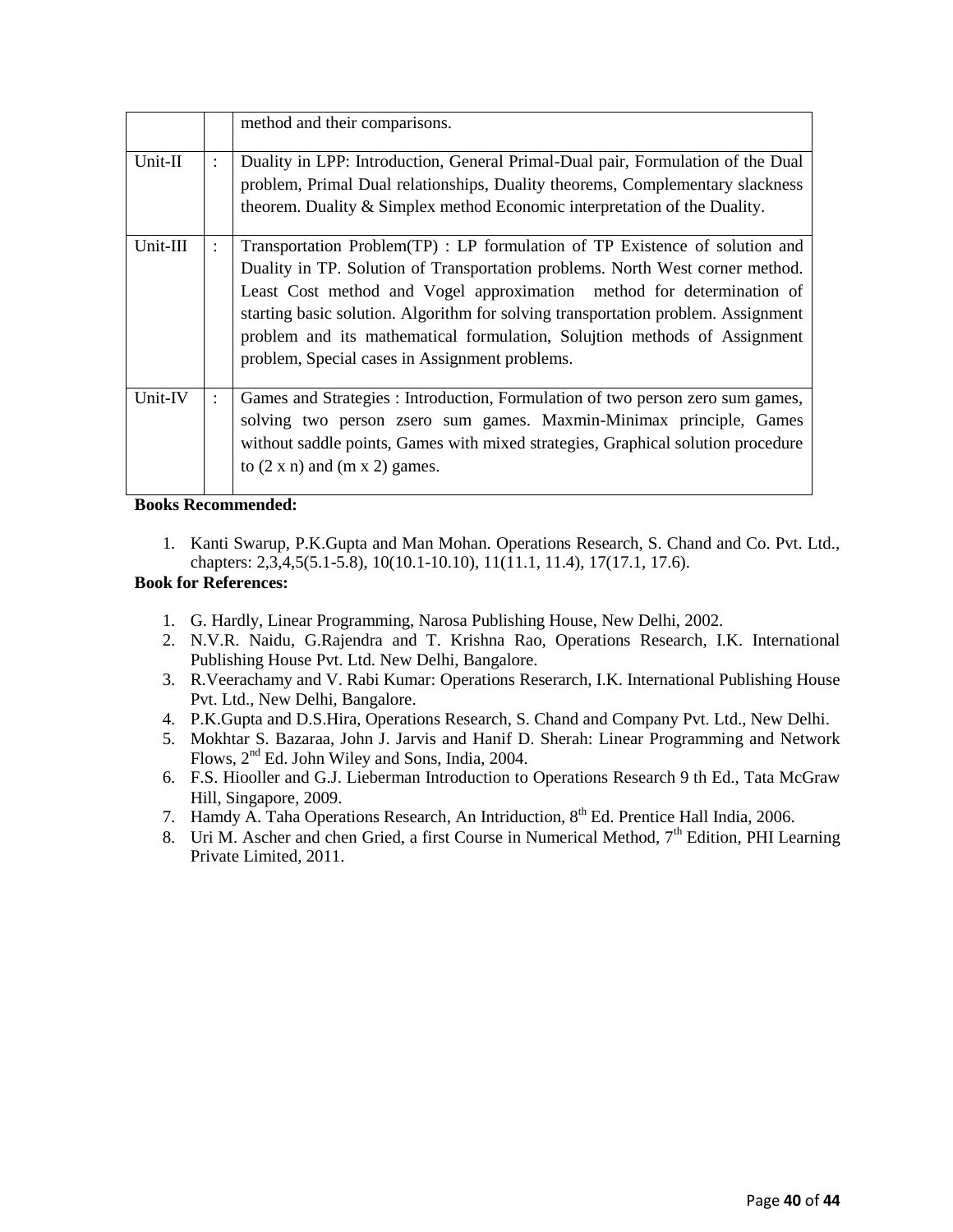| | | |
|---|---|---|
| | | method and their comparisons. |
| Unit-II | : | Duality in LPP: Introduction, General Primal-Dual pair, Formulation of the Dual problem, Primal Dual relationships, Duality theorems, Complementary slackness theorem. Duality & Simplex method Economic interpretation of the Duality. |
| Unit-III | : | Transportation Problem(TP) : LP formulation of TP Existence of solution and Duality in TP. Solution of Transportation problems. North West corner method. Least Cost method and Vogel approximation method for determination of starting basic solution. Algorithm for solving transportation problem. Assignment problem and its mathematical formulation, Solujtion methods of Assignment problem, Special cases in Assignment problems. |
| Unit-IV | : | Games and Strategies : Introduction, Formulation of two person zero sum games, solving two person zsero sum games. Maxmin-Minimax principle, Games without saddle points, Games with mixed strategies, Graphical solution procedure to (2 x n) and (m x 2) games. |

**Books Recommended:**

1. Kanti Swarup, P.K.Gupta and Man Mohan. Operations Research, S. Chand and Co. Pvt. Ltd., chapters: 2,3,4,5(5.1-5.8), 10(10.1-10.10), 11(11.1, 11.4), 17(17.1, 17.6).

**Book for References:**

1. G. Hardly, Linear Programming, Narosa Publishing House, New Delhi, 2002.
2. N.V.R. Naidu, G.Rajendra and T. Krishna Rao, Operations Research, I.K. International Publishing House Pvt. Ltd. New Delhi, Bangalore.
3. R.Veerachamy and V. Rabi Kumar: Operations Reserarch, I.K. International Publishing House Pvt. Ltd., New Delhi, Bangalore.
4. P.K.Gupta and D.S.Hira, Operations Research, S. Chand and Company Pvt. Ltd., New Delhi.
5. Mokhtar S. Bazaraa, John J. Jarvis and Hanif D. Sherah: Linear Programming and Network Flows, 2nd Ed. John Wiley and Sons, India, 2004.
6. F.S. Hiooller and G.J. Lieberman Introduction to Operations Research 9 th Ed., Tata McGraw Hill, Singapore, 2009.
7. Hamdy A. Taha Operations Research, An Intriduction, 8th Ed. Prentice Hall India, 2006.
8. Uri M. Ascher and chen Gried, a first Course in Numerical Method, 7th Edition, PHI Learning Private Limited, 2011.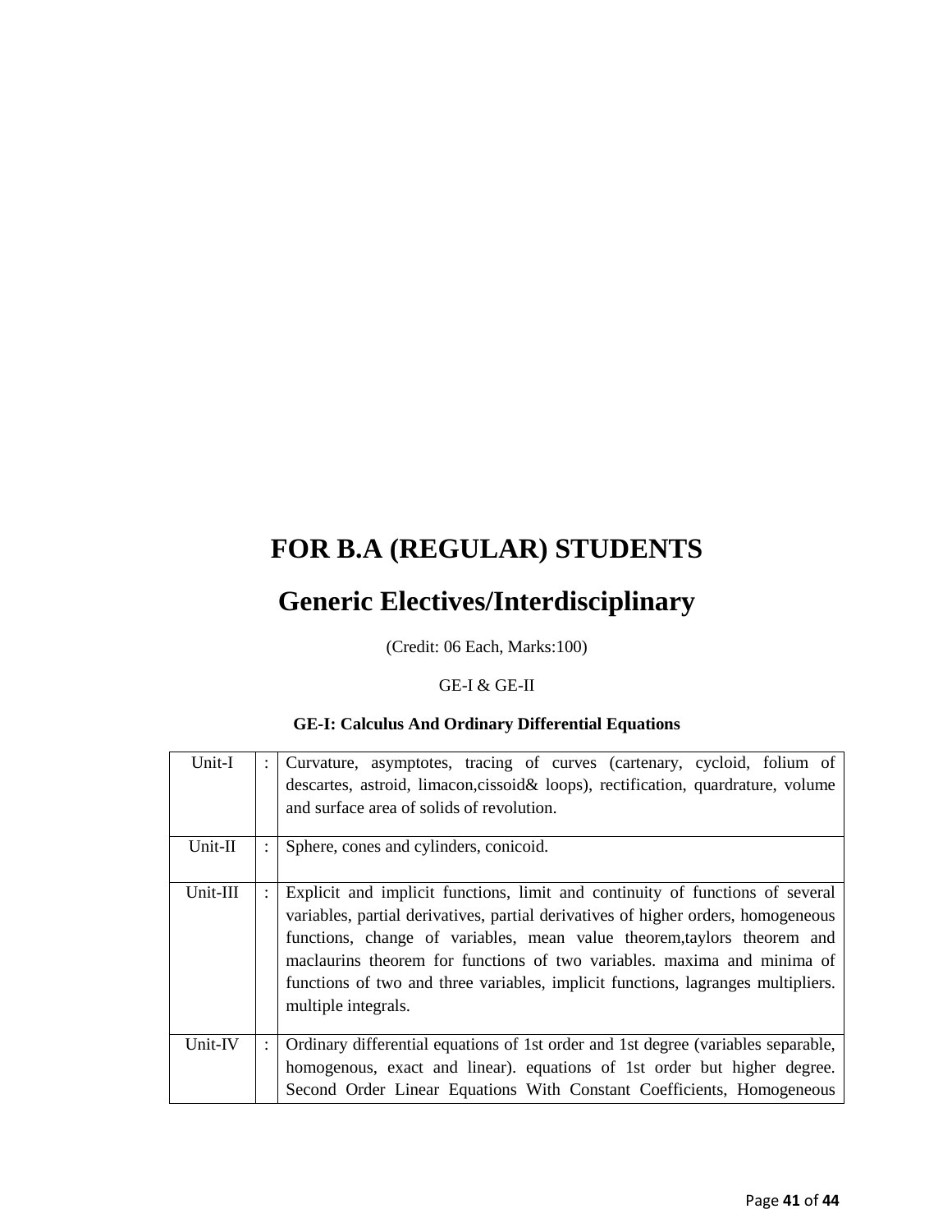# FOR B.A (REGULAR) STUDENTS

# Generic Electives/Interdisciplinary

(Credit: 06 Each, Marks:100)

GE-I & GE-II

**GE-I: Calculus And Ordinary Differential Equations**

| | | |
|---|---|---|
| Unit-I | : | Curvature, asymptotes, tracing of curves (cartenary, cycloid, folium of descartes, astroid, limacon,cissoid& loops), rectification, quardrature, volume and surface area of solids of revolution. |
| Unit-II | : | Sphere, cones and cylinders, conicoid. |
| Unit-III | : | Explicit and implicit functions, limit and continuity of functions of several variables, partial derivatives, partial derivatives of higher orders, homogeneous functions, change of variables, mean value theorem,taylors theorem and maclaurins theorem for functions of two variables. maxima and minima of functions of two and three variables, implicit functions, lagranges multipliers. multiple integrals. |
| Unit-IV | : | Ordinary differential equations of 1st order and 1st degree (variables separable, homogenous, exact and linear). equations of 1st order but higher degree. Second Order Linear Equations With Constant Coefficients, Homogeneous |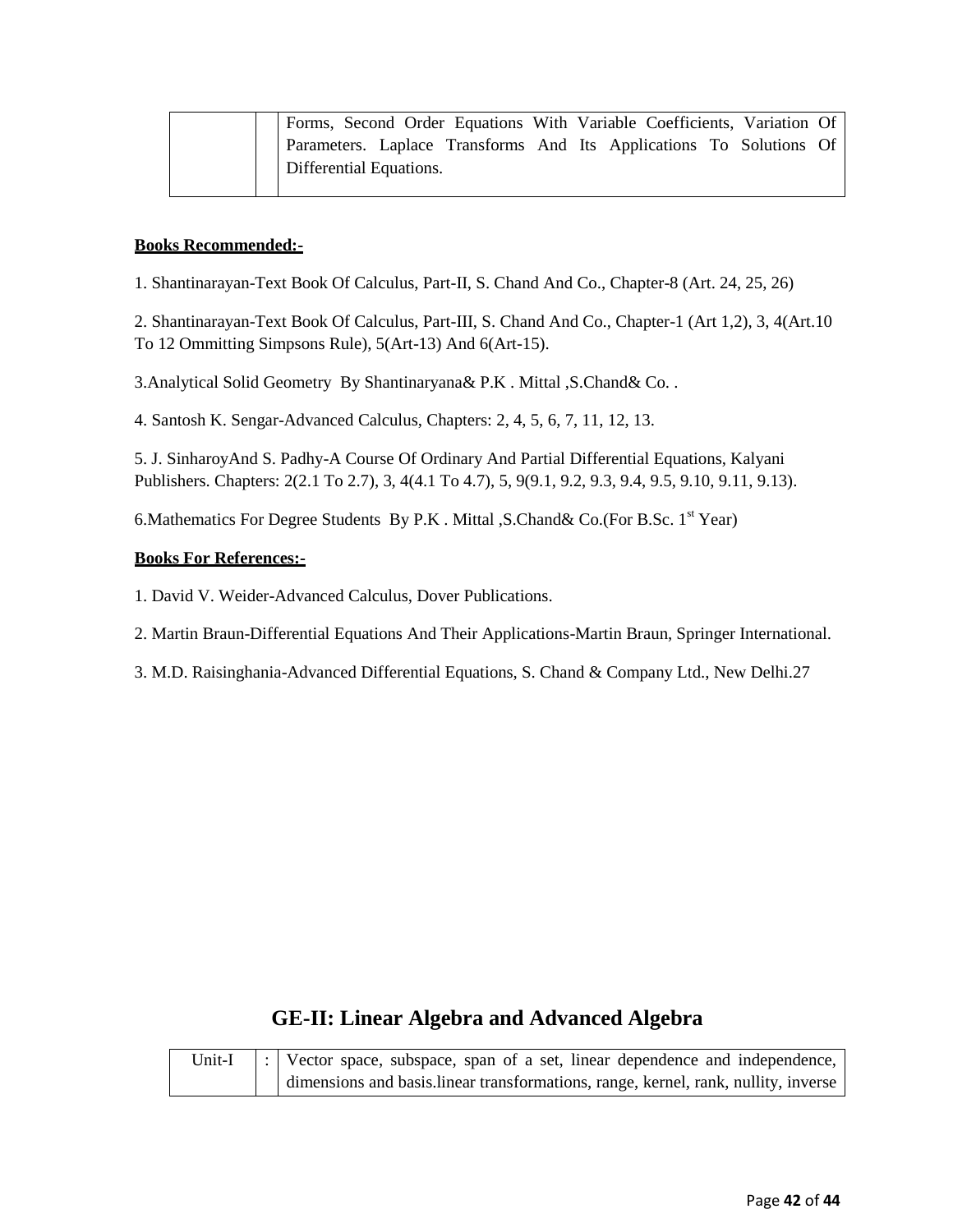| | | Forms, Second Order Equations With Variable Coefficients, Variation Of Parameters. Laplace Transforms And Its Applications To Solutions Of Differential Equations. |
|---|---|---|

**Books Recommended:-**

1. Shantinarayan-Text Book Of Calculus, Part-II, S. Chand And Co., Chapter-8 (Art. 24, 25, 26)

2. Shantinarayan-Text Book Of Calculus, Part-III, S. Chand And Co., Chapter-1 (Art 1,2), 3, 4(Art.10 To 12 Ommitting Simpsons Rule), 5(Art-13) And 6(Art-15).

3.Analytical Solid Geometry By Shantinaryana& P.K . Mittal ,S.Chand& Co. .

4. Santosh K. Sengar-Advanced Calculus, Chapters: 2, 4, 5, 6, 7, 11, 12, 13.

5. J. SinharoyAnd S. Padhy-A Course Of Ordinary And Partial Differential Equations, Kalyani Publishers. Chapters: 2(2.1 To 2.7), 3, 4(4.1 To 4.7), 5, 9(9.1, 9.2, 9.3, 9.4, 9.5, 9.10, 9.11, 9.13).

6.Mathematics For Degree Students By P.K . Mittal ,S.Chand& Co.(For B.Sc. 1st Year)

**Books For References:-**

1. David V. Weider-Advanced Calculus, Dover Publications.

2. Martin Braun-Differential Equations And Their Applications-Martin Braun, Springer International.

3. M.D. Raisinghania-Advanced Differential Equations, S. Chand & Company Ltd., New Delhi.27

## GE-II: Linear Algebra and Advanced Algebra

| Unit-I | : | Vector space, subspace, span of a set, linear dependence and independence, dimensions and basis.linear transformations, range, kernel, rank, nullity, inverse |
|---|---|---|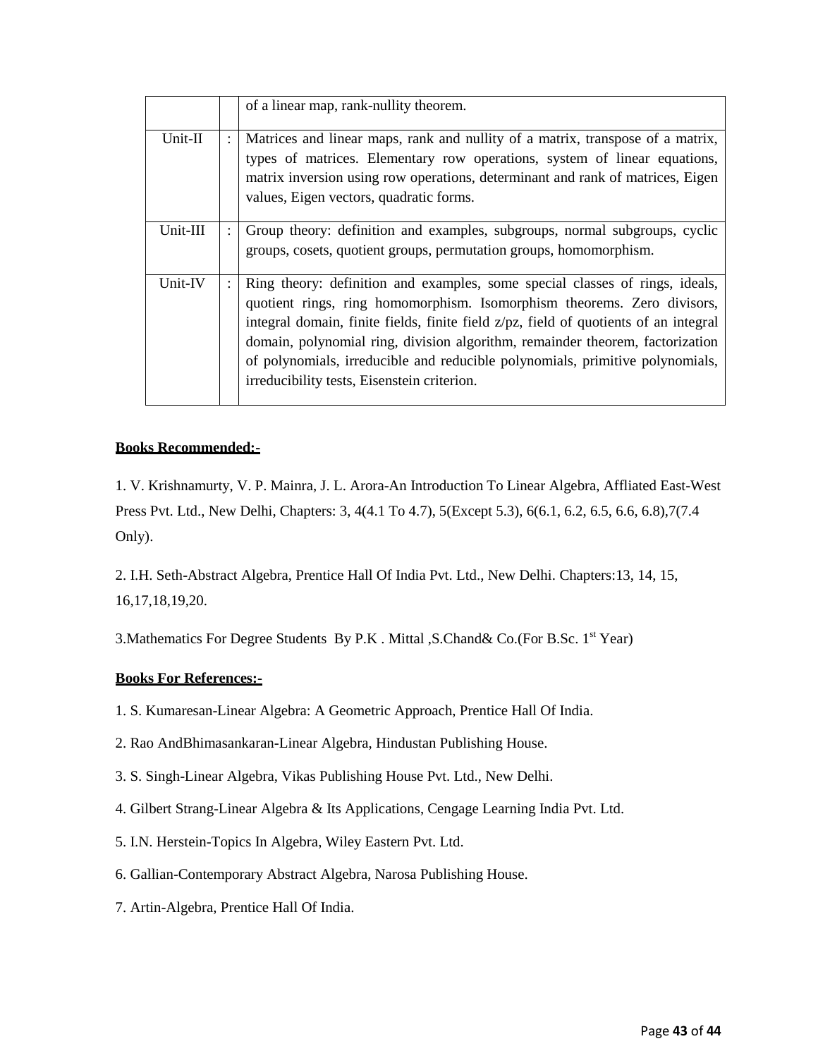| | | |
|---|---|---|
| | | of a linear map, rank-nullity theorem. |
| Unit-II | : | Matrices and linear maps, rank and nullity of a matrix, transpose of a matrix, types of matrices. Elementary row operations, system of linear equations, matrix inversion using row operations, determinant and rank of matrices, Eigen values, Eigen vectors, quadratic forms. |
| Unit-III | : | Group theory: definition and examples, subgroups, normal subgroups, cyclic groups, cosets, quotient groups, permutation groups, homomorphism. |
| Unit-IV | : | Ring theory: definition and examples, some special classes of rings, ideals, quotient rings, ring homomorphism. Isomorphism theorems. Zero divisors, integral domain, finite fields, finite field z/pz, field of quotients of an integral domain, polynomial ring, division algorithm, remainder theorem, factorization of polynomials, irreducible and reducible polynomials, primitive polynomials, irreducibility tests, Eisenstein criterion. |

**Books Recommended:-**

1. V. Krishnamurty, V. P. Mainra, J. L. Arora-An Introduction To Linear Algebra, Affliated East-West Press Pvt. Ltd., New Delhi, Chapters: 3, 4(4.1 To 4.7), 5(Except 5.3), 6(6.1, 6.2, 6.5, 6.6, 6.8),7(7.4 Only).

2. I.H. Seth-Abstract Algebra, Prentice Hall Of India Pvt. Ltd., New Delhi. Chapters:13, 14, 15, 16,17,18,19,20.

3.Mathematics For Degree Students By P.K . Mittal ,S.Chand& Co.(For B.Sc. 1st Year)

**Books For References:-**

1. S. Kumaresan-Linear Algebra: A Geometric Approach, Prentice Hall Of India.
2. Rao AndBhimasankaran-Linear Algebra, Hindustan Publishing House.
3. S. Singh-Linear Algebra, Vikas Publishing House Pvt. Ltd., New Delhi.
4. Gilbert Strang-Linear Algebra & Its Applications, Cengage Learning India Pvt. Ltd.
5. I.N. Herstein-Topics In Algebra, Wiley Eastern Pvt. Ltd.
6. Gallian-Contemporary Abstract Algebra, Narosa Publishing House.
7. Artin-Algebra, Prentice Hall Of India.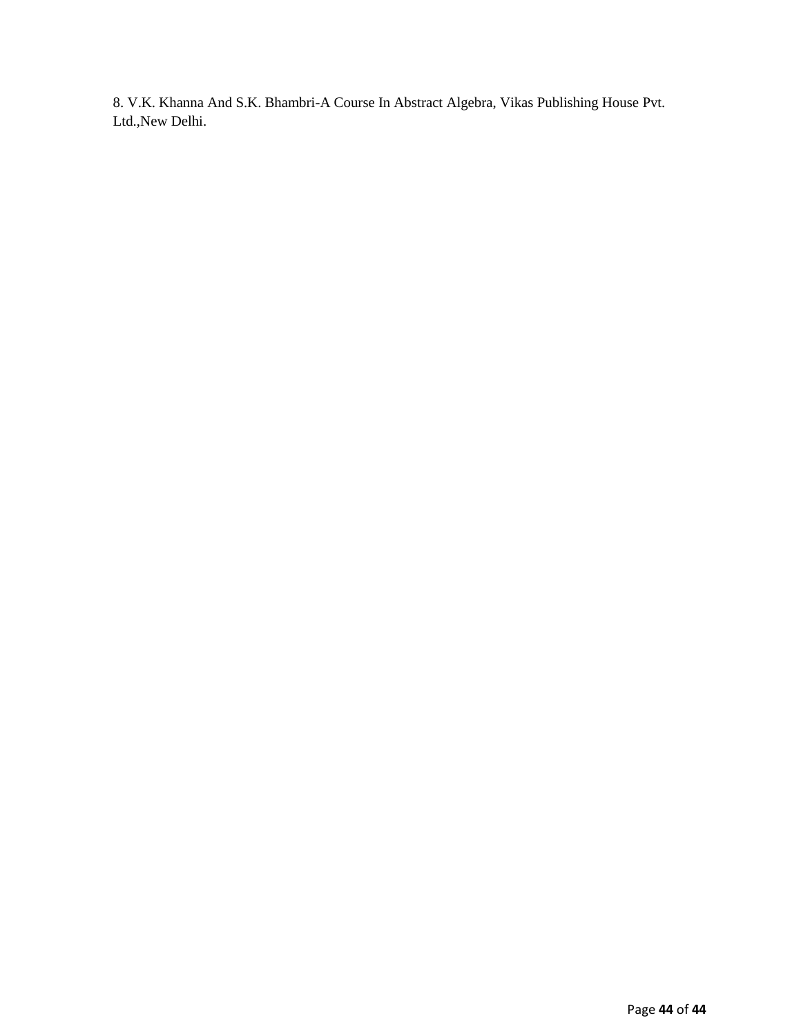8. V.K. Khanna And S.K. Bhambri-A Course In Abstract Algebra, Vikas Publishing House Pvt. Ltd.,New Delhi.